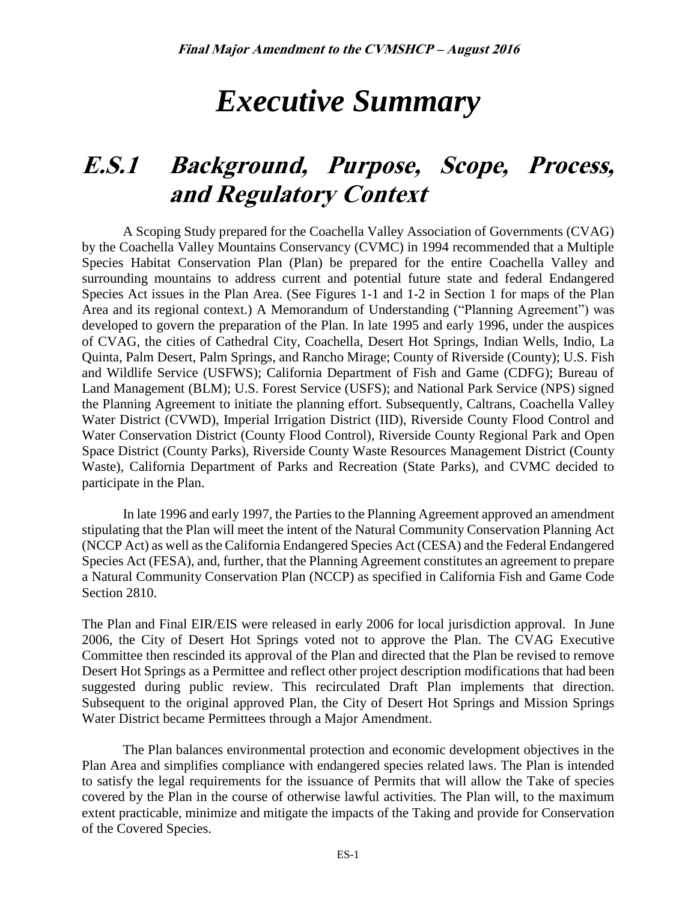# Executive Summary

## E.S.1 Background, Purpose, Scope, Process, and Regulatory Context

A Scoping Study prepared for the Coachella Valley Association of Governments (CVAG) by the Coachella Valley Mountains Conservancy (CVMC) in 1994 recommended that a Multiple Species Habitat Conservation Plan (Plan) be prepared for the entire Coachella Valley and surrounding mountains to address current and potential future state and federal Endangered Species Act issues in the Plan Area. (See Figures 1-1 and 1-2 in Section 1 for maps of the Plan Area and its regional context.) A Memorandum of Understanding ("Planning Agreement") was developed to govern the preparation of the Plan. In late 1995 and early 1996, under the auspices of CVAG, the cities of Cathedral City, Coachella, Desert Hot Springs, Indian Wells, Indio, La Quinta, Palm Desert, Palm Springs, and Rancho Mirage; County of Riverside (County); U.S. Fish and Wildlife Service (USFWS); California Department of Fish and Game (CDFG); Bureau of Land Management (BLM); U.S. Forest Service (USFS); and National Park Service (NPS) signed the Planning Agreement to initiate the planning effort. Subsequently, Caltrans, Coachella Valley Water District (CVWD), Imperial Irrigation District (IID), Riverside County Flood Control and Water Conservation District (County Flood Control), Riverside County Regional Park and Open Space District (County Parks), Riverside County Waste Resources Management District (County Waste), California Department of Parks and Recreation (State Parks), and CVMC decided to participate in the Plan.

In late 1996 and early 1997, the Parties to the Planning Agreement approved an amendment stipulating that the Plan will meet the intent of the Natural Community Conservation Planning Act (NCCP Act) as well as the California Endangered Species Act (CESA) and the Federal Endangered Species Act (FESA), and, further, that the Planning Agreement constitutes an agreement to prepare a Natural Community Conservation Plan (NCCP) as specified in California Fish and Game Code Section 2810.

The Plan and Final EIR/EIS were released in early 2006 for local jurisdiction approval. In June 2006, the City of Desert Hot Springs voted not to approve the Plan. The CVAG Executive Committee then rescinded its approval of the Plan and directed that the Plan be revised to remove Desert Hot Springs as a Permittee and reflect other project description modifications that had been suggested during public review. This recirculated Draft Plan implements that direction. Subsequent to the original approved Plan, the City of Desert Hot Springs and Mission Springs Water District became Permittees through a Major Amendment.

The Plan balances environmental protection and economic development objectives in the Plan Area and simplifies compliance with endangered species related laws. The Plan is intended to satisfy the legal requirements for the issuance of Permits that will allow the Take of species covered by the Plan in the course of otherwise lawful activities. The Plan will, to the maximum extent practicable, minimize and mitigate the impacts of the Taking and provide for Conservation of the Covered Species.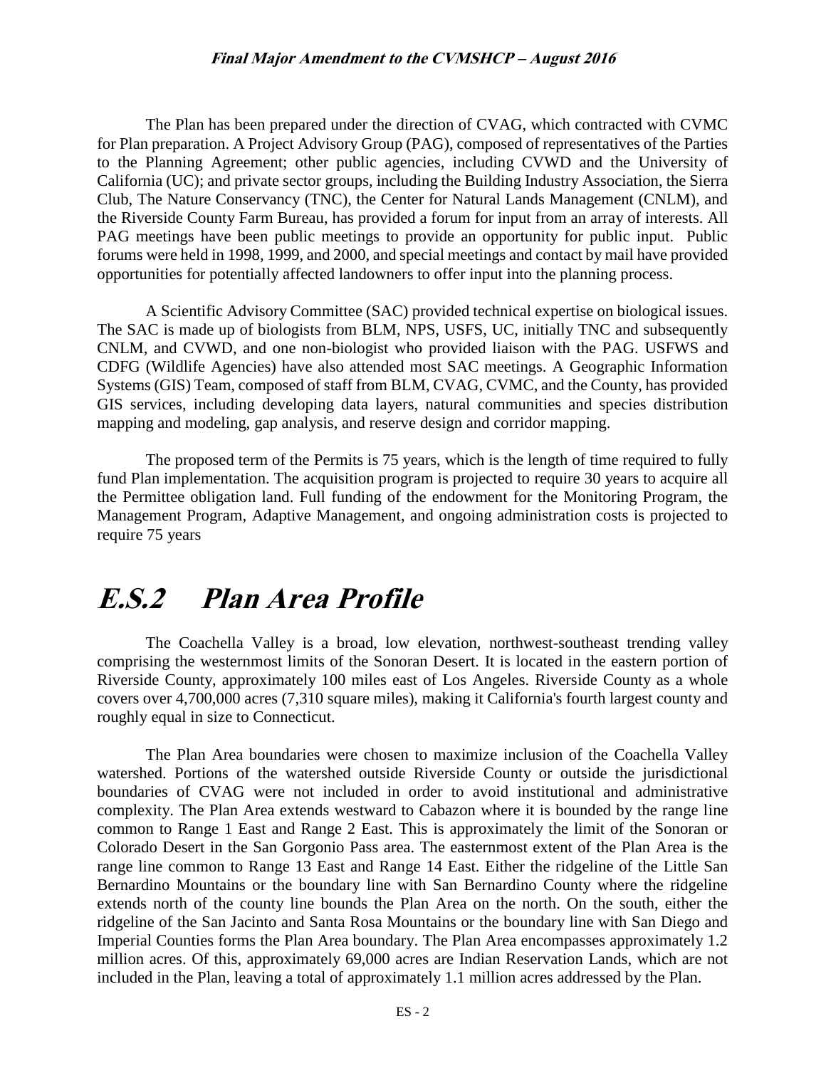The Plan has been prepared under the direction of CVAG, which contracted with CVMC for Plan preparation. A Project Advisory Group (PAG), composed of representatives of the Parties to the Planning Agreement; other public agencies, including CVWD and the University of California (UC); and private sector groups, including the Building Industry Association, the Sierra Club, The Nature Conservancy (TNC), the Center for Natural Lands Management (CNLM), and the Riverside County Farm Bureau, has provided a forum for input from an array of interests. All PAG meetings have been public meetings to provide an opportunity for public input. Public forums were held in 1998, 1999, and 2000, and special meetings and contact by mail have provided opportunities for potentially affected landowners to offer input into the planning process.

A Scientific Advisory Committee (SAC) provided technical expertise on biological issues. The SAC is made up of biologists from BLM, NPS, USFS, UC, initially TNC and subsequently CNLM, and CVWD, and one non-biologist who provided liaison with the PAG. USFWS and CDFG (Wildlife Agencies) have also attended most SAC meetings. A Geographic Information Systems (GIS) Team, composed of staff from BLM, CVAG, CVMC, and the County, has provided GIS services, including developing data layers, natural communities and species distribution mapping and modeling, gap analysis, and reserve design and corridor mapping.

The proposed term of the Permits is 75 years, which is the length of time required to fully fund Plan implementation. The acquisition program is projected to require 30 years to acquire all the Permittee obligation land. Full funding of the endowment for the Monitoring Program, the Management Program, Adaptive Management, and ongoing administration costs is projected to require 75 years

# *E.S.2 Plan Area Profile*

The Coachella Valley is a broad, low elevation, northwest-southeast trending valley comprising the westernmost limits of the Sonoran Desert. It is located in the eastern portion of Riverside County, approximately 100 miles east of Los Angeles. Riverside County as a whole covers over 4,700,000 acres (7,310 square miles), making it California's fourth largest county and roughly equal in size to Connecticut.

The Plan Area boundaries were chosen to maximize inclusion of the Coachella Valley watershed. Portions of the watershed outside Riverside County or outside the jurisdictional boundaries of CVAG were not included in order to avoid institutional and administrative complexity. The Plan Area extends westward to Cabazon where it is bounded by the range line common to Range 1 East and Range 2 East. This is approximately the limit of the Sonoran or Colorado Desert in the San Gorgonio Pass area. The easternmost extent of the Plan Area is the range line common to Range 13 East and Range 14 East. Either the ridgeline of the Little San Bernardino Mountains or the boundary line with San Bernardino County where the ridgeline extends north of the county line bounds the Plan Area on the north. On the south, either the ridgeline of the San Jacinto and Santa Rosa Mountains or the boundary line with San Diego and Imperial Counties forms the Plan Area boundary. The Plan Area encompasses approximately 1.2 million acres. Of this, approximately 69,000 acres are Indian Reservation Lands, which are not included in the Plan, leaving a total of approximately 1.1 million acres addressed by the Plan.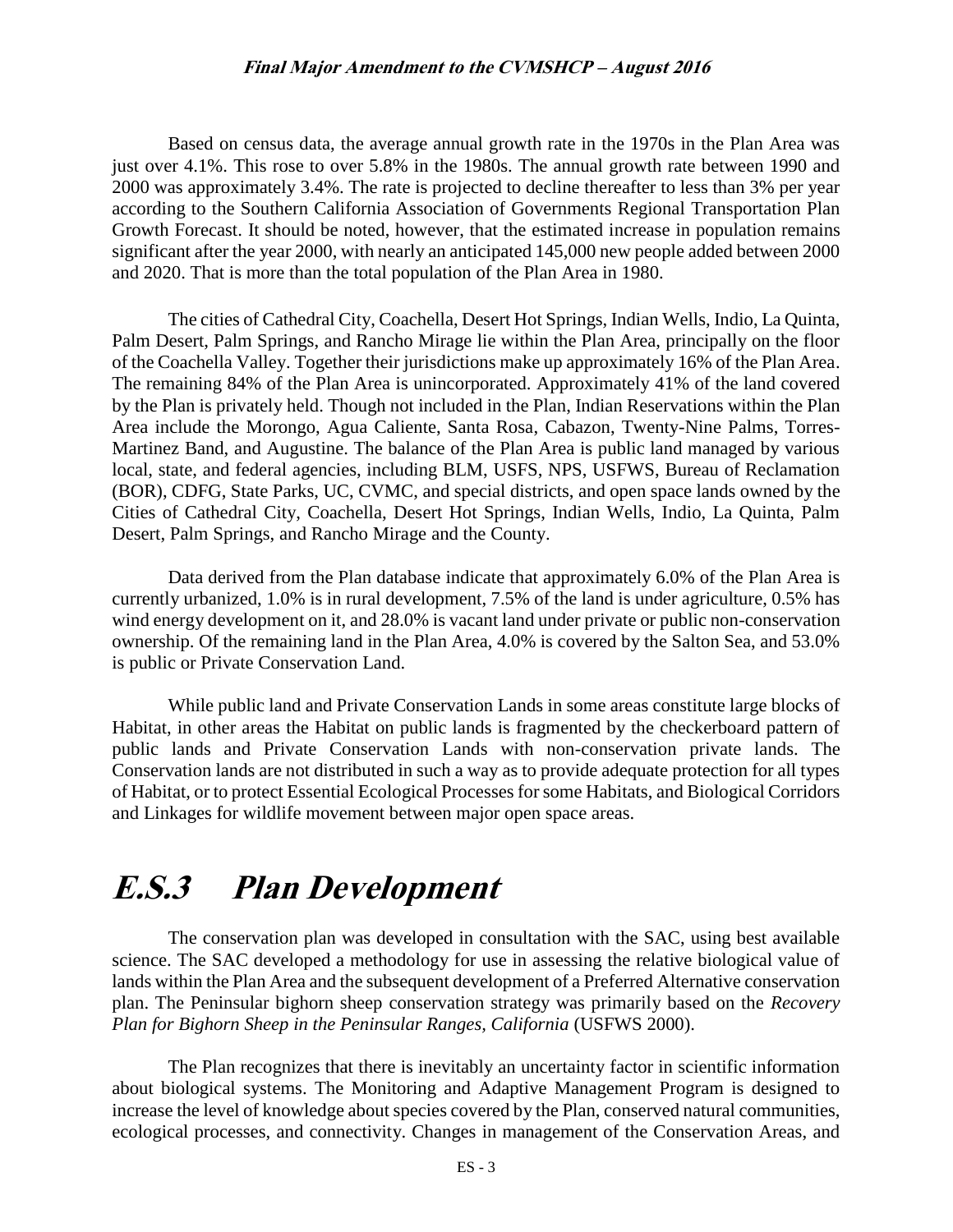Based on census data, the average annual growth rate in the 1970s in the Plan Area was just over 4.1%. This rose to over 5.8% in the 1980s. The annual growth rate between 1990 and 2000 was approximately 3.4%. The rate is projected to decline thereafter to less than 3% per year according to the Southern California Association of Governments Regional Transportation Plan Growth Forecast. It should be noted, however, that the estimated increase in population remains significant after the year 2000, with nearly an anticipated 145,000 new people added between 2000 and 2020. That is more than the total population of the Plan Area in 1980.

The cities of Cathedral City, Coachella, Desert Hot Springs, Indian Wells, Indio, La Quinta, Palm Desert, Palm Springs, and Rancho Mirage lie within the Plan Area, principally on the floor of the Coachella Valley. Together their jurisdictions make up approximately 16% of the Plan Area. The remaining 84% of the Plan Area is unincorporated. Approximately 41% of the land covered by the Plan is privately held. Though not included in the Plan, Indian Reservations within the Plan Area include the Morongo, Agua Caliente, Santa Rosa, Cabazon, Twenty-Nine Palms, Torres-Martinez Band, and Augustine. The balance of the Plan Area is public land managed by various local, state, and federal agencies, including BLM, USFS, NPS, USFWS, Bureau of Reclamation (BOR), CDFG, State Parks, UC, CVMC, and special districts, and open space lands owned by the Cities of Cathedral City, Coachella, Desert Hot Springs, Indian Wells, Indio, La Quinta, Palm Desert, Palm Springs, and Rancho Mirage and the County.

Data derived from the Plan database indicate that approximately 6.0% of the Plan Area is currently urbanized, 1.0% is in rural development, 7.5% of the land is under agriculture, 0.5% has wind energy development on it, and 28.0% is vacant land under private or public non-conservation ownership. Of the remaining land in the Plan Area, 4.0% is covered by the Salton Sea, and 53.0% is public or Private Conservation Land.

While public land and Private Conservation Lands in some areas constitute large blocks of Habitat, in other areas the Habitat on public lands is fragmented by the checkerboard pattern of public lands and Private Conservation Lands with non-conservation private lands. The Conservation lands are not distributed in such a way as to provide adequate protection for all types of Habitat, or to protect Essential Ecological Processes for some Habitats, and Biological Corridors and Linkages for wildlife movement between major open space areas.

# E.S.3 Plan Development

The conservation plan was developed in consultation with the SAC, using best available science. The SAC developed a methodology for use in assessing the relative biological value of lands within the Plan Area and the subsequent development of a Preferred Alternative conservation plan. The Peninsular bighorn sheep conservation strategy was primarily based on the *Recovery Plan for Bighorn Sheep in the Peninsular Ranges, California* (USFWS 2000).

The Plan recognizes that there is inevitably an uncertainty factor in scientific information about biological systems. The Monitoring and Adaptive Management Program is designed to increase the level of knowledge about species covered by the Plan, conserved natural communities, ecological processes, and connectivity. Changes in management of the Conservation Areas, and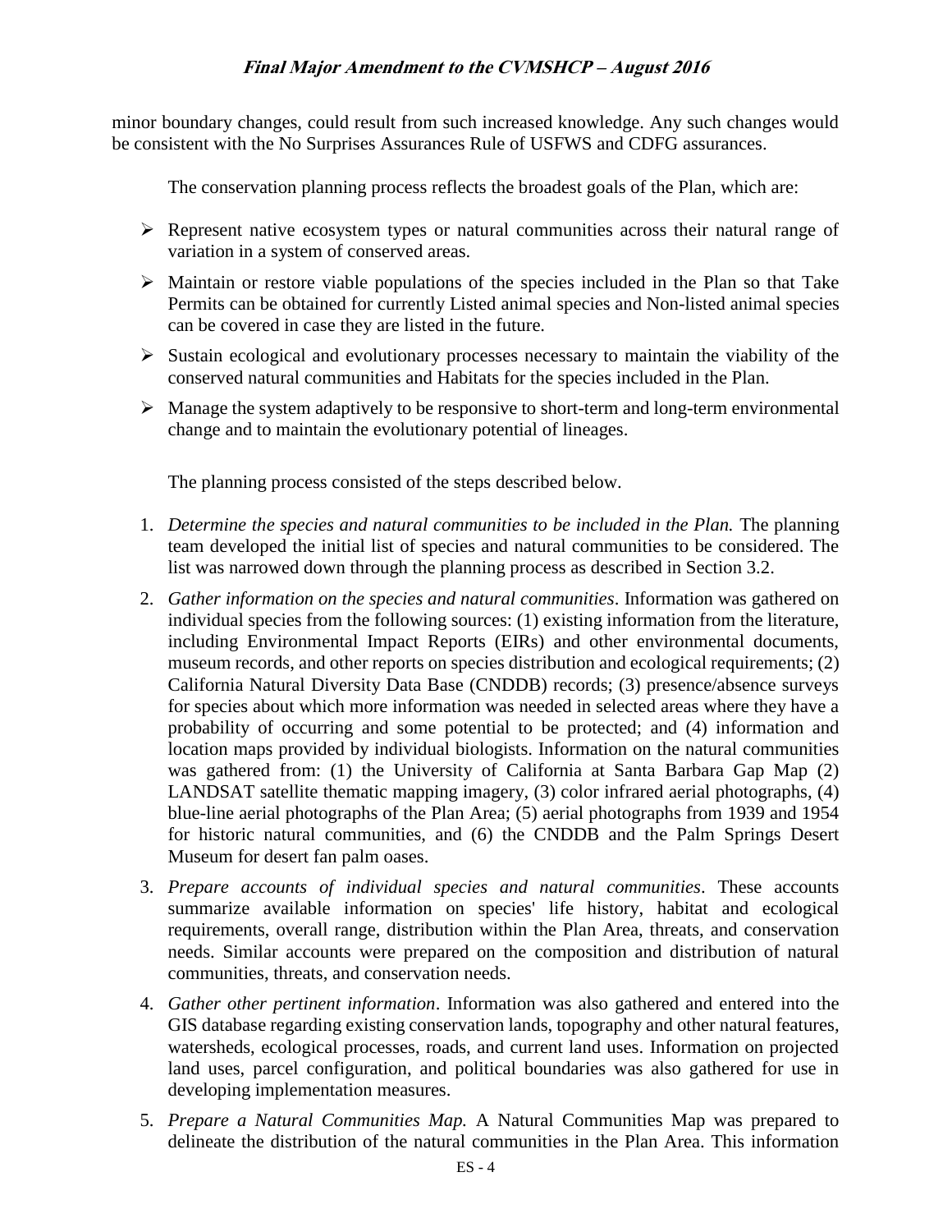minor boundary changes, could result from such increased knowledge. Any such changes would be consistent with the No Surprises Assurances Rule of USFWS and CDFG assurances.

The conservation planning process reflects the broadest goals of the Plan, which are:

- Represent native ecosystem types or natural communities across their natural range of variation in a system of conserved areas.
- Maintain or restore viable populations of the species included in the Plan so that Take Permits can be obtained for currently Listed animal species and Non-listed animal species can be covered in case they are listed in the future.
- Sustain ecological and evolutionary processes necessary to maintain the viability of the conserved natural communities and Habitats for the species included in the Plan.
- Manage the system adaptively to be responsive to short-term and long-term environmental change and to maintain the evolutionary potential of lineages.

The planning process consisted of the steps described below.

1. *Determine the species and natural communities to be included in the Plan.* The planning team developed the initial list of species and natural communities to be considered. The list was narrowed down through the planning process as described in Section 3.2.
2. *Gather information on the species and natural communities*. Information was gathered on individual species from the following sources: (1) existing information from the literature, including Environmental Impact Reports (EIRs) and other environmental documents, museum records, and other reports on species distribution and ecological requirements; (2) California Natural Diversity Data Base (CNDDB) records; (3) presence/absence surveys for species about which more information was needed in selected areas where they have a probability of occurring and some potential to be protected; and (4) information and location maps provided by individual biologists. Information on the natural communities was gathered from: (1) the University of California at Santa Barbara Gap Map (2) LANDSAT satellite thematic mapping imagery, (3) color infrared aerial photographs, (4) blue-line aerial photographs of the Plan Area; (5) aerial photographs from 1939 and 1954 for historic natural communities, and (6) the CNDDB and the Palm Springs Desert Museum for desert fan palm oases.
3. *Prepare accounts of individual species and natural communities*. These accounts summarize available information on species' life history, habitat and ecological requirements, overall range, distribution within the Plan Area, threats, and conservation needs. Similar accounts were prepared on the composition and distribution of natural communities, threats, and conservation needs.
4. *Gather other pertinent information*. Information was also gathered and entered into the GIS database regarding existing conservation lands, topography and other natural features, watersheds, ecological processes, roads, and current land uses. Information on projected land uses, parcel configuration, and political boundaries was also gathered for use in developing implementation measures.
5. *Prepare a Natural Communities Map.* A Natural Communities Map was prepared to delineate the distribution of the natural communities in the Plan Area. This information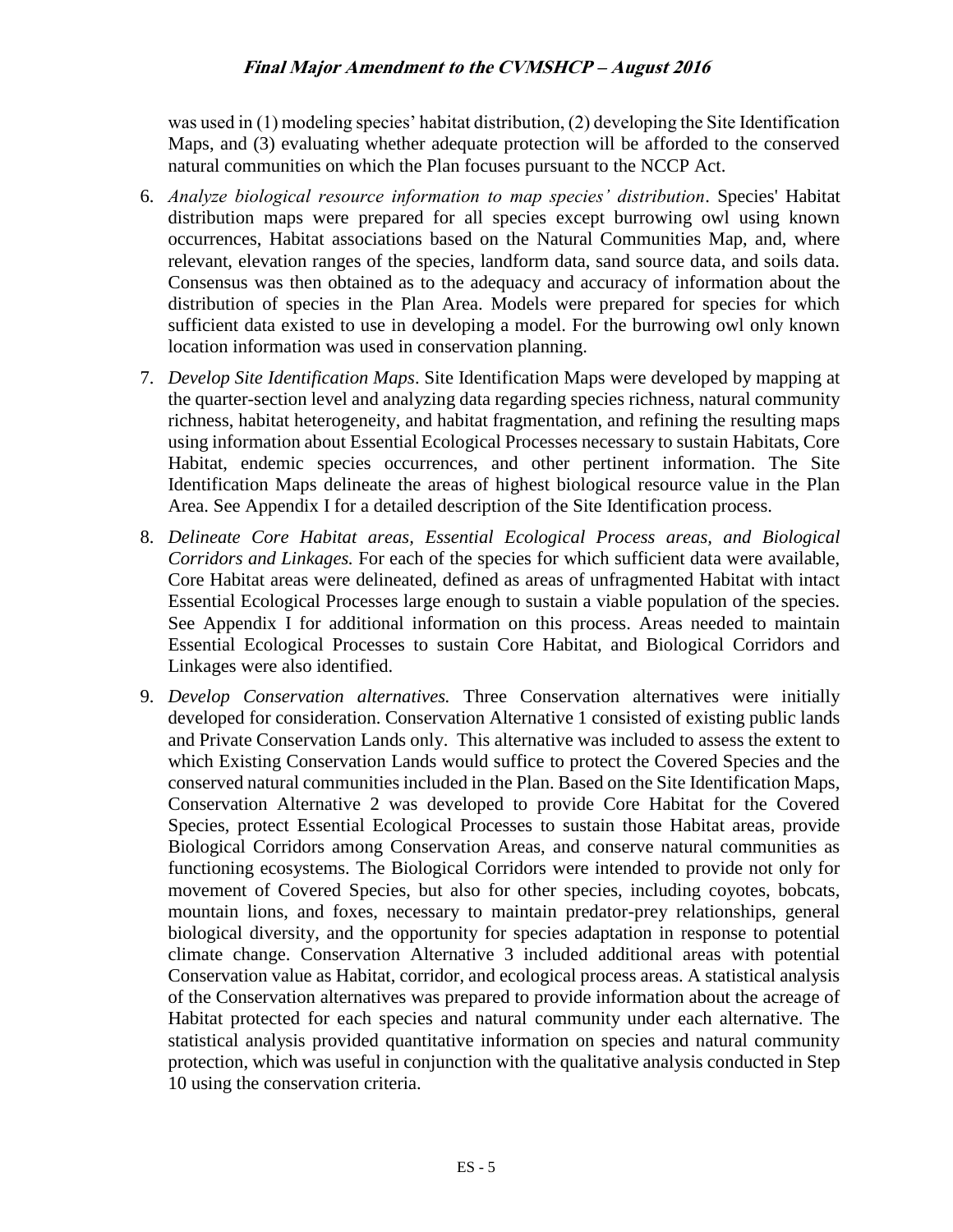was used in (1) modeling species' habitat distribution, (2) developing the Site Identification Maps, and (3) evaluating whether adequate protection will be afforded to the conserved natural communities on which the Plan focuses pursuant to the NCCP Act.

6. *Analyze biological resource information to map species' distribution*. Species' Habitat distribution maps were prepared for all species except burrowing owl using known occurrences, Habitat associations based on the Natural Communities Map, and, where relevant, elevation ranges of the species, landform data, sand source data, and soils data. Consensus was then obtained as to the adequacy and accuracy of information about the distribution of species in the Plan Area. Models were prepared for species for which sufficient data existed to use in developing a model. For the burrowing owl only known location information was used in conservation planning.

7. *Develop Site Identification Maps*. Site Identification Maps were developed by mapping at the quarter-section level and analyzing data regarding species richness, natural community richness, habitat heterogeneity, and habitat fragmentation, and refining the resulting maps using information about Essential Ecological Processes necessary to sustain Habitats, Core Habitat, endemic species occurrences, and other pertinent information. The Site Identification Maps delineate the areas of highest biological resource value in the Plan Area. See Appendix I for a detailed description of the Site Identification process.

8. *Delineate Core Habitat areas, Essential Ecological Process areas, and Biological Corridors and Linkages.* For each of the species for which sufficient data were available, Core Habitat areas were delineated, defined as areas of unfragmented Habitat with intact Essential Ecological Processes large enough to sustain a viable population of the species. See Appendix I for additional information on this process. Areas needed to maintain Essential Ecological Processes to sustain Core Habitat, and Biological Corridors and Linkages were also identified.

9. *Develop Conservation alternatives.* Three Conservation alternatives were initially developed for consideration. Conservation Alternative 1 consisted of existing public lands and Private Conservation Lands only. This alternative was included to assess the extent to which Existing Conservation Lands would suffice to protect the Covered Species and the conserved natural communities included in the Plan. Based on the Site Identification Maps, Conservation Alternative 2 was developed to provide Core Habitat for the Covered Species, protect Essential Ecological Processes to sustain those Habitat areas, provide Biological Corridors among Conservation Areas, and conserve natural communities as functioning ecosystems. The Biological Corridors were intended to provide not only for movement of Covered Species, but also for other species, including coyotes, bobcats, mountain lions, and foxes, necessary to maintain predator-prey relationships, general biological diversity, and the opportunity for species adaptation in response to potential climate change. Conservation Alternative 3 included additional areas with potential Conservation value as Habitat, corridor, and ecological process areas. A statistical analysis of the Conservation alternatives was prepared to provide information about the acreage of Habitat protected for each species and natural community under each alternative. The statistical analysis provided quantitative information on species and natural community protection, which was useful in conjunction with the qualitative analysis conducted in Step 10 using the conservation criteria.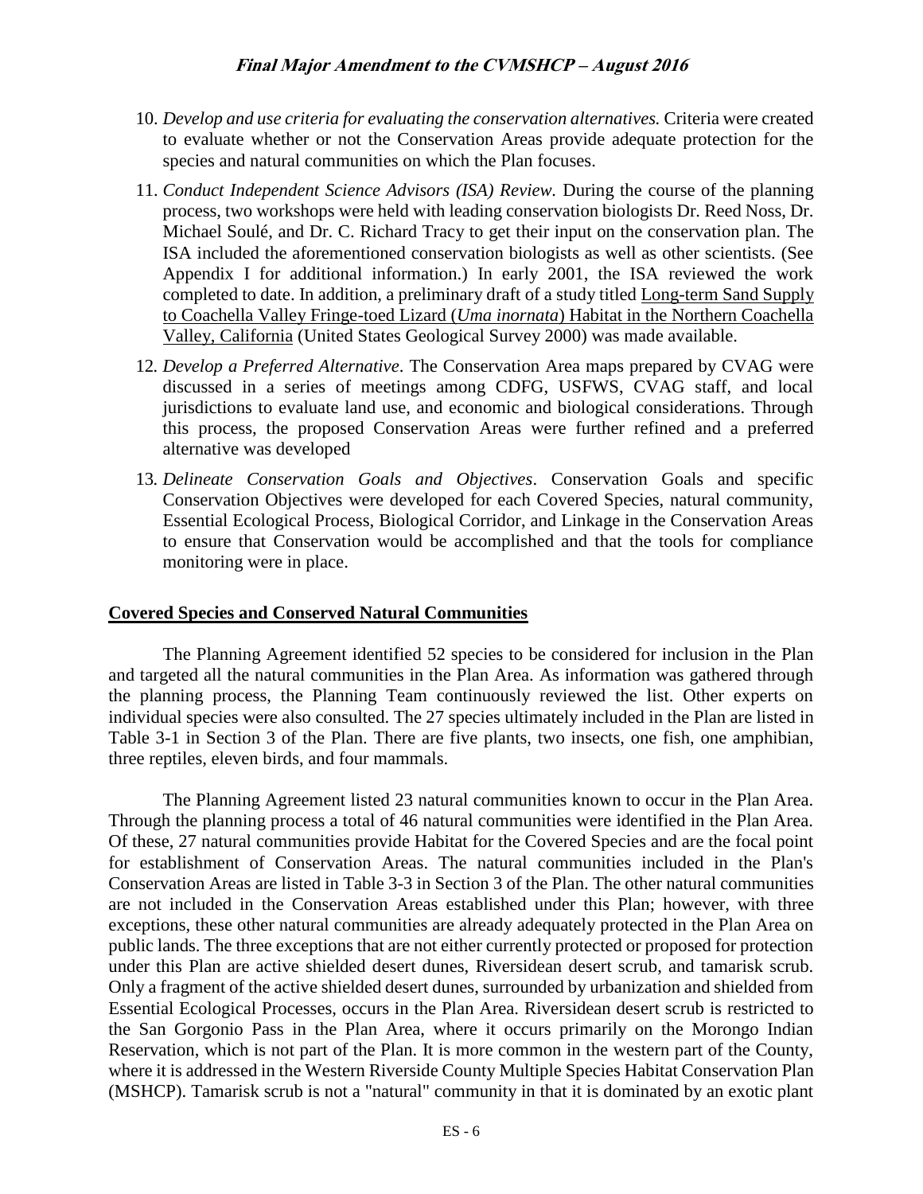10. *Develop and use criteria for evaluating the conservation alternatives.* Criteria were created to evaluate whether or not the Conservation Areas provide adequate protection for the species and natural communities on which the Plan focuses.

11. *Conduct Independent Science Advisors (ISA) Review.* During the course of the planning process, two workshops were held with leading conservation biologists Dr. Reed Noss, Dr. Michael Soulé, and Dr. C. Richard Tracy to get their input on the conservation plan. The ISA included the aforementioned conservation biologists as well as other scientists. (See Appendix I for additional information.) In early 2001, the ISA reviewed the work completed to date. In addition, a preliminary draft of a study titled Long-term Sand Supply to Coachella Valley Fringe-toed Lizard (*Uma inornata*) Habitat in the Northern Coachella Valley, California (United States Geological Survey 2000) was made available.

12. *Develop a Preferred Alternative*. The Conservation Area maps prepared by CVAG were discussed in a series of meetings among CDFG, USFWS, CVAG staff, and local jurisdictions to evaluate land use, and economic and biological considerations. Through this process, the proposed Conservation Areas were further refined and a preferred alternative was developed

13. *Delineate Conservation Goals and Objectives*. Conservation Goals and specific Conservation Objectives were developed for each Covered Species, natural community, Essential Ecological Process, Biological Corridor, and Linkage in the Conservation Areas to ensure that Conservation would be accomplished and that the tools for compliance monitoring were in place.

## Covered Species and Conserved Natural Communities

The Planning Agreement identified 52 species to be considered for inclusion in the Plan and targeted all the natural communities in the Plan Area. As information was gathered through the planning process, the Planning Team continuously reviewed the list. Other experts on individual species were also consulted. The 27 species ultimately included in the Plan are listed in Table 3-1 in Section 3 of the Plan. There are five plants, two insects, one fish, one amphibian, three reptiles, eleven birds, and four mammals.

The Planning Agreement listed 23 natural communities known to occur in the Plan Area. Through the planning process a total of 46 natural communities were identified in the Plan Area. Of these, 27 natural communities provide Habitat for the Covered Species and are the focal point for establishment of Conservation Areas. The natural communities included in the Plan's Conservation Areas are listed in Table 3-3 in Section 3 of the Plan. The other natural communities are not included in the Conservation Areas established under this Plan; however, with three exceptions, these other natural communities are already adequately protected in the Plan Area on public lands. The three exceptions that are not either currently protected or proposed for protection under this Plan are active shielded desert dunes, Riversidean desert scrub, and tamarisk scrub. Only a fragment of the active shielded desert dunes, surrounded by urbanization and shielded from Essential Ecological Processes, occurs in the Plan Area. Riversidean desert scrub is restricted to the San Gorgonio Pass in the Plan Area, where it occurs primarily on the Morongo Indian Reservation, which is not part of the Plan. It is more common in the western part of the County, where it is addressed in the Western Riverside County Multiple Species Habitat Conservation Plan (MSHCP). Tamarisk scrub is not a "natural" community in that it is dominated by an exotic plant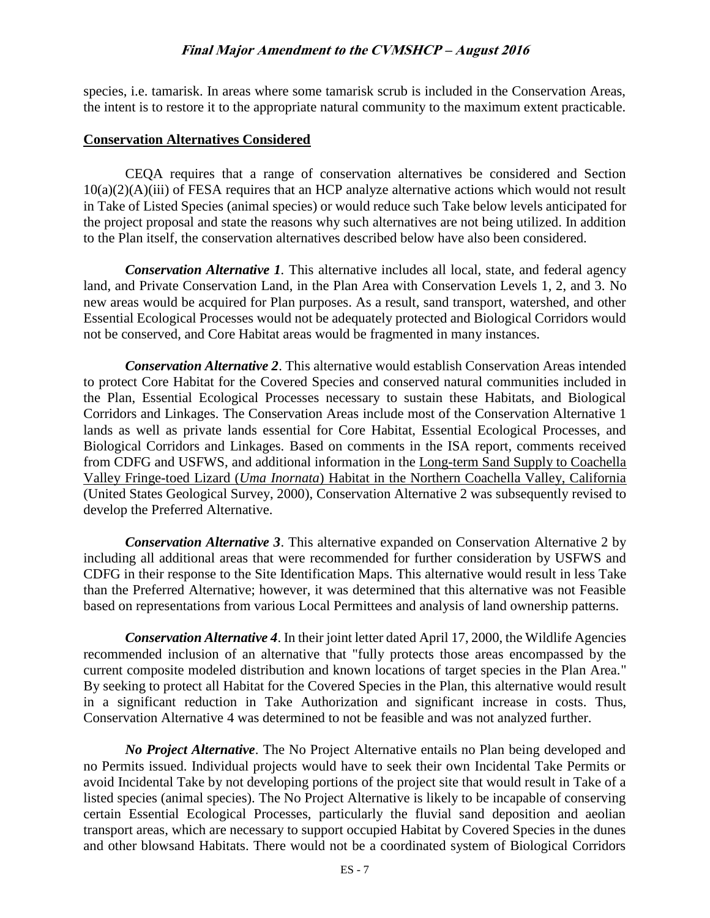species, i.e. tamarisk. In areas where some tamarisk scrub is included in the Conservation Areas, the intent is to restore it to the appropriate natural community to the maximum extent practicable.

## Conservation Alternatives Considered

CEQA requires that a range of conservation alternatives be considered and Section 10(a)(2)(A)(iii) of FESA requires that an HCP analyze alternative actions which would not result in Take of Listed Species (animal species) or would reduce such Take below levels anticipated for the project proposal and state the reasons why such alternatives are not being utilized. In addition to the Plan itself, the conservation alternatives described below have also been considered.

***Conservation Alternative 1***. This alternative includes all local, state, and federal agency land, and Private Conservation Land, in the Plan Area with Conservation Levels 1, 2, and 3. No new areas would be acquired for Plan purposes. As a result, sand transport, watershed, and other Essential Ecological Processes would not be adequately protected and Biological Corridors would not be conserved, and Core Habitat areas would be fragmented in many instances.

***Conservation Alternative 2***. This alternative would establish Conservation Areas intended to protect Core Habitat for the Covered Species and conserved natural communities included in the Plan, Essential Ecological Processes necessary to sustain these Habitats, and Biological Corridors and Linkages. The Conservation Areas include most of the Conservation Alternative 1 lands as well as private lands essential for Core Habitat, Essential Ecological Processes, and Biological Corridors and Linkages. Based on comments in the ISA report, comments received from CDFG and USFWS, and additional information in the Long-term Sand Supply to Coachella Valley Fringe-toed Lizard (*Uma Inornata*) Habitat in the Northern Coachella Valley, California (United States Geological Survey, 2000), Conservation Alternative 2 was subsequently revised to develop the Preferred Alternative.

***Conservation Alternative 3***. This alternative expanded on Conservation Alternative 2 by including all additional areas that were recommended for further consideration by USFWS and CDFG in their response to the Site Identification Maps. This alternative would result in less Take than the Preferred Alternative; however, it was determined that this alternative was not Feasible based on representations from various Local Permittees and analysis of land ownership patterns.

***Conservation Alternative 4***. In their joint letter dated April 17, 2000, the Wildlife Agencies recommended inclusion of an alternative that "fully protects those areas encompassed by the current composite modeled distribution and known locations of target species in the Plan Area." By seeking to protect all Habitat for the Covered Species in the Plan, this alternative would result in a significant reduction in Take Authorization and significant increase in costs. Thus, Conservation Alternative 4 was determined to not be feasible and was not analyzed further.

***No Project Alternative***. The No Project Alternative entails no Plan being developed and no Permits issued. Individual projects would have to seek their own Incidental Take Permits or avoid Incidental Take by not developing portions of the project site that would result in Take of a listed species (animal species). The No Project Alternative is likely to be incapable of conserving certain Essential Ecological Processes, particularly the fluvial sand deposition and aeolian transport areas, which are necessary to support occupied Habitat by Covered Species in the dunes and other blowsand Habitats. There would not be a coordinated system of Biological Corridors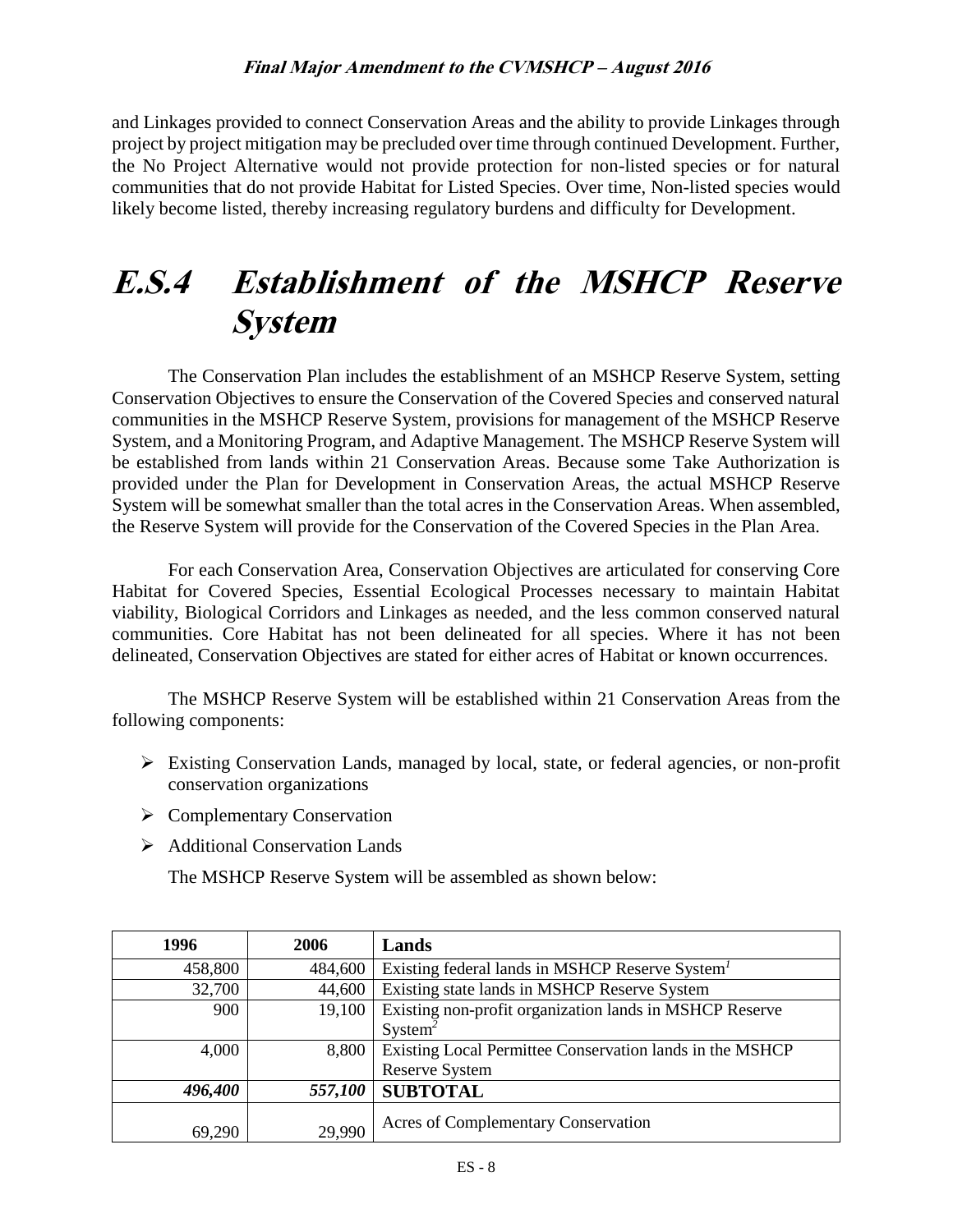and Linkages provided to connect Conservation Areas and the ability to provide Linkages through project by project mitigation may be precluded over time through continued Development. Further, the No Project Alternative would not provide protection for non-listed species or for natural communities that do not provide Habitat for Listed Species. Over time, Non-listed species would likely become listed, thereby increasing regulatory burdens and difficulty for Development.

# E.S.4 Establishment of the MSHCP Reserve System

The Conservation Plan includes the establishment of an MSHCP Reserve System, setting Conservation Objectives to ensure the Conservation of the Covered Species and conserved natural communities in the MSHCP Reserve System, provisions for management of the MSHCP Reserve System, and a Monitoring Program, and Adaptive Management. The MSHCP Reserve System will be established from lands within 21 Conservation Areas. Because some Take Authorization is provided under the Plan for Development in Conservation Areas, the actual MSHCP Reserve System will be somewhat smaller than the total acres in the Conservation Areas. When assembled, the Reserve System will provide for the Conservation of the Covered Species in the Plan Area.

For each Conservation Area, Conservation Objectives are articulated for conserving Core Habitat for Covered Species, Essential Ecological Processes necessary to maintain Habitat viability, Biological Corridors and Linkages as needed, and the less common conserved natural communities. Core Habitat has not been delineated for all species. Where it has not been delineated, Conservation Objectives are stated for either acres of Habitat or known occurrences.

The MSHCP Reserve System will be established within 21 Conservation Areas from the following components:

- Existing Conservation Lands, managed by local, state, or federal agencies, or non-profit conservation organizations
- Complementary Conservation
- Additional Conservation Lands

The MSHCP Reserve System will be assembled as shown below:

| 1996 | 2006 | Lands |
|---|---|---|
| 458,800 | 484,600 | Existing federal lands in MSHCP Reserve System[1] |
| 32,700 | 44,600 | Existing state lands in MSHCP Reserve System |
| 900 | 19,100 | Existing non-profit organization lands in MSHCP Reserve System[2] |
| 4,000 | 8,800 | Existing Local Permittee Conservation lands in the MSHCP Reserve System |
| ***496,400*** | ***557,100*** | **SUBTOTAL** |
| 69,290 | 29,990 | Acres of Complementary Conservation |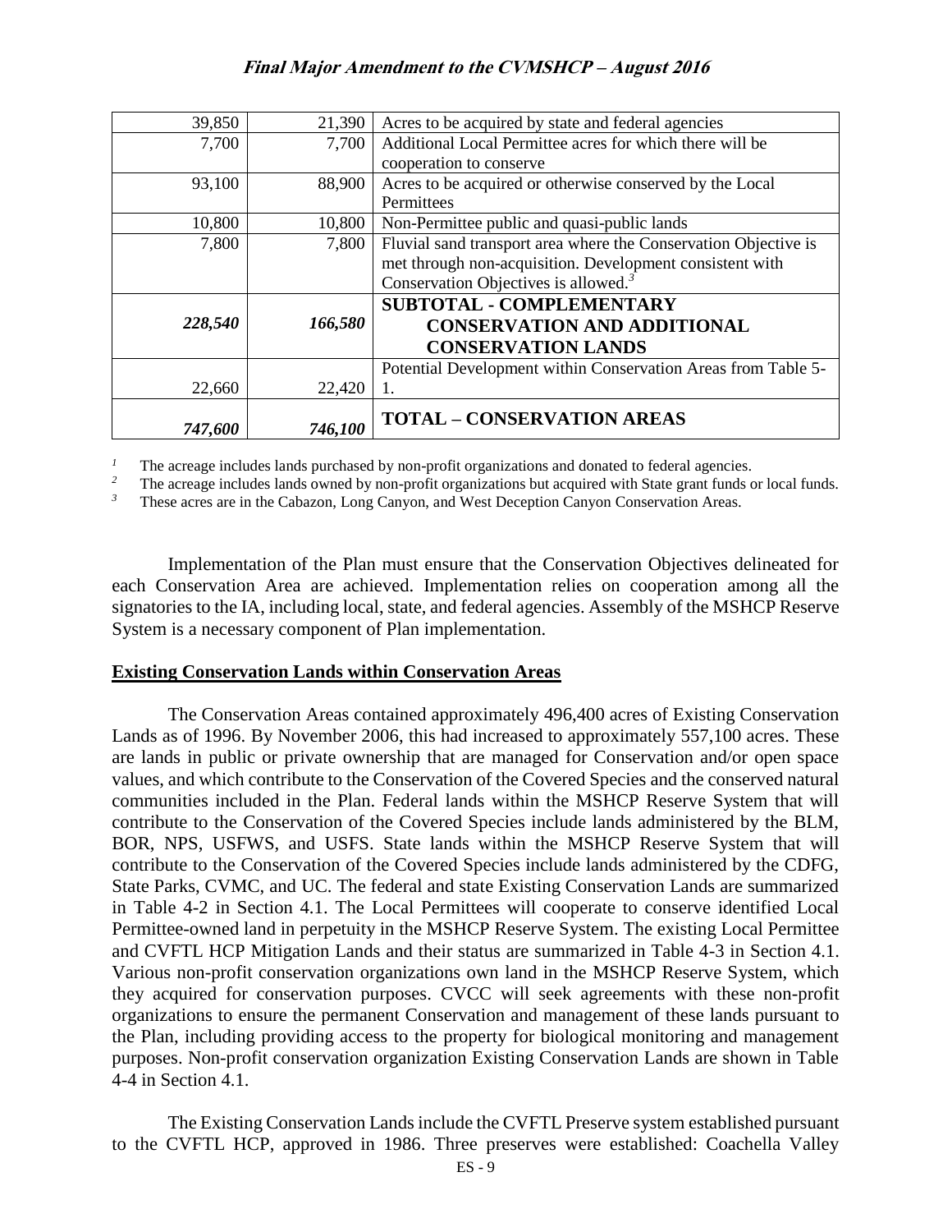| | | |
|---|---|---|
| 39,850 | 21,390 | Acres to be acquired by state and federal agencies |
| 7,700 | 7,700 | Additional Local Permittee acres for which there will be cooperation to conserve |
| 93,100 | 88,900 | Acres to be acquired or otherwise conserved by the Local Permittees |
| 10,800 | 10,800 | Non-Permittee public and quasi-public lands |
| 7,800 | 7,800 | Fluvial sand transport area where the Conservation Objective is met through non-acquisition. Development consistent with Conservation Objectives is allowed.[3] |
| ***228,540*** | ***166,580*** | **SUBTOTAL - COMPLEMENTARY CONSERVATION AND ADDITIONAL CONSERVATION LANDS** |
| 22,660 | 22,420 | Potential Development within Conservation Areas from Table 5-1. |
| ***747,600*** | ***746,100*** | **TOTAL – CONSERVATION AREAS** |

[1] The acreage includes lands purchased by non-profit organizations and donated to federal agencies.
[2] The acreage includes lands owned by non-profit organizations but acquired with State grant funds or local funds.
[3] These acres are in the Cabazon, Long Canyon, and West Deception Canyon Conservation Areas.

Implementation of the Plan must ensure that the Conservation Objectives delineated for each Conservation Area are achieved. Implementation relies on cooperation among all the signatories to the IA, including local, state, and federal agencies. Assembly of the MSHCP Reserve System is a necessary component of Plan implementation.

**Existing Conservation Lands within Conservation Areas**

The Conservation Areas contained approximately 496,400 acres of Existing Conservation Lands as of 1996. By November 2006, this had increased to approximately 557,100 acres. These are lands in public or private ownership that are managed for Conservation and/or open space values, and which contribute to the Conservation of the Covered Species and the conserved natural communities included in the Plan. Federal lands within the MSHCP Reserve System that will contribute to the Conservation of the Covered Species include lands administered by the BLM, BOR, NPS, USFWS, and USFS. State lands within the MSHCP Reserve System that will contribute to the Conservation of the Covered Species include lands administered by the CDFG, State Parks, CVMC, and UC. The federal and state Existing Conservation Lands are summarized in Table 4-2 in Section 4.1. The Local Permittees will cooperate to conserve identified Local Permittee-owned land in perpetuity in the MSHCP Reserve System. The existing Local Permittee and CVFTL HCP Mitigation Lands and their status are summarized in Table 4-3 in Section 4.1. Various non-profit conservation organizations own land in the MSHCP Reserve System, which they acquired for conservation purposes. CVCC will seek agreements with these non-profit organizations to ensure the permanent Conservation and management of these lands pursuant to the Plan, including providing access to the property for biological monitoring and management purposes. Non-profit conservation organization Existing Conservation Lands are shown in Table 4-4 in Section 4.1.

The Existing Conservation Lands include the CVFTL Preserve system established pursuant to the CVFTL HCP, approved in 1986. Three preserves were established: Coachella Valley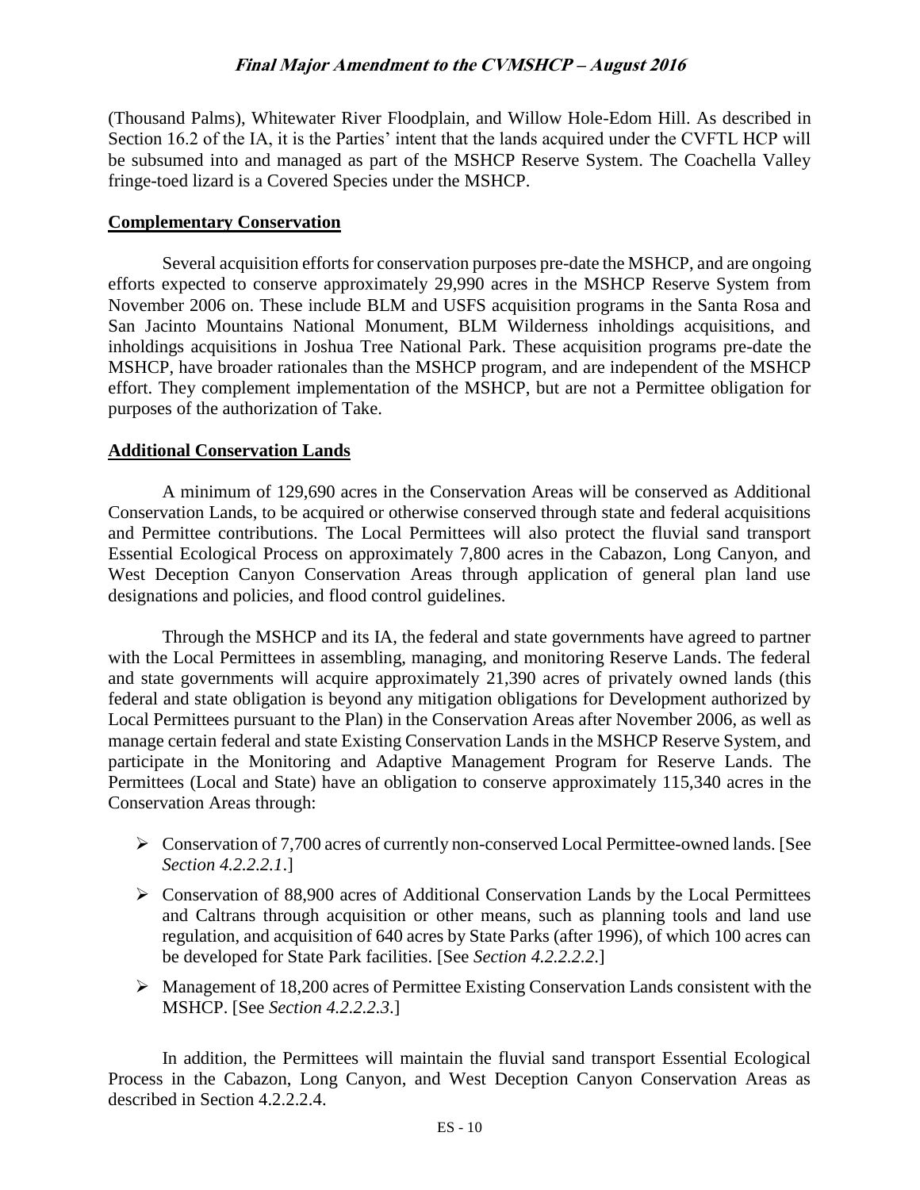(Thousand Palms), Whitewater River Floodplain, and Willow Hole-Edom Hill. As described in Section 16.2 of the IA, it is the Parties' intent that the lands acquired under the CVFTL HCP will be subsumed into and managed as part of the MSHCP Reserve System. The Coachella Valley fringe-toed lizard is a Covered Species under the MSHCP.

**Complementary Conservation**

Several acquisition efforts for conservation purposes pre-date the MSHCP, and are ongoing efforts expected to conserve approximately 29,990 acres in the MSHCP Reserve System from November 2006 on. These include BLM and USFS acquisition programs in the Santa Rosa and San Jacinto Mountains National Monument, BLM Wilderness inholdings acquisitions, and inholdings acquisitions in Joshua Tree National Park. These acquisition programs pre-date the MSHCP, have broader rationales than the MSHCP program, and are independent of the MSHCP effort. They complement implementation of the MSHCP, but are not a Permittee obligation for purposes of the authorization of Take.

**Additional Conservation Lands**

A minimum of 129,690 acres in the Conservation Areas will be conserved as Additional Conservation Lands, to be acquired or otherwise conserved through state and federal acquisitions and Permittee contributions. The Local Permittees will also protect the fluvial sand transport Essential Ecological Process on approximately 7,800 acres in the Cabazon, Long Canyon, and West Deception Canyon Conservation Areas through application of general plan land use designations and policies, and flood control guidelines.

Through the MSHCP and its IA, the federal and state governments have agreed to partner with the Local Permittees in assembling, managing, and monitoring Reserve Lands. The federal and state governments will acquire approximately 21,390 acres of privately owned lands (this federal and state obligation is beyond any mitigation obligations for Development authorized by Local Permittees pursuant to the Plan) in the Conservation Areas after November 2006, as well as manage certain federal and state Existing Conservation Lands in the MSHCP Reserve System, and participate in the Monitoring and Adaptive Management Program for Reserve Lands. The Permittees (Local and State) have an obligation to conserve approximately 115,340 acres in the Conservation Areas through:

- Conservation of 7,700 acres of currently non-conserved Local Permittee-owned lands. [See *Section 4.2.2.2.1*.]
- Conservation of 88,900 acres of Additional Conservation Lands by the Local Permittees and Caltrans through acquisition or other means, such as planning tools and land use regulation, and acquisition of 640 acres by State Parks (after 1996), of which 100 acres can be developed for State Park facilities. [See *Section 4.2.2.2.2*.]
- Management of 18,200 acres of Permittee Existing Conservation Lands consistent with the MSHCP. [See *Section 4.2.2.2.3*.]

In addition, the Permittees will maintain the fluvial sand transport Essential Ecological Process in the Cabazon, Long Canyon, and West Deception Canyon Conservation Areas as described in Section 4.2.2.2.4.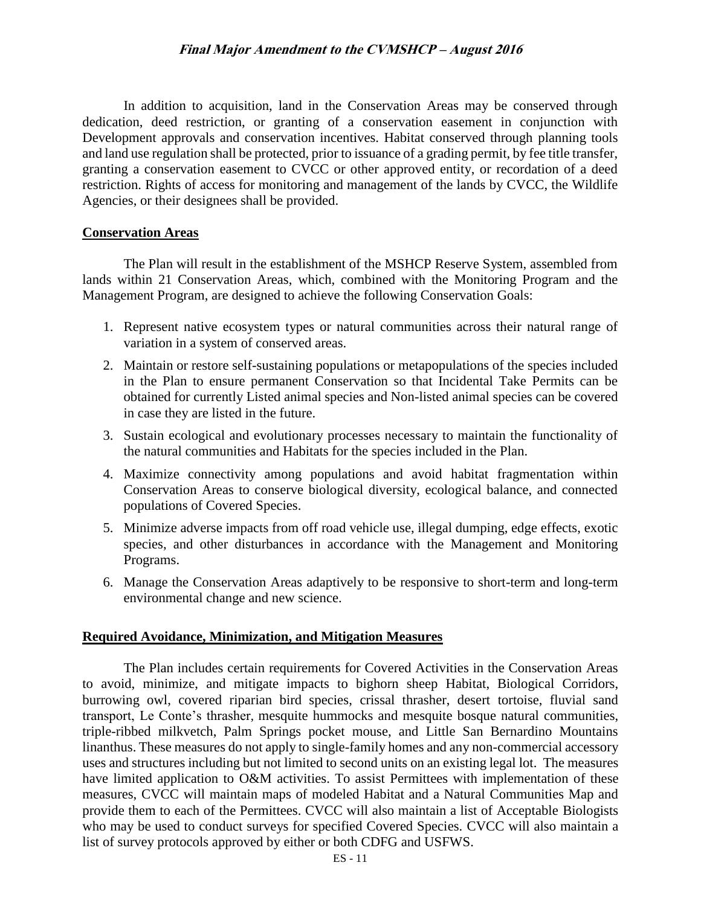In addition to acquisition, land in the Conservation Areas may be conserved through dedication, deed restriction, or granting of a conservation easement in conjunction with Development approvals and conservation incentives. Habitat conserved through planning tools and land use regulation shall be protected, prior to issuance of a grading permit, by fee title transfer, granting a conservation easement to CVCC or other approved entity, or recordation of a deed restriction. Rights of access for monitoring and management of the lands by CVCC, the Wildlife Agencies, or their designees shall be provided.

## Conservation Areas

The Plan will result in the establishment of the MSHCP Reserve System, assembled from lands within 21 Conservation Areas, which, combined with the Monitoring Program and the Management Program, are designed to achieve the following Conservation Goals:

1. Represent native ecosystem types or natural communities across their natural range of variation in a system of conserved areas.
2. Maintain or restore self-sustaining populations or metapopulations of the species included in the Plan to ensure permanent Conservation so that Incidental Take Permits can be obtained for currently Listed animal species and Non-listed animal species can be covered in case they are listed in the future.
3. Sustain ecological and evolutionary processes necessary to maintain the functionality of the natural communities and Habitats for the species included in the Plan.
4. Maximize connectivity among populations and avoid habitat fragmentation within Conservation Areas to conserve biological diversity, ecological balance, and connected populations of Covered Species.
5. Minimize adverse impacts from off road vehicle use, illegal dumping, edge effects, exotic species, and other disturbances in accordance with the Management and Monitoring Programs.
6. Manage the Conservation Areas adaptively to be responsive to short-term and long-term environmental change and new science.

## Required Avoidance, Minimization, and Mitigation Measures

The Plan includes certain requirements for Covered Activities in the Conservation Areas to avoid, minimize, and mitigate impacts to bighorn sheep Habitat, Biological Corridors, burrowing owl, covered riparian bird species, crissal thrasher, desert tortoise, fluvial sand transport, Le Conte's thrasher, mesquite hummocks and mesquite bosque natural communities, triple-ribbed milkvetch, Palm Springs pocket mouse, and Little San Bernardino Mountains linanthus. These measures do not apply to single-family homes and any non-commercial accessory uses and structures including but not limited to second units on an existing legal lot. The measures have limited application to O&M activities. To assist Permittees with implementation of these measures, CVCC will maintain maps of modeled Habitat and a Natural Communities Map and provide them to each of the Permittees. CVCC will also maintain a list of Acceptable Biologists who may be used to conduct surveys for specified Covered Species. CVCC will also maintain a list of survey protocols approved by either or both CDFG and USFWS.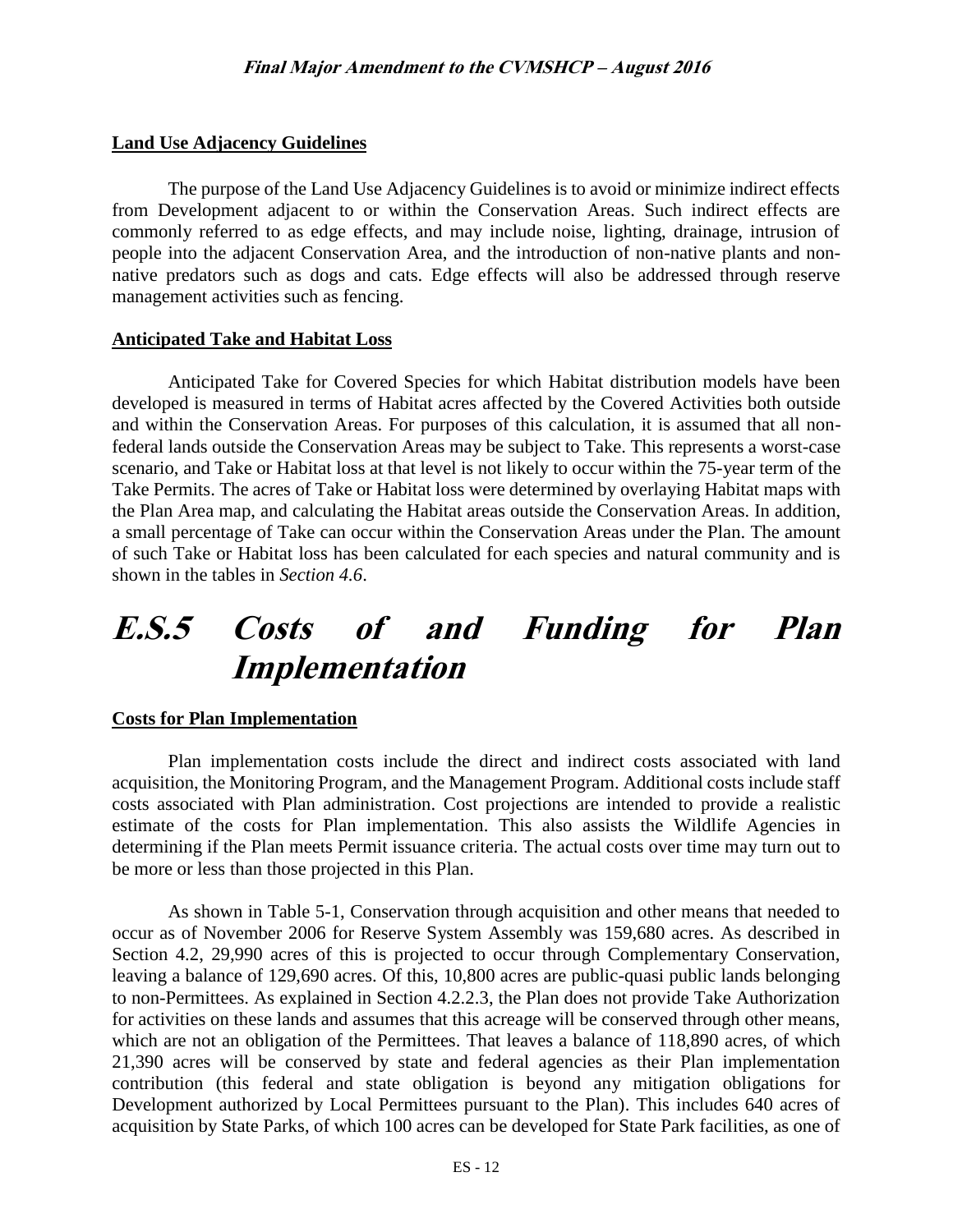**Land Use Adjacency Guidelines**

The purpose of the Land Use Adjacency Guidelines is to avoid or minimize indirect effects from Development adjacent to or within the Conservation Areas. Such indirect effects are commonly referred to as edge effects, and may include noise, lighting, drainage, intrusion of people into the adjacent Conservation Area, and the introduction of non-native plants and non-native predators such as dogs and cats. Edge effects will also be addressed through reserve management activities such as fencing.

**Anticipated Take and Habitat Loss**

Anticipated Take for Covered Species for which Habitat distribution models have been developed is measured in terms of Habitat acres affected by the Covered Activities both outside and within the Conservation Areas. For purposes of this calculation, it is assumed that all non-federal lands outside the Conservation Areas may be subject to Take. This represents a worst-case scenario, and Take or Habitat loss at that level is not likely to occur within the 75-year term of the Take Permits. The acres of Take or Habitat loss were determined by overlaying Habitat maps with the Plan Area map, and calculating the Habitat areas outside the Conservation Areas. In addition, a small percentage of Take can occur within the Conservation Areas under the Plan. The amount of such Take or Habitat loss has been calculated for each species and natural community and is shown in the tables in *Section 4.6*.

# E.S.5 Costs of and Funding for Plan Implementation

**Costs for Plan Implementation**

Plan implementation costs include the direct and indirect costs associated with land acquisition, the Monitoring Program, and the Management Program. Additional costs include staff costs associated with Plan administration. Cost projections are intended to provide a realistic estimate of the costs for Plan implementation. This also assists the Wildlife Agencies in determining if the Plan meets Permit issuance criteria. The actual costs over time may turn out to be more or less than those projected in this Plan.

As shown in Table 5-1, Conservation through acquisition and other means that needed to occur as of November 2006 for Reserve System Assembly was 159,680 acres. As described in Section 4.2, 29,990 acres of this is projected to occur through Complementary Conservation, leaving a balance of 129,690 acres. Of this, 10,800 acres are public-quasi public lands belonging to non-Permittees. As explained in Section 4.2.2.3, the Plan does not provide Take Authorization for activities on these lands and assumes that this acreage will be conserved through other means, which are not an obligation of the Permittees. That leaves a balance of 118,890 acres, of which 21,390 acres will be conserved by state and federal agencies as their Plan implementation contribution (this federal and state obligation is beyond any mitigation obligations for Development authorized by Local Permittees pursuant to the Plan). This includes 640 acres of acquisition by State Parks, of which 100 acres can be developed for State Park facilities, as one of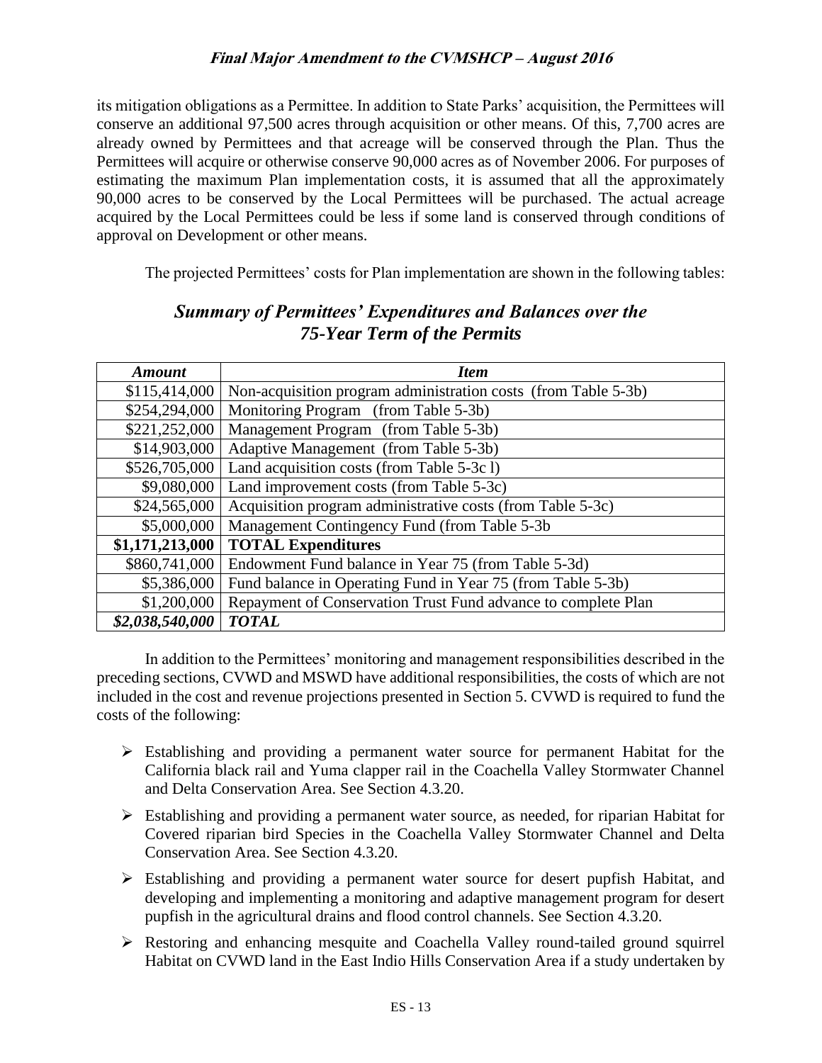its mitigation obligations as a Permittee. In addition to State Parks' acquisition, the Permittees will conserve an additional 97,500 acres through acquisition or other means. Of this, 7,700 acres are already owned by Permittees and that acreage will be conserved through the Plan. Thus the Permittees will acquire or otherwise conserve 90,000 acres as of November 2006. For purposes of estimating the maximum Plan implementation costs, it is assumed that all the approximately 90,000 acres to be conserved by the Local Permittees will be purchased. The actual acreage acquired by the Local Permittees could be less if some land is conserved through conditions of approval on Development or other means.

The projected Permittees' costs for Plan implementation are shown in the following tables:

## *Summary of Permittees' Expenditures and Balances over the 75-Year Term of the Permits*

| *Amount* | *Item* |
|---:|---|
| \$115,414,000 | Non-acquisition program administration costs (from Table 5-3b) |
| \$254,294,000 | Monitoring Program (from Table 5-3b) |
| \$221,252,000 | Management Program (from Table 5-3b) |
| \$14,903,000 | Adaptive Management (from Table 5-3b) |
| \$526,705,000 | Land acquisition costs (from Table 5-3c l) |
| \$9,080,000 | Land improvement costs (from Table 5-3c) |
| \$24,565,000 | Acquisition program administrative costs (from Table 5-3c) |
| \$5,000,000 | Management Contingency Fund (from Table 5-3b |
| **\$1,171,213,000** | **TOTAL Expenditures** |
| \$860,741,000 | Endowment Fund balance in Year 75 (from Table 5-3d) |
| \$5,386,000 | Fund balance in Operating Fund in Year 75 (from Table 5-3b) |
| \$1,200,000 | Repayment of Conservation Trust Fund advance to complete Plan |
| ***\$2,038,540,000*** | ***TOTAL*** |

In addition to the Permittees' monitoring and management responsibilities described in the preceding sections, CVWD and MSWD have additional responsibilities, the costs of which are not included in the cost and revenue projections presented in Section 5. CVWD is required to fund the costs of the following:

- Establishing and providing a permanent water source for permanent Habitat for the California black rail and Yuma clapper rail in the Coachella Valley Stormwater Channel and Delta Conservation Area. See Section 4.3.20.
- Establishing and providing a permanent water source, as needed, for riparian Habitat for Covered riparian bird Species in the Coachella Valley Stormwater Channel and Delta Conservation Area. See Section 4.3.20.
- Establishing and providing a permanent water source for desert pupfish Habitat, and developing and implementing a monitoring and adaptive management program for desert pupfish in the agricultural drains and flood control channels. See Section 4.3.20.
- Restoring and enhancing mesquite and Coachella Valley round-tailed ground squirrel Habitat on CVWD land in the East Indio Hills Conservation Area if a study undertaken by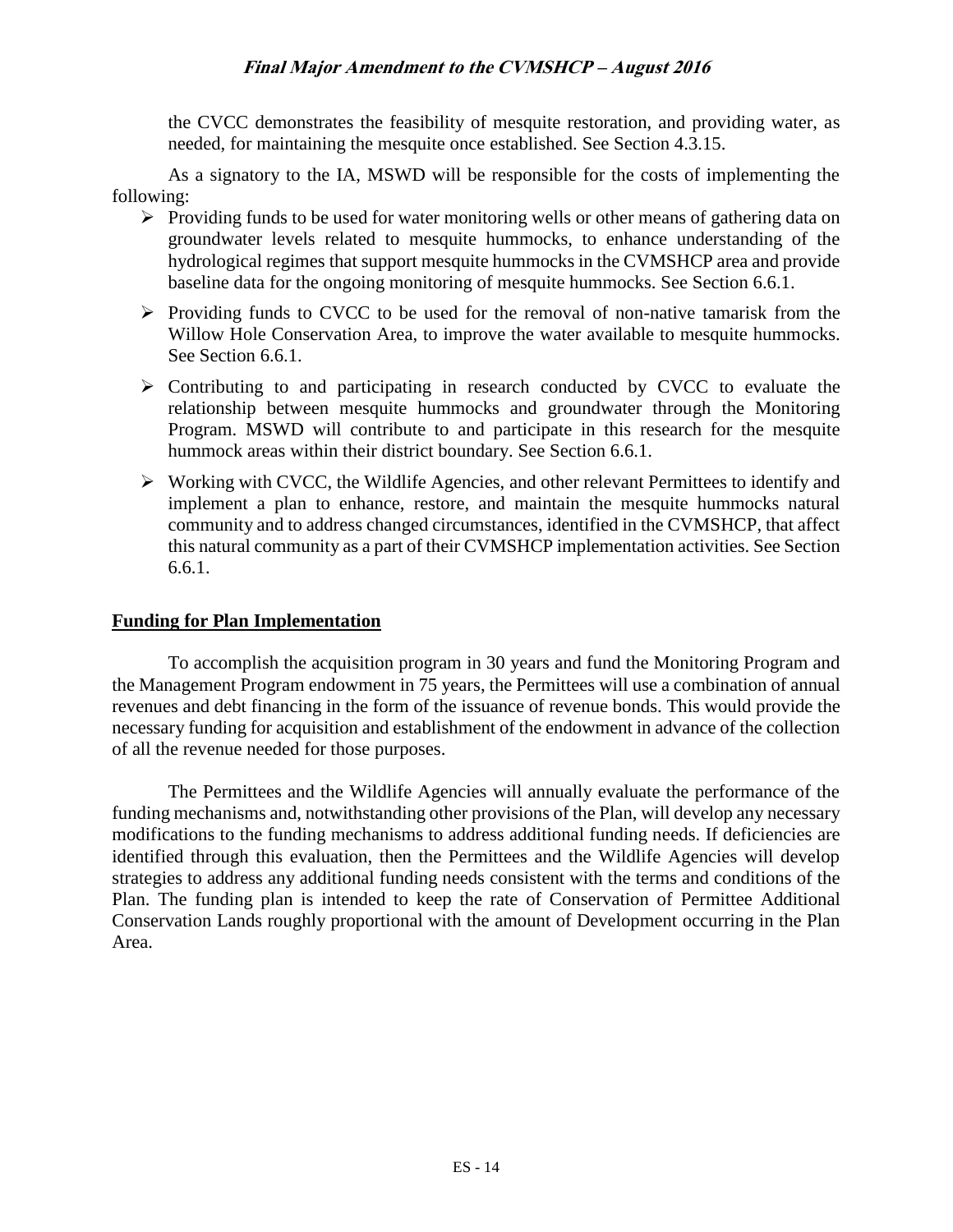the CVCC demonstrates the feasibility of mesquite restoration, and providing water, as needed, for maintaining the mesquite once established. See Section 4.3.15.

As a signatory to the IA, MSWD will be responsible for the costs of implementing the following:

- Providing funds to be used for water monitoring wells or other means of gathering data on groundwater levels related to mesquite hummocks, to enhance understanding of the hydrological regimes that support mesquite hummocks in the CVMSHCP area and provide baseline data for the ongoing monitoring of mesquite hummocks. See Section 6.6.1.
- Providing funds to CVCC to be used for the removal of non-native tamarisk from the Willow Hole Conservation Area, to improve the water available to mesquite hummocks. See Section 6.6.1.
- Contributing to and participating in research conducted by CVCC to evaluate the relationship between mesquite hummocks and groundwater through the Monitoring Program. MSWD will contribute to and participate in this research for the mesquite hummock areas within their district boundary. See Section 6.6.1.
- Working with CVCC, the Wildlife Agencies, and other relevant Permittees to identify and implement a plan to enhance, restore, and maintain the mesquite hummocks natural community and to address changed circumstances, identified in the CVMSHCP, that affect this natural community as a part of their CVMSHCP implementation activities. See Section 6.6.1.

## Funding for Plan Implementation

To accomplish the acquisition program in 30 years and fund the Monitoring Program and the Management Program endowment in 75 years, the Permittees will use a combination of annual revenues and debt financing in the form of the issuance of revenue bonds. This would provide the necessary funding for acquisition and establishment of the endowment in advance of the collection of all the revenue needed for those purposes.

The Permittees and the Wildlife Agencies will annually evaluate the performance of the funding mechanisms and, notwithstanding other provisions of the Plan, will develop any necessary modifications to the funding mechanisms to address additional funding needs. If deficiencies are identified through this evaluation, then the Permittees and the Wildlife Agencies will develop strategies to address any additional funding needs consistent with the terms and conditions of the Plan. The funding plan is intended to keep the rate of Conservation of Permittee Additional Conservation Lands roughly proportional with the amount of Development occurring in the Plan Area.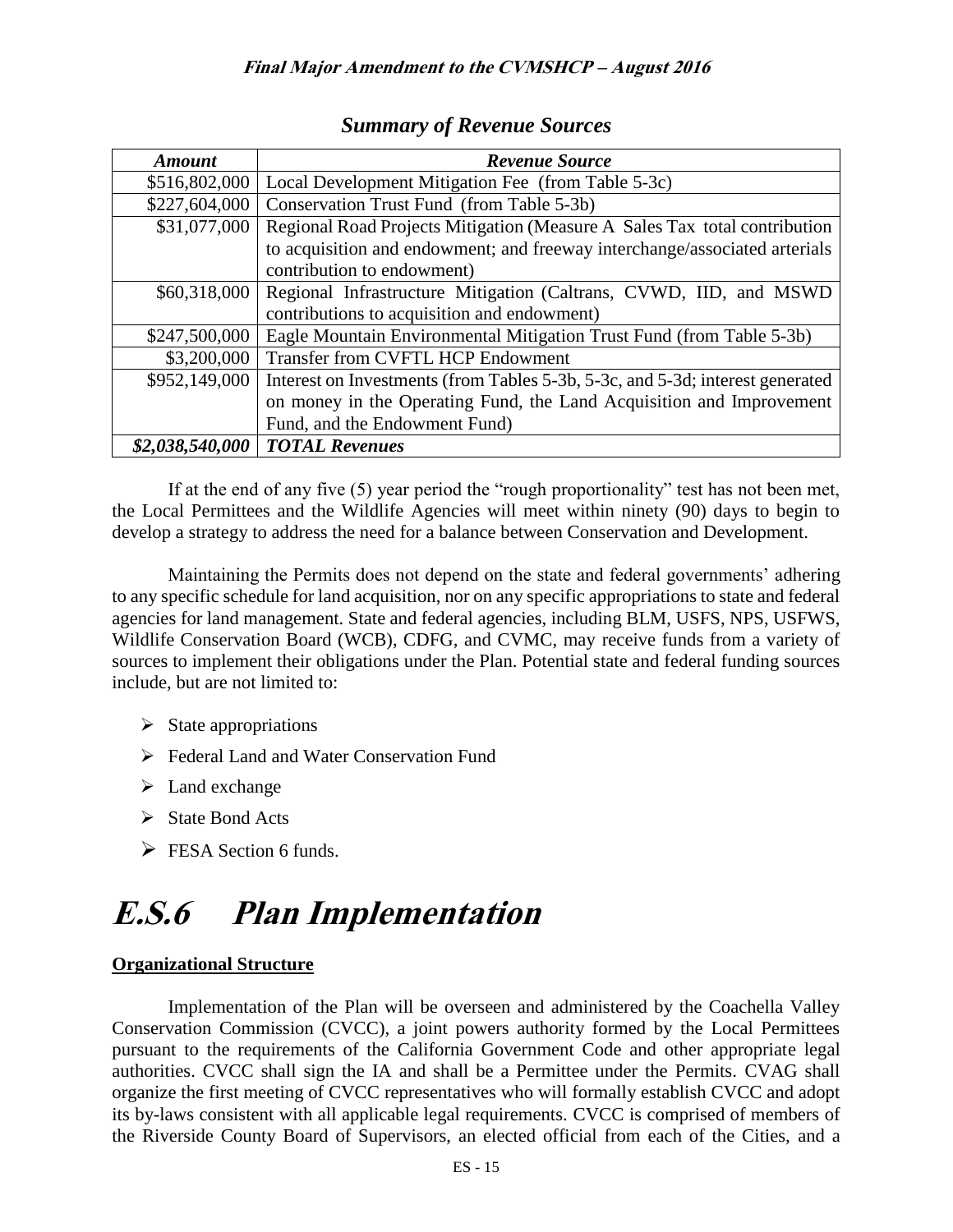*Summary of Revenue Sources*

| *Amount* | *Revenue Source* |
|---:|---|
| $516,802,000 | Local Development Mitigation Fee (from Table 5-3c) |
| $227,604,000 | Conservation Trust Fund (from Table 5-3b) |
| $31,077,000 | Regional Road Projects Mitigation (Measure A Sales Tax total contribution to acquisition and endowment; and freeway interchange/associated arterials contribution to endowment) |
| $60,318,000 | Regional Infrastructure Mitigation (Caltrans, CVWD, IID, and MSWD contributions to acquisition and endowment) |
| $247,500,000 | Eagle Mountain Environmental Mitigation Trust Fund (from Table 5-3b) |
| $3,200,000 | Transfer from CVFTL HCP Endowment |
| $952,149,000 | Interest on Investments (from Tables 5-3b, 5-3c, and 5-3d; interest generated on money in the Operating Fund, the Land Acquisition and Improvement Fund, and the Endowment Fund) |
| ***$2,038,540,000*** | ***TOTAL Revenues*** |

If at the end of any five (5) year period the "rough proportionality" test has not been met, the Local Permittees and the Wildlife Agencies will meet within ninety (90) days to begin to develop a strategy to address the need for a balance between Conservation and Development.

Maintaining the Permits does not depend on the state and federal governments' adhering to any specific schedule for land acquisition, nor on any specific appropriations to state and federal agencies for land management. State and federal agencies, including BLM, USFS, NPS, USFWS, Wildlife Conservation Board (WCB), CDFG, and CVMC, may receive funds from a variety of sources to implement their obligations under the Plan. Potential state and federal funding sources include, but are not limited to:

- State appropriations
- Federal Land and Water Conservation Fund
- Land exchange
- State Bond Acts
- FESA Section 6 funds.

# *E.S.6 Plan Implementation*

**Organizational Structure**

Implementation of the Plan will be overseen and administered by the Coachella Valley Conservation Commission (CVCC), a joint powers authority formed by the Local Permittees pursuant to the requirements of the California Government Code and other appropriate legal authorities. CVCC shall sign the IA and shall be a Permittee under the Permits. CVAG shall organize the first meeting of CVCC representatives who will formally establish CVCC and adopt its by-laws consistent with all applicable legal requirements. CVCC is comprised of members of the Riverside County Board of Supervisors, an elected official from each of the Cities, and a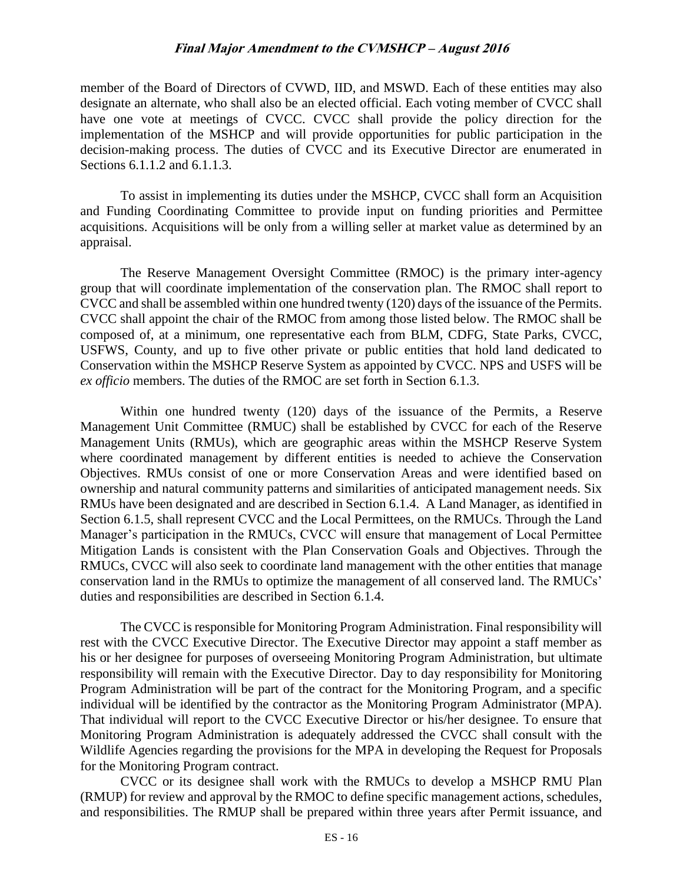member of the Board of Directors of CVWD, IID, and MSWD. Each of these entities may also designate an alternate, who shall also be an elected official. Each voting member of CVCC shall have one vote at meetings of CVCC. CVCC shall provide the policy direction for the implementation of the MSHCP and will provide opportunities for public participation in the decision-making process. The duties of CVCC and its Executive Director are enumerated in Sections 6.1.1.2 and 6.1.1.3.

To assist in implementing its duties under the MSHCP, CVCC shall form an Acquisition and Funding Coordinating Committee to provide input on funding priorities and Permittee acquisitions. Acquisitions will be only from a willing seller at market value as determined by an appraisal.

The Reserve Management Oversight Committee (RMOC) is the primary inter-agency group that will coordinate implementation of the conservation plan. The RMOC shall report to CVCC and shall be assembled within one hundred twenty (120) days of the issuance of the Permits. CVCC shall appoint the chair of the RMOC from among those listed below. The RMOC shall be composed of, at a minimum, one representative each from BLM, CDFG, State Parks, CVCC, USFWS, County, and up to five other private or public entities that hold land dedicated to Conservation within the MSHCP Reserve System as appointed by CVCC. NPS and USFS will be *ex officio* members. The duties of the RMOC are set forth in Section 6.1.3.

Within one hundred twenty (120) days of the issuance of the Permits, a Reserve Management Unit Committee (RMUC) shall be established by CVCC for each of the Reserve Management Units (RMUs), which are geographic areas within the MSHCP Reserve System where coordinated management by different entities is needed to achieve the Conservation Objectives. RMUs consist of one or more Conservation Areas and were identified based on ownership and natural community patterns and similarities of anticipated management needs. Six RMUs have been designated and are described in Section 6.1.4. A Land Manager, as identified in Section 6.1.5, shall represent CVCC and the Local Permittees, on the RMUCs. Through the Land Manager's participation in the RMUCs, CVCC will ensure that management of Local Permittee Mitigation Lands is consistent with the Plan Conservation Goals and Objectives. Through the RMUCs, CVCC will also seek to coordinate land management with the other entities that manage conservation land in the RMUs to optimize the management of all conserved land. The RMUCs' duties and responsibilities are described in Section 6.1.4.

The CVCC is responsible for Monitoring Program Administration. Final responsibility will rest with the CVCC Executive Director. The Executive Director may appoint a staff member as his or her designee for purposes of overseeing Monitoring Program Administration, but ultimate responsibility will remain with the Executive Director. Day to day responsibility for Monitoring Program Administration will be part of the contract for the Monitoring Program, and a specific individual will be identified by the contractor as the Monitoring Program Administrator (MPA). That individual will report to the CVCC Executive Director or his/her designee. To ensure that Monitoring Program Administration is adequately addressed the CVCC shall consult with the Wildlife Agencies regarding the provisions for the MPA in developing the Request for Proposals for the Monitoring Program contract.

CVCC or its designee shall work with the RMUCs to develop a MSHCP RMU Plan (RMUP) for review and approval by the RMOC to define specific management actions, schedules, and responsibilities. The RMUP shall be prepared within three years after Permit issuance, and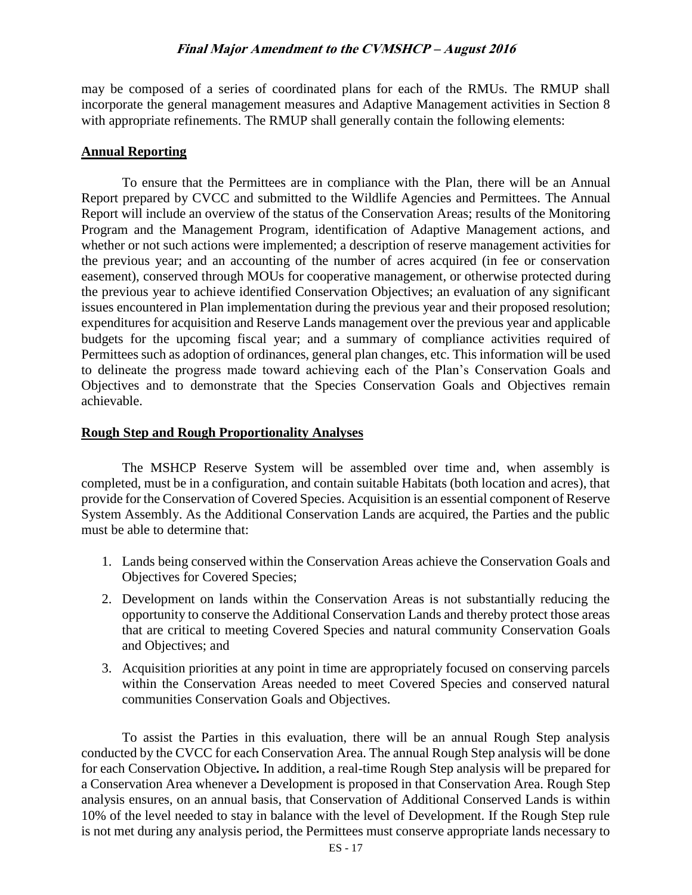may be composed of a series of coordinated plans for each of the RMUs. The RMUP shall incorporate the general management measures and Adaptive Management activities in Section 8 with appropriate refinements. The RMUP shall generally contain the following elements:

## Annual Reporting

To ensure that the Permittees are in compliance with the Plan, there will be an Annual Report prepared by CVCC and submitted to the Wildlife Agencies and Permittees. The Annual Report will include an overview of the status of the Conservation Areas; results of the Monitoring Program and the Management Program, identification of Adaptive Management actions, and whether or not such actions were implemented; a description of reserve management activities for the previous year; and an accounting of the number of acres acquired (in fee or conservation easement), conserved through MOUs for cooperative management, or otherwise protected during the previous year to achieve identified Conservation Objectives; an evaluation of any significant issues encountered in Plan implementation during the previous year and their proposed resolution; expenditures for acquisition and Reserve Lands management over the previous year and applicable budgets for the upcoming fiscal year; and a summary of compliance activities required of Permittees such as adoption of ordinances, general plan changes, etc. This information will be used to delineate the progress made toward achieving each of the Plan's Conservation Goals and Objectives and to demonstrate that the Species Conservation Goals and Objectives remain achievable.

## Rough Step and Rough Proportionality Analyses

The MSHCP Reserve System will be assembled over time and, when assembly is completed, must be in a configuration, and contain suitable Habitats (both location and acres), that provide for the Conservation of Covered Species. Acquisition is an essential component of Reserve System Assembly. As the Additional Conservation Lands are acquired, the Parties and the public must be able to determine that:

1. Lands being conserved within the Conservation Areas achieve the Conservation Goals and Objectives for Covered Species;
2. Development on lands within the Conservation Areas is not substantially reducing the opportunity to conserve the Additional Conservation Lands and thereby protect those areas that are critical to meeting Covered Species and natural community Conservation Goals and Objectives; and
3. Acquisition priorities at any point in time are appropriately focused on conserving parcels within the Conservation Areas needed to meet Covered Species and conserved natural communities Conservation Goals and Objectives.

To assist the Parties in this evaluation, there will be an annual Rough Step analysis conducted by the CVCC for each Conservation Area. The annual Rough Step analysis will be done for each Conservation Objective**.** In addition, a real-time Rough Step analysis will be prepared for a Conservation Area whenever a Development is proposed in that Conservation Area. Rough Step analysis ensures, on an annual basis, that Conservation of Additional Conserved Lands is within 10% of the level needed to stay in balance with the level of Development. If the Rough Step rule is not met during any analysis period, the Permittees must conserve appropriate lands necessary to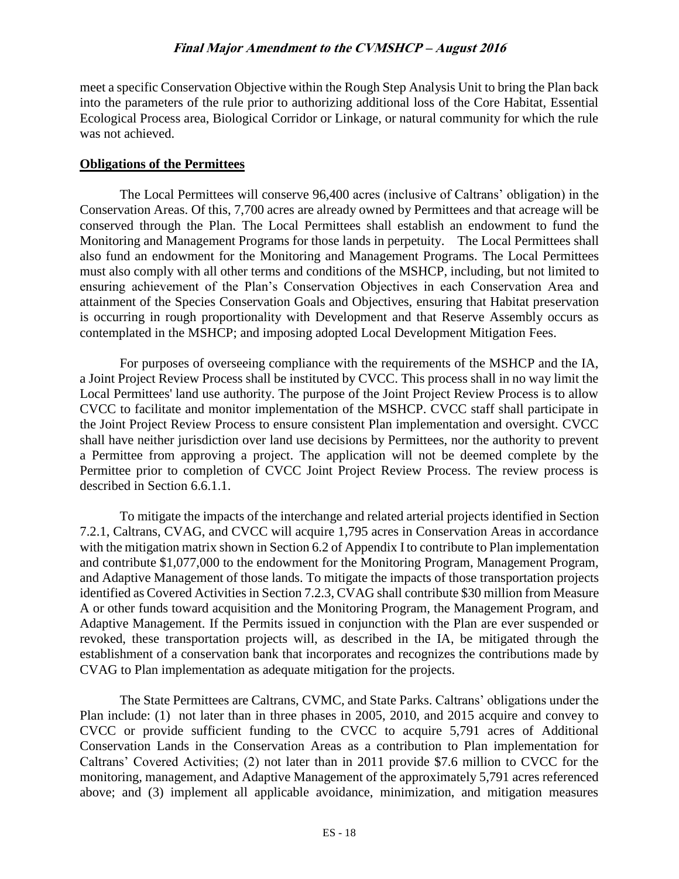meet a specific Conservation Objective within the Rough Step Analysis Unit to bring the Plan back into the parameters of the rule prior to authorizing additional loss of the Core Habitat, Essential Ecological Process area, Biological Corridor or Linkage, or natural community for which the rule was not achieved.

**Obligations of the Permittees**

The Local Permittees will conserve 96,400 acres (inclusive of Caltrans' obligation) in the Conservation Areas. Of this, 7,700 acres are already owned by Permittees and that acreage will be conserved through the Plan. The Local Permittees shall establish an endowment to fund the Monitoring and Management Programs for those lands in perpetuity. The Local Permittees shall also fund an endowment for the Monitoring and Management Programs. The Local Permittees must also comply with all other terms and conditions of the MSHCP, including, but not limited to ensuring achievement of the Plan's Conservation Objectives in each Conservation Area and attainment of the Species Conservation Goals and Objectives, ensuring that Habitat preservation is occurring in rough proportionality with Development and that Reserve Assembly occurs as contemplated in the MSHCP; and imposing adopted Local Development Mitigation Fees.

For purposes of overseeing compliance with the requirements of the MSHCP and the IA, a Joint Project Review Process shall be instituted by CVCC. This process shall in no way limit the Local Permittees' land use authority. The purpose of the Joint Project Review Process is to allow CVCC to facilitate and monitor implementation of the MSHCP. CVCC staff shall participate in the Joint Project Review Process to ensure consistent Plan implementation and oversight. CVCC shall have neither jurisdiction over land use decisions by Permittees, nor the authority to prevent a Permittee from approving a project. The application will not be deemed complete by the Permittee prior to completion of CVCC Joint Project Review Process. The review process is described in Section 6.6.1.1.

To mitigate the impacts of the interchange and related arterial projects identified in Section 7.2.1, Caltrans, CVAG, and CVCC will acquire 1,795 acres in Conservation Areas in accordance with the mitigation matrix shown in Section 6.2 of Appendix I to contribute to Plan implementation and contribute $1,077,000 to the endowment for the Monitoring Program, Management Program, and Adaptive Management of those lands. To mitigate the impacts of those transportation projects identified as Covered Activities in Section 7.2.3, CVAG shall contribute $30 million from Measure A or other funds toward acquisition and the Monitoring Program, the Management Program, and Adaptive Management. If the Permits issued in conjunction with the Plan are ever suspended or revoked, these transportation projects will, as described in the IA, be mitigated through the establishment of a conservation bank that incorporates and recognizes the contributions made by CVAG to Plan implementation as adequate mitigation for the projects.

The State Permittees are Caltrans, CVMC, and State Parks. Caltrans' obligations under the Plan include: (1) not later than in three phases in 2005, 2010, and 2015 acquire and convey to CVCC or provide sufficient funding to the CVCC to acquire 5,791 acres of Additional Conservation Lands in the Conservation Areas as a contribution to Plan implementation for Caltrans' Covered Activities; (2) not later than in 2011 provide $7.6 million to CVCC for the monitoring, management, and Adaptive Management of the approximately 5,791 acres referenced above; and (3) implement all applicable avoidance, minimization, and mitigation measures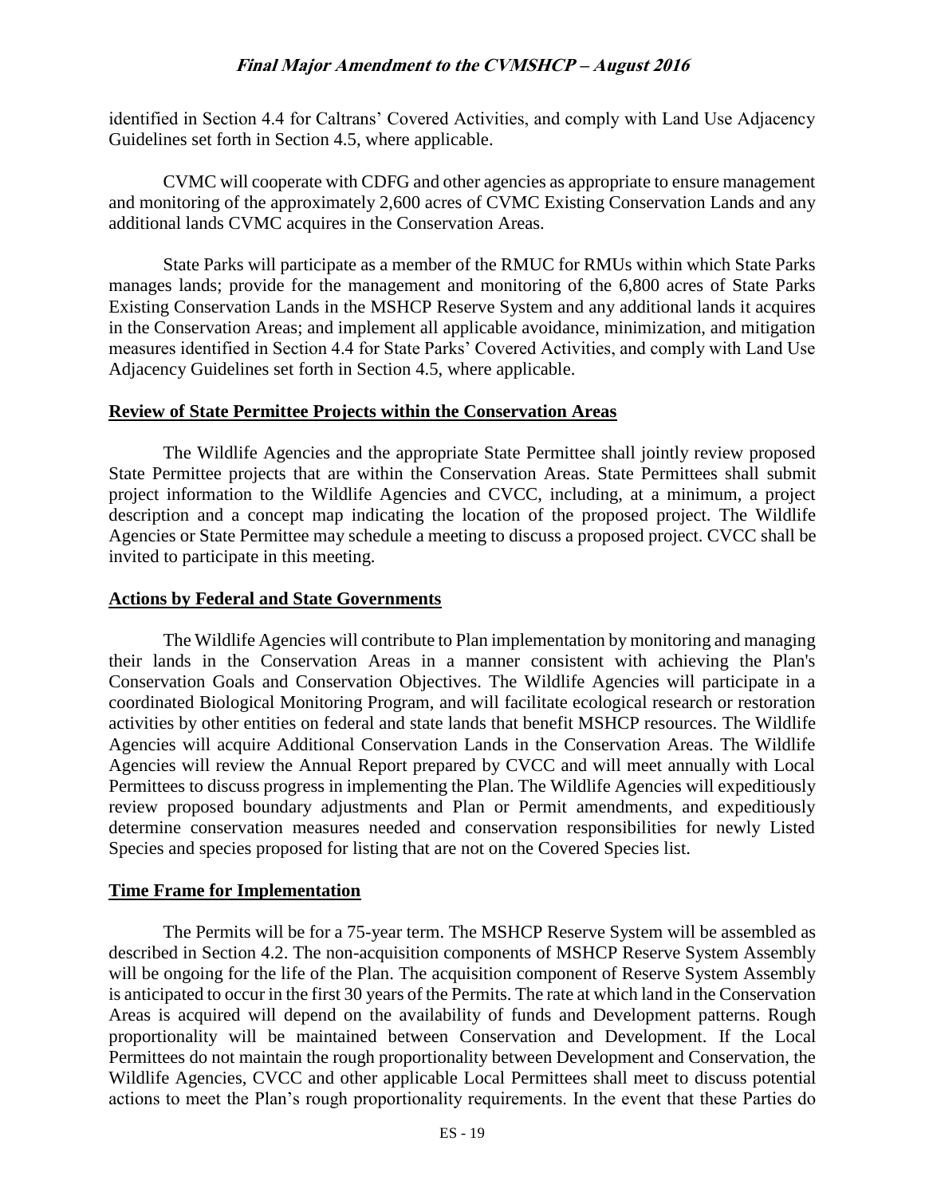identified in Section 4.4 for Caltrans' Covered Activities, and comply with Land Use Adjacency Guidelines set forth in Section 4.5, where applicable.

CVMC will cooperate with CDFG and other agencies as appropriate to ensure management and monitoring of the approximately 2,600 acres of CVMC Existing Conservation Lands and any additional lands CVMC acquires in the Conservation Areas.

State Parks will participate as a member of the RMUC for RMUs within which State Parks manages lands; provide for the management and monitoring of the 6,800 acres of State Parks Existing Conservation Lands in the MSHCP Reserve System and any additional lands it acquires in the Conservation Areas; and implement all applicable avoidance, minimization, and mitigation measures identified in Section 4.4 for State Parks' Covered Activities, and comply with Land Use Adjacency Guidelines set forth in Section 4.5, where applicable.

## Review of State Permittee Projects within the Conservation Areas

The Wildlife Agencies and the appropriate State Permittee shall jointly review proposed State Permittee projects that are within the Conservation Areas. State Permittees shall submit project information to the Wildlife Agencies and CVCC, including, at a minimum, a project description and a concept map indicating the location of the proposed project. The Wildlife Agencies or State Permittee may schedule a meeting to discuss a proposed project. CVCC shall be invited to participate in this meeting.

## Actions by Federal and State Governments

The Wildlife Agencies will contribute to Plan implementation by monitoring and managing their lands in the Conservation Areas in a manner consistent with achieving the Plan's Conservation Goals and Conservation Objectives. The Wildlife Agencies will participate in a coordinated Biological Monitoring Program, and will facilitate ecological research or restoration activities by other entities on federal and state lands that benefit MSHCP resources. The Wildlife Agencies will acquire Additional Conservation Lands in the Conservation Areas. The Wildlife Agencies will review the Annual Report prepared by CVCC and will meet annually with Local Permittees to discuss progress in implementing the Plan. The Wildlife Agencies will expeditiously review proposed boundary adjustments and Plan or Permit amendments, and expeditiously determine conservation measures needed and conservation responsibilities for newly Listed Species and species proposed for listing that are not on the Covered Species list.

## Time Frame for Implementation

The Permits will be for a 75-year term. The MSHCP Reserve System will be assembled as described in Section 4.2. The non-acquisition components of MSHCP Reserve System Assembly will be ongoing for the life of the Plan. The acquisition component of Reserve System Assembly is anticipated to occur in the first 30 years of the Permits. The rate at which land in the Conservation Areas is acquired will depend on the availability of funds and Development patterns. Rough proportionality will be maintained between Conservation and Development. If the Local Permittees do not maintain the rough proportionality between Development and Conservation, the Wildlife Agencies, CVCC and other applicable Local Permittees shall meet to discuss potential actions to meet the Plan's rough proportionality requirements. In the event that these Parties do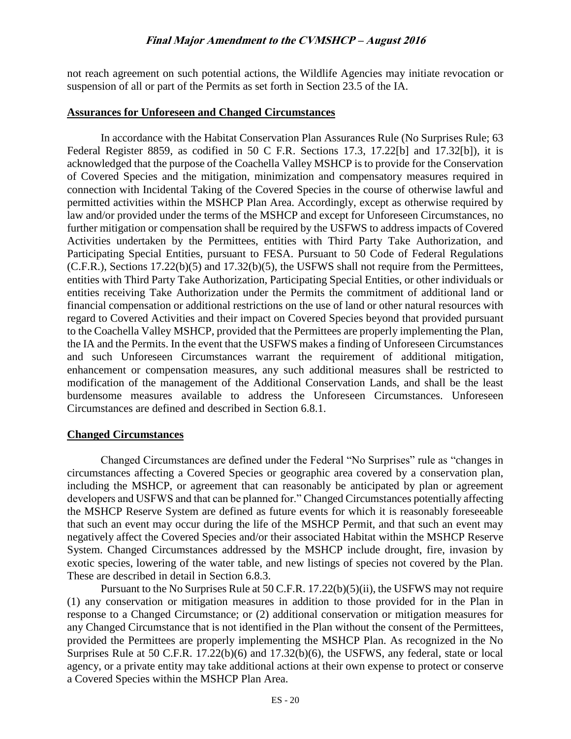not reach agreement on such potential actions, the Wildlife Agencies may initiate revocation or suspension of all or part of the Permits as set forth in Section 23.5 of the IA.

## Assurances for Unforeseen and Changed Circumstances

In accordance with the Habitat Conservation Plan Assurances Rule (No Surprises Rule; 63 Federal Register 8859, as codified in 50 C F.R. Sections 17.3, 17.22[b] and 17.32[b]), it is acknowledged that the purpose of the Coachella Valley MSHCP is to provide for the Conservation of Covered Species and the mitigation, minimization and compensatory measures required in connection with Incidental Taking of the Covered Species in the course of otherwise lawful and permitted activities within the MSHCP Plan Area. Accordingly, except as otherwise required by law and/or provided under the terms of the MSHCP and except for Unforeseen Circumstances, no further mitigation or compensation shall be required by the USFWS to address impacts of Covered Activities undertaken by the Permittees, entities with Third Party Take Authorization, and Participating Special Entities, pursuant to FESA. Pursuant to 50 Code of Federal Regulations (C.F.R.), Sections 17.22(b)(5) and 17.32(b)(5), the USFWS shall not require from the Permittees, entities with Third Party Take Authorization, Participating Special Entities, or other individuals or entities receiving Take Authorization under the Permits the commitment of additional land or financial compensation or additional restrictions on the use of land or other natural resources with regard to Covered Activities and their impact on Covered Species beyond that provided pursuant to the Coachella Valley MSHCP, provided that the Permittees are properly implementing the Plan, the IA and the Permits. In the event that the USFWS makes a finding of Unforeseen Circumstances and such Unforeseen Circumstances warrant the requirement of additional mitigation, enhancement or compensation measures, any such additional measures shall be restricted to modification of the management of the Additional Conservation Lands, and shall be the least burdensome measures available to address the Unforeseen Circumstances. Unforeseen Circumstances are defined and described in Section 6.8.1.

## Changed Circumstances

Changed Circumstances are defined under the Federal "No Surprises" rule as "changes in circumstances affecting a Covered Species or geographic area covered by a conservation plan, including the MSHCP, or agreement that can reasonably be anticipated by plan or agreement developers and USFWS and that can be planned for." Changed Circumstances potentially affecting the MSHCP Reserve System are defined as future events for which it is reasonably foreseeable that such an event may occur during the life of the MSHCP Permit, and that such an event may negatively affect the Covered Species and/or their associated Habitat within the MSHCP Reserve System. Changed Circumstances addressed by the MSHCP include drought, fire, invasion by exotic species, lowering of the water table, and new listings of species not covered by the Plan. These are described in detail in Section 6.8.3.

Pursuant to the No Surprises Rule at 50 C.F.R. 17.22(b)(5)(ii), the USFWS may not require (1) any conservation or mitigation measures in addition to those provided for in the Plan in response to a Changed Circumstance; or (2) additional conservation or mitigation measures for any Changed Circumstance that is not identified in the Plan without the consent of the Permittees, provided the Permittees are properly implementing the MSHCP Plan. As recognized in the No Surprises Rule at 50 C.F.R. 17.22(b)(6) and 17.32(b)(6), the USFWS, any federal, state or local agency, or a private entity may take additional actions at their own expense to protect or conserve a Covered Species within the MSHCP Plan Area.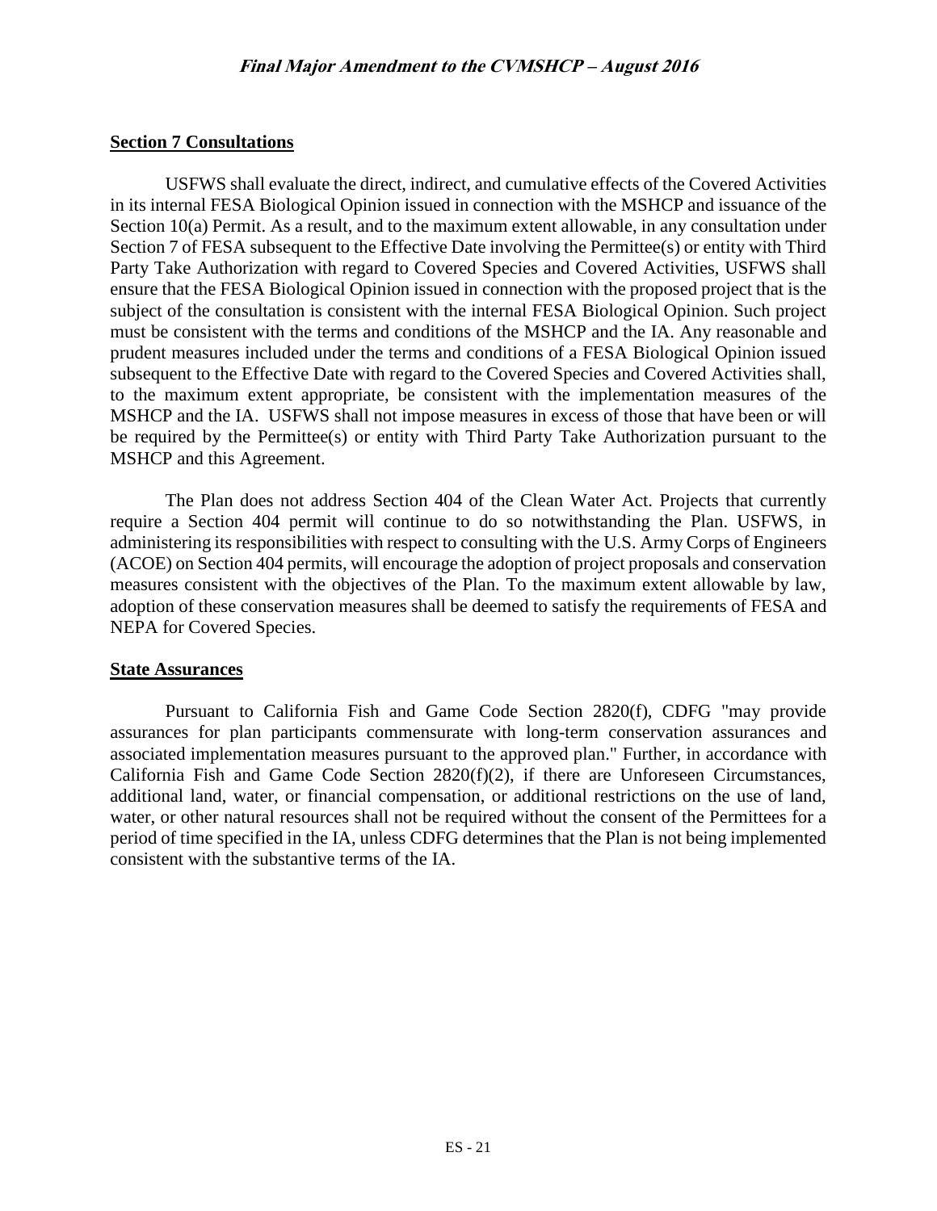## Section 7 Consultations

USFWS shall evaluate the direct, indirect, and cumulative effects of the Covered Activities in its internal FESA Biological Opinion issued in connection with the MSHCP and issuance of the Section 10(a) Permit. As a result, and to the maximum extent allowable, in any consultation under Section 7 of FESA subsequent to the Effective Date involving the Permittee(s) or entity with Third Party Take Authorization with regard to Covered Species and Covered Activities, USFWS shall ensure that the FESA Biological Opinion issued in connection with the proposed project that is the subject of the consultation is consistent with the internal FESA Biological Opinion. Such project must be consistent with the terms and conditions of the MSHCP and the IA. Any reasonable and prudent measures included under the terms and conditions of a FESA Biological Opinion issued subsequent to the Effective Date with regard to the Covered Species and Covered Activities shall, to the maximum extent appropriate, be consistent with the implementation measures of the MSHCP and the IA. USFWS shall not impose measures in excess of those that have been or will be required by the Permittee(s) or entity with Third Party Take Authorization pursuant to the MSHCP and this Agreement.

The Plan does not address Section 404 of the Clean Water Act. Projects that currently require a Section 404 permit will continue to do so notwithstanding the Plan. USFWS, in administering its responsibilities with respect to consulting with the U.S. Army Corps of Engineers (ACOE) on Section 404 permits, will encourage the adoption of project proposals and conservation measures consistent with the objectives of the Plan. To the maximum extent allowable by law, adoption of these conservation measures shall be deemed to satisfy the requirements of FESA and NEPA for Covered Species.

## State Assurances

Pursuant to California Fish and Game Code Section 2820(f), CDFG "may provide assurances for plan participants commensurate with long-term conservation assurances and associated implementation measures pursuant to the approved plan." Further, in accordance with California Fish and Game Code Section 2820(f)(2), if there are Unforeseen Circumstances, additional land, water, or financial compensation, or additional restrictions on the use of land, water, or other natural resources shall not be required without the consent of the Permittees for a period of time specified in the IA, unless CDFG determines that the Plan is not being implemented consistent with the substantive terms of the IA.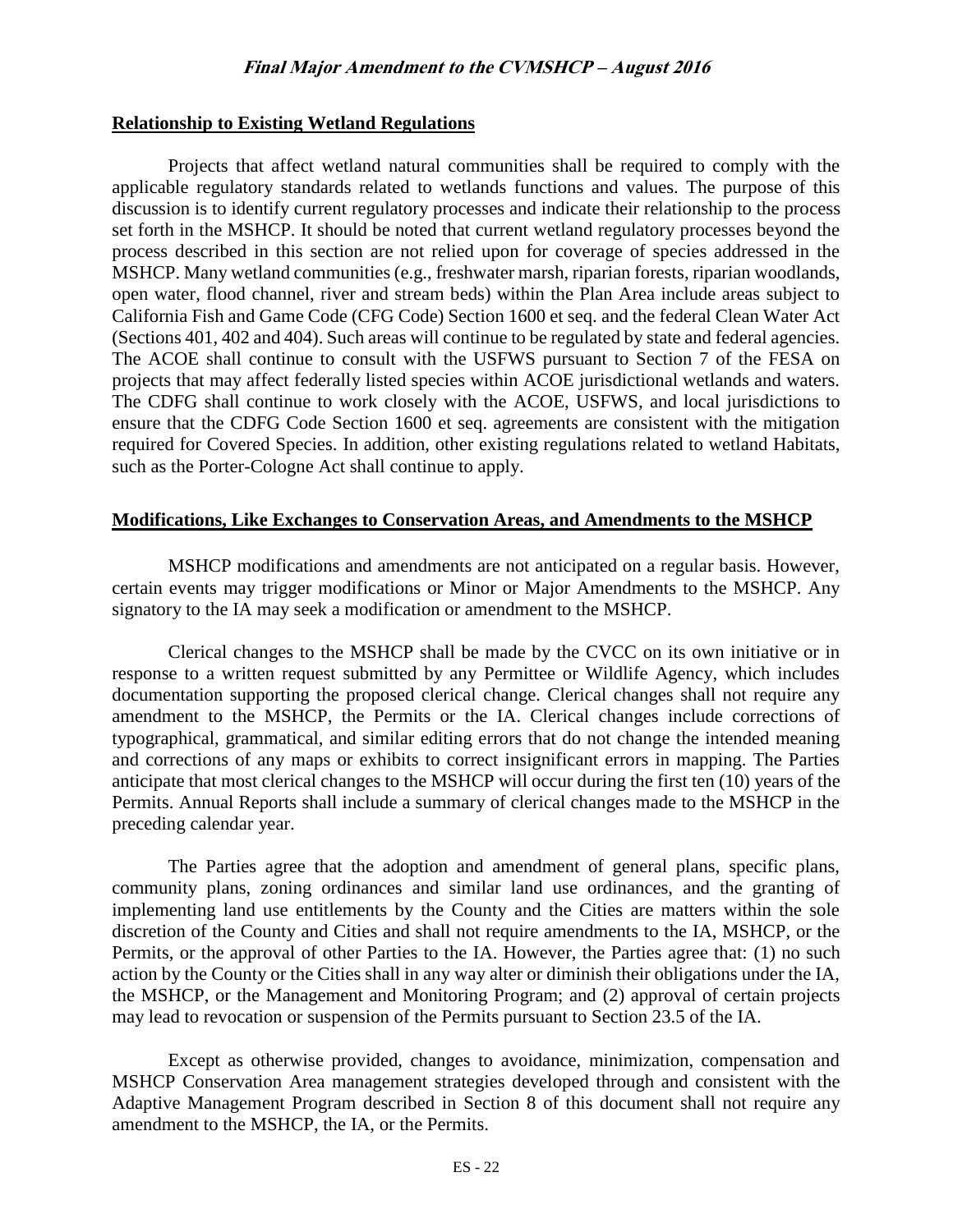**Relationship to Existing Wetland Regulations**

Projects that affect wetland natural communities shall be required to comply with the applicable regulatory standards related to wetlands functions and values. The purpose of this discussion is to identify current regulatory processes and indicate their relationship to the process set forth in the MSHCP. It should be noted that current wetland regulatory processes beyond the process described in this section are not relied upon for coverage of species addressed in the MSHCP. Many wetland communities (e.g., freshwater marsh, riparian forests, riparian woodlands, open water, flood channel, river and stream beds) within the Plan Area include areas subject to California Fish and Game Code (CFG Code) Section 1600 et seq. and the federal Clean Water Act (Sections 401, 402 and 404). Such areas will continue to be regulated by state and federal agencies. The ACOE shall continue to consult with the USFWS pursuant to Section 7 of the FESA on projects that may affect federally listed species within ACOE jurisdictional wetlands and waters. The CDFG shall continue to work closely with the ACOE, USFWS, and local jurisdictions to ensure that the CDFG Code Section 1600 et seq. agreements are consistent with the mitigation required for Covered Species. In addition, other existing regulations related to wetland Habitats, such as the Porter-Cologne Act shall continue to apply.

**Modifications, Like Exchanges to Conservation Areas, and Amendments to the MSHCP**

MSHCP modifications and amendments are not anticipated on a regular basis. However, certain events may trigger modifications or Minor or Major Amendments to the MSHCP. Any signatory to the IA may seek a modification or amendment to the MSHCP.

Clerical changes to the MSHCP shall be made by the CVCC on its own initiative or in response to a written request submitted by any Permittee or Wildlife Agency, which includes documentation supporting the proposed clerical change. Clerical changes shall not require any amendment to the MSHCP, the Permits or the IA. Clerical changes include corrections of typographical, grammatical, and similar editing errors that do not change the intended meaning and corrections of any maps or exhibits to correct insignificant errors in mapping. The Parties anticipate that most clerical changes to the MSHCP will occur during the first ten (10) years of the Permits. Annual Reports shall include a summary of clerical changes made to the MSHCP in the preceding calendar year.

The Parties agree that the adoption and amendment of general plans, specific plans, community plans, zoning ordinances and similar land use ordinances, and the granting of implementing land use entitlements by the County and the Cities are matters within the sole discretion of the County and Cities and shall not require amendments to the IA, MSHCP, or the Permits, or the approval of other Parties to the IA. However, the Parties agree that: (1) no such action by the County or the Cities shall in any way alter or diminish their obligations under the IA, the MSHCP, or the Management and Monitoring Program; and (2) approval of certain projects may lead to revocation or suspension of the Permits pursuant to Section 23.5 of the IA.

Except as otherwise provided, changes to avoidance, minimization, compensation and MSHCP Conservation Area management strategies developed through and consistent with the Adaptive Management Program described in Section 8 of this document shall not require any amendment to the MSHCP, the IA, or the Permits.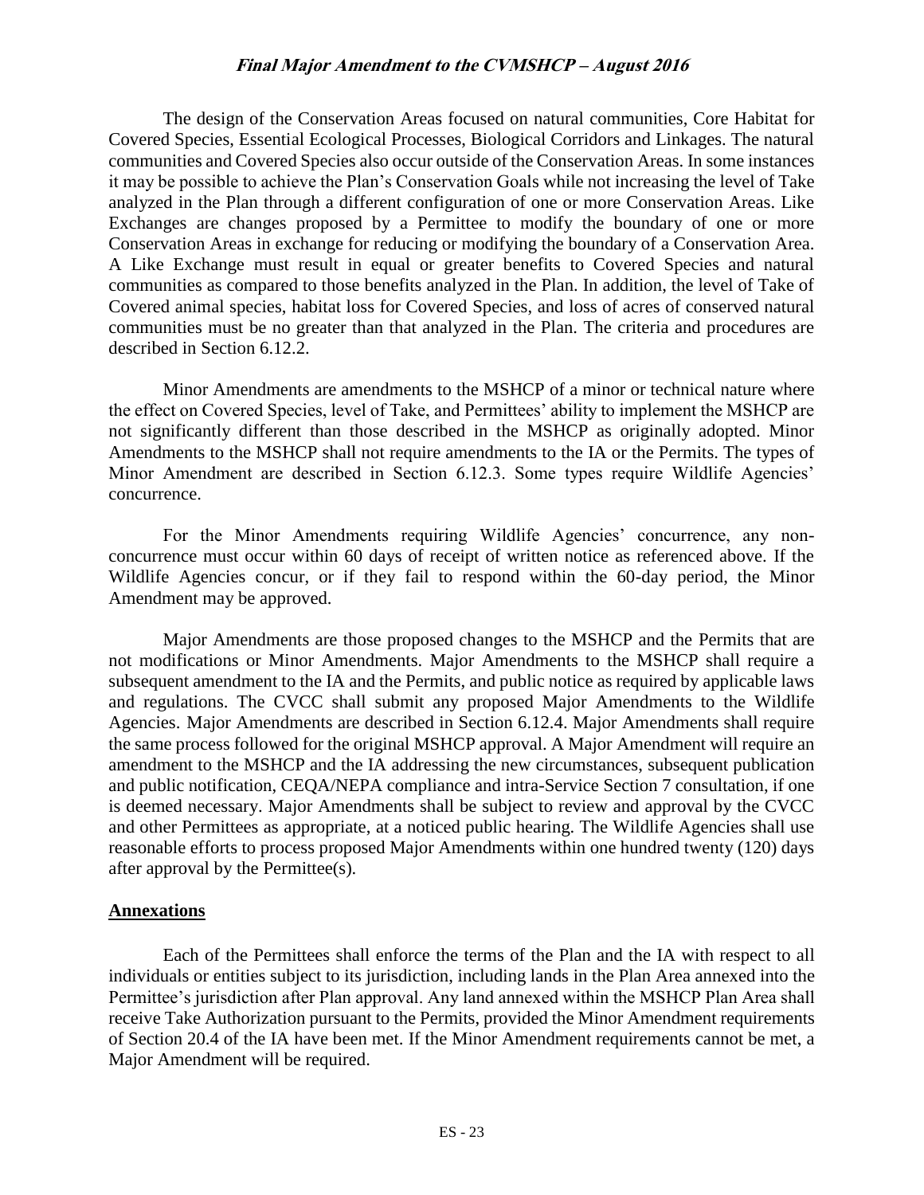The design of the Conservation Areas focused on natural communities, Core Habitat for Covered Species, Essential Ecological Processes, Biological Corridors and Linkages. The natural communities and Covered Species also occur outside of the Conservation Areas. In some instances it may be possible to achieve the Plan's Conservation Goals while not increasing the level of Take analyzed in the Plan through a different configuration of one or more Conservation Areas. Like Exchanges are changes proposed by a Permittee to modify the boundary of one or more Conservation Areas in exchange for reducing or modifying the boundary of a Conservation Area. A Like Exchange must result in equal or greater benefits to Covered Species and natural communities as compared to those benefits analyzed in the Plan. In addition, the level of Take of Covered animal species, habitat loss for Covered Species, and loss of acres of conserved natural communities must be no greater than that analyzed in the Plan. The criteria and procedures are described in Section 6.12.2.

Minor Amendments are amendments to the MSHCP of a minor or technical nature where the effect on Covered Species, level of Take, and Permittees' ability to implement the MSHCP are not significantly different than those described in the MSHCP as originally adopted. Minor Amendments to the MSHCP shall not require amendments to the IA or the Permits. The types of Minor Amendment are described in Section 6.12.3. Some types require Wildlife Agencies' concurrence.

For the Minor Amendments requiring Wildlife Agencies' concurrence, any non-concurrence must occur within 60 days of receipt of written notice as referenced above. If the Wildlife Agencies concur, or if they fail to respond within the 60-day period, the Minor Amendment may be approved.

Major Amendments are those proposed changes to the MSHCP and the Permits that are not modifications or Minor Amendments. Major Amendments to the MSHCP shall require a subsequent amendment to the IA and the Permits, and public notice as required by applicable laws and regulations. The CVCC shall submit any proposed Major Amendments to the Wildlife Agencies. Major Amendments are described in Section 6.12.4. Major Amendments shall require the same process followed for the original MSHCP approval. A Major Amendment will require an amendment to the MSHCP and the IA addressing the new circumstances, subsequent publication and public notification, CEQA/NEPA compliance and intra-Service Section 7 consultation, if one is deemed necessary. Major Amendments shall be subject to review and approval by the CVCC and other Permittees as appropriate, at a noticed public hearing. The Wildlife Agencies shall use reasonable efforts to process proposed Major Amendments within one hundred twenty (120) days after approval by the Permittee(s).

## Annexations

Each of the Permittees shall enforce the terms of the Plan and the IA with respect to all individuals or entities subject to its jurisdiction, including lands in the Plan Area annexed into the Permittee's jurisdiction after Plan approval. Any land annexed within the MSHCP Plan Area shall receive Take Authorization pursuant to the Permits, provided the Minor Amendment requirements of Section 20.4 of the IA have been met. If the Minor Amendment requirements cannot be met, a Major Amendment will be required.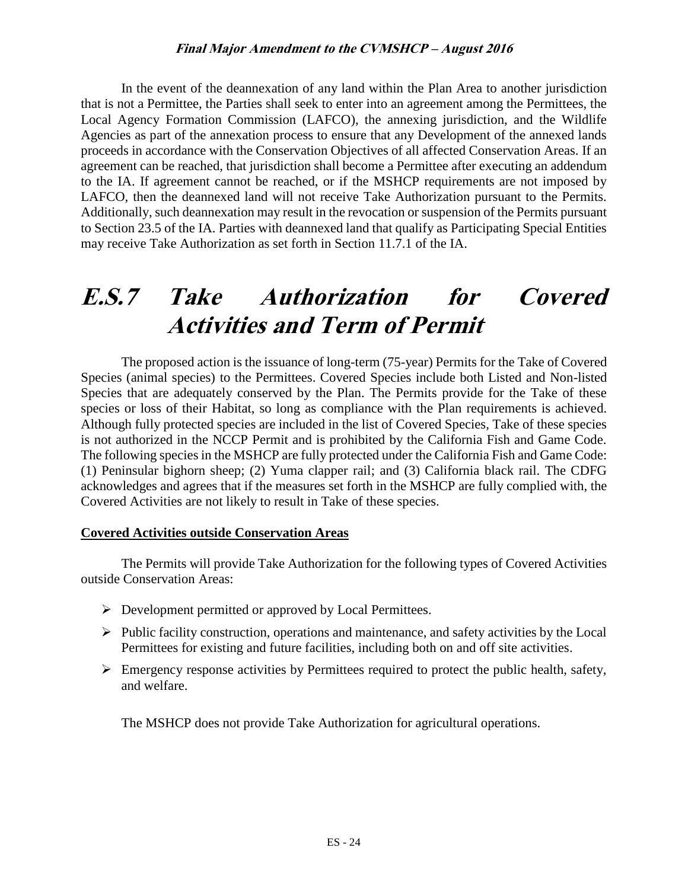In the event of the deannexation of any land within the Plan Area to another jurisdiction that is not a Permittee, the Parties shall seek to enter into an agreement among the Permittees, the Local Agency Formation Commission (LAFCO), the annexing jurisdiction, and the Wildlife Agencies as part of the annexation process to ensure that any Development of the annexed lands proceeds in accordance with the Conservation Objectives of all affected Conservation Areas. If an agreement can be reached, that jurisdiction shall become a Permittee after executing an addendum to the IA. If agreement cannot be reached, or if the MSHCP requirements are not imposed by LAFCO, then the deannexed land will not receive Take Authorization pursuant to the Permits. Additionally, such deannexation may result in the revocation or suspension of the Permits pursuant to Section 23.5 of the IA. Parties with deannexed land that qualify as Participating Special Entities may receive Take Authorization as set forth in Section 11.7.1 of the IA.

# *E.S.7 Take Authorization for Covered Activities and Term of Permit*

The proposed action is the issuance of long-term (75-year) Permits for the Take of Covered Species (animal species) to the Permittees. Covered Species include both Listed and Non-listed Species that are adequately conserved by the Plan. The Permits provide for the Take of these species or loss of their Habitat, so long as compliance with the Plan requirements is achieved. Although fully protected species are included in the list of Covered Species, Take of these species is not authorized in the NCCP Permit and is prohibited by the California Fish and Game Code. The following species in the MSHCP are fully protected under the California Fish and Game Code: (1) Peninsular bighorn sheep; (2) Yuma clapper rail; and (3) California black rail. The CDFG acknowledges and agrees that if the measures set forth in the MSHCP are fully complied with, the Covered Activities are not likely to result in Take of these species.

**Covered Activities outside Conservation Areas**

The Permits will provide Take Authorization for the following types of Covered Activities outside Conservation Areas:

- Development permitted or approved by Local Permittees.
- Public facility construction, operations and maintenance, and safety activities by the Local Permittees for existing and future facilities, including both on and off site activities.
- Emergency response activities by Permittees required to protect the public health, safety, and welfare.

The MSHCP does not provide Take Authorization for agricultural operations.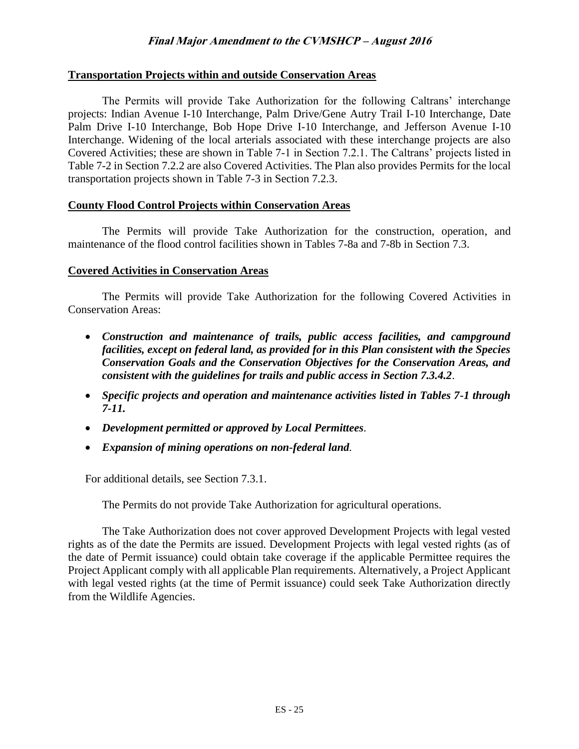**Transportation Projects within and outside Conservation Areas**

The Permits will provide Take Authorization for the following Caltrans' interchange projects: Indian Avenue I-10 Interchange, Palm Drive/Gene Autry Trail I-10 Interchange, Date Palm Drive I-10 Interchange, Bob Hope Drive I-10 Interchange, and Jefferson Avenue I-10 Interchange. Widening of the local arterials associated with these interchange projects are also Covered Activities; these are shown in Table 7-1 in Section 7.2.1. The Caltrans' projects listed in Table 7-2 in Section 7.2.2 are also Covered Activities. The Plan also provides Permits for the local transportation projects shown in Table 7-3 in Section 7.2.3.

**County Flood Control Projects within Conservation Areas**

The Permits will provide Take Authorization for the construction, operation, and maintenance of the flood control facilities shown in Tables 7-8a and 7-8b in Section 7.3.

**Covered Activities in Conservation Areas**

The Permits will provide Take Authorization for the following Covered Activities in Conservation Areas:

- ***Construction and maintenance of trails, public access facilities, and campground facilities, except on federal land, as provided for in this Plan consistent with the Species Conservation Goals and the Conservation Objectives for the Conservation Areas, and consistent with the guidelines for trails and public access in Section 7.3.4.2***.
- ***Specific projects and operation and maintenance activities listed in Tables 7-1 through 7-11.***
- ***Development permitted or approved by Local Permittees***.
- ***Expansion of mining operations on non-federal land***.

For additional details, see Section 7.3.1.

The Permits do not provide Take Authorization for agricultural operations.

The Take Authorization does not cover approved Development Projects with legal vested rights as of the date the Permits are issued. Development Projects with legal vested rights (as of the date of Permit issuance) could obtain take coverage if the applicable Permittee requires the Project Applicant comply with all applicable Plan requirements. Alternatively, a Project Applicant with legal vested rights (at the time of Permit issuance) could seek Take Authorization directly from the Wildlife Agencies.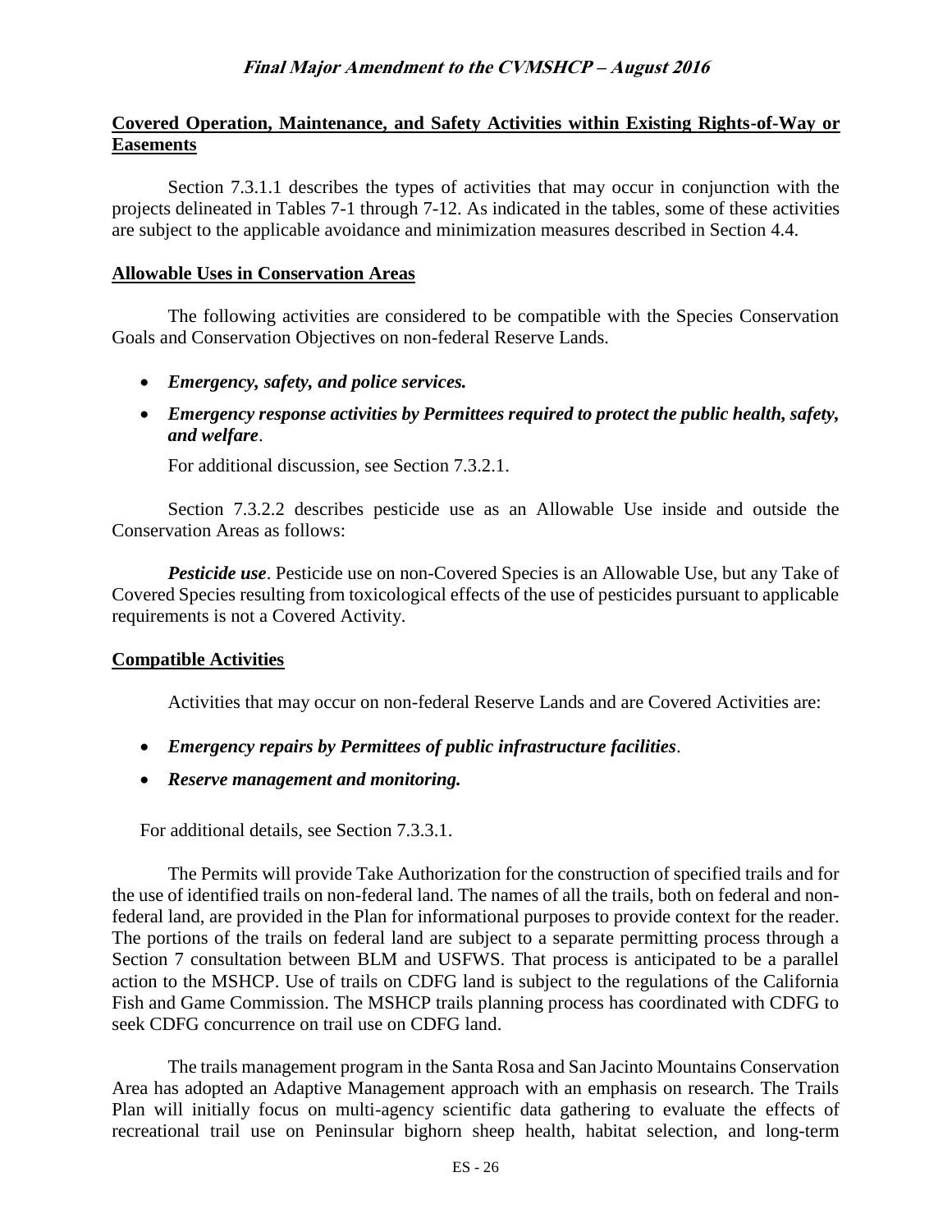**Covered Operation, Maintenance, and Safety Activities within Existing Rights-of-Way or Easements**

Section 7.3.1.1 describes the types of activities that may occur in conjunction with the projects delineated in Tables 7-1 through 7-12. As indicated in the tables, some of these activities are subject to the applicable avoidance and minimization measures described in Section 4.4.

**Allowable Uses in Conservation Areas**

The following activities are considered to be compatible with the Species Conservation Goals and Conservation Objectives on non-federal Reserve Lands.

- ***Emergency, safety, and police services.***
- ***Emergency response activities by Permittees required to protect the public health, safety, and welfare***.

  For additional discussion, see Section 7.3.2.1.

Section 7.3.2.2 describes pesticide use as an Allowable Use inside and outside the Conservation Areas as follows:

***Pesticide use***. Pesticide use on non-Covered Species is an Allowable Use, but any Take of Covered Species resulting from toxicological effects of the use of pesticides pursuant to applicable requirements is not a Covered Activity.

**Compatible Activities**

Activities that may occur on non-federal Reserve Lands and are Covered Activities are:

- ***Emergency repairs by Permittees of public infrastructure facilities***.
- ***Reserve management and monitoring.***

For additional details, see Section 7.3.3.1.

The Permits will provide Take Authorization for the construction of specified trails and for the use of identified trails on non-federal land. The names of all the trails, both on federal and non-federal land, are provided in the Plan for informational purposes to provide context for the reader. The portions of the trails on federal land are subject to a separate permitting process through a Section 7 consultation between BLM and USFWS. That process is anticipated to be a parallel action to the MSHCP. Use of trails on CDFG land is subject to the regulations of the California Fish and Game Commission. The MSHCP trails planning process has coordinated with CDFG to seek CDFG concurrence on trail use on CDFG land.

The trails management program in the Santa Rosa and San Jacinto Mountains Conservation Area has adopted an Adaptive Management approach with an emphasis on research. The Trails Plan will initially focus on multi-agency scientific data gathering to evaluate the effects of recreational trail use on Peninsular bighorn sheep health, habitat selection, and long-term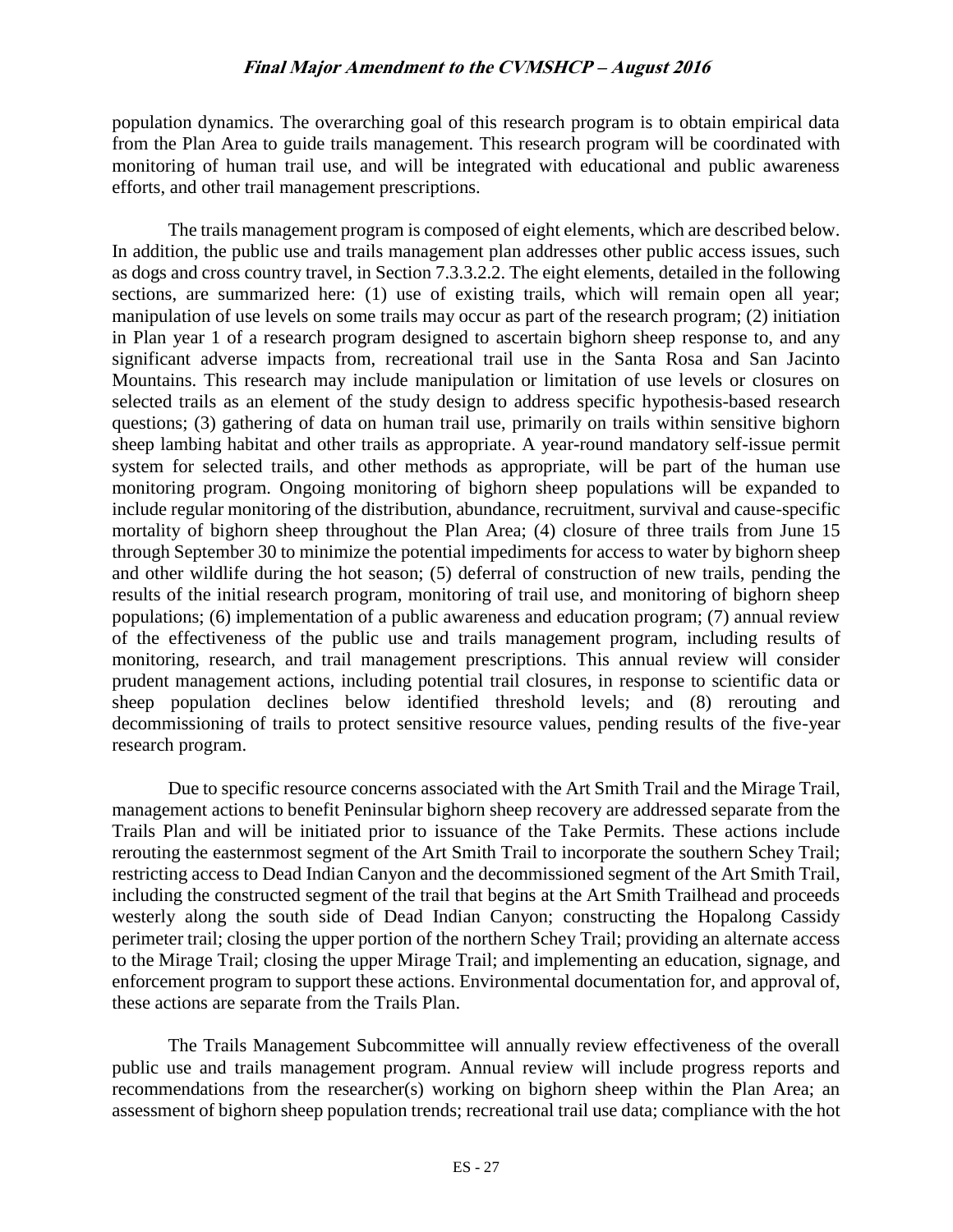population dynamics. The overarching goal of this research program is to obtain empirical data from the Plan Area to guide trails management. This research program will be coordinated with monitoring of human trail use, and will be integrated with educational and public awareness efforts, and other trail management prescriptions.

The trails management program is composed of eight elements, which are described below. In addition, the public use and trails management plan addresses other public access issues, such as dogs and cross country travel, in Section 7.3.3.2.2. The eight elements, detailed in the following sections, are summarized here: (1) use of existing trails, which will remain open all year; manipulation of use levels on some trails may occur as part of the research program; (2) initiation in Plan year 1 of a research program designed to ascertain bighorn sheep response to, and any significant adverse impacts from, recreational trail use in the Santa Rosa and San Jacinto Mountains. This research may include manipulation or limitation of use levels or closures on selected trails as an element of the study design to address specific hypothesis-based research questions; (3) gathering of data on human trail use, primarily on trails within sensitive bighorn sheep lambing habitat and other trails as appropriate. A year-round mandatory self-issue permit system for selected trails, and other methods as appropriate, will be part of the human use monitoring program. Ongoing monitoring of bighorn sheep populations will be expanded to include regular monitoring of the distribution, abundance, recruitment, survival and cause-specific mortality of bighorn sheep throughout the Plan Area; (4) closure of three trails from June 15 through September 30 to minimize the potential impediments for access to water by bighorn sheep and other wildlife during the hot season; (5) deferral of construction of new trails, pending the results of the initial research program, monitoring of trail use, and monitoring of bighorn sheep populations; (6) implementation of a public awareness and education program; (7) annual review of the effectiveness of the public use and trails management program, including results of monitoring, research, and trail management prescriptions. This annual review will consider prudent management actions, including potential trail closures, in response to scientific data or sheep population declines below identified threshold levels; and (8) rerouting and decommissioning of trails to protect sensitive resource values, pending results of the five-year research program.

Due to specific resource concerns associated with the Art Smith Trail and the Mirage Trail, management actions to benefit Peninsular bighorn sheep recovery are addressed separate from the Trails Plan and will be initiated prior to issuance of the Take Permits. These actions include rerouting the easternmost segment of the Art Smith Trail to incorporate the southern Schey Trail; restricting access to Dead Indian Canyon and the decommissioned segment of the Art Smith Trail, including the constructed segment of the trail that begins at the Art Smith Trailhead and proceeds westerly along the south side of Dead Indian Canyon; constructing the Hopalong Cassidy perimeter trail; closing the upper portion of the northern Schey Trail; providing an alternate access to the Mirage Trail; closing the upper Mirage Trail; and implementing an education, signage, and enforcement program to support these actions. Environmental documentation for, and approval of, these actions are separate from the Trails Plan.

The Trails Management Subcommittee will annually review effectiveness of the overall public use and trails management program. Annual review will include progress reports and recommendations from the researcher(s) working on bighorn sheep within the Plan Area; an assessment of bighorn sheep population trends; recreational trail use data; compliance with the hot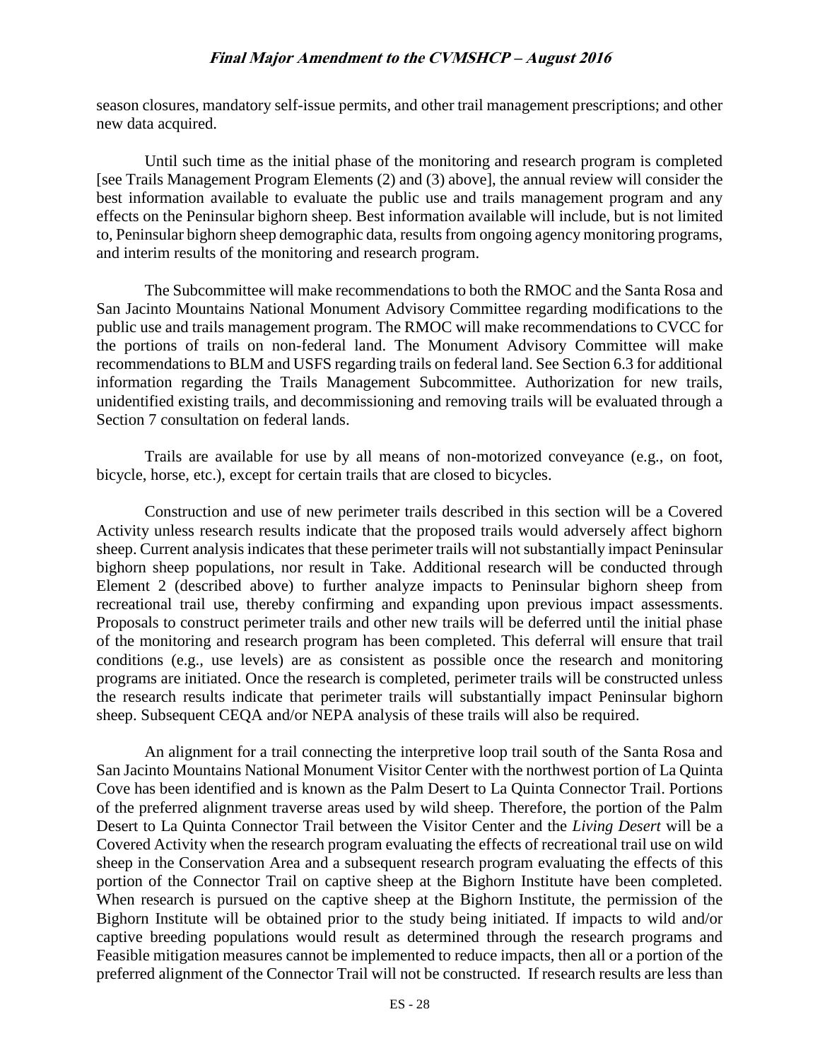season closures, mandatory self-issue permits, and other trail management prescriptions; and other new data acquired.

Until such time as the initial phase of the monitoring and research program is completed [see Trails Management Program Elements (2) and (3) above], the annual review will consider the best information available to evaluate the public use and trails management program and any effects on the Peninsular bighorn sheep. Best information available will include, but is not limited to, Peninsular bighorn sheep demographic data, results from ongoing agency monitoring programs, and interim results of the monitoring and research program.

The Subcommittee will make recommendations to both the RMOC and the Santa Rosa and San Jacinto Mountains National Monument Advisory Committee regarding modifications to the public use and trails management program. The RMOC will make recommendations to CVCC for the portions of trails on non-federal land. The Monument Advisory Committee will make recommendations to BLM and USFS regarding trails on federal land. See Section 6.3 for additional information regarding the Trails Management Subcommittee. Authorization for new trails, unidentified existing trails, and decommissioning and removing trails will be evaluated through a Section 7 consultation on federal lands.

Trails are available for use by all means of non-motorized conveyance (e.g., on foot, bicycle, horse, etc.), except for certain trails that are closed to bicycles.

Construction and use of new perimeter trails described in this section will be a Covered Activity unless research results indicate that the proposed trails would adversely affect bighorn sheep. Current analysis indicates that these perimeter trails will not substantially impact Peninsular bighorn sheep populations, nor result in Take. Additional research will be conducted through Element 2 (described above) to further analyze impacts to Peninsular bighorn sheep from recreational trail use, thereby confirming and expanding upon previous impact assessments. Proposals to construct perimeter trails and other new trails will be deferred until the initial phase of the monitoring and research program has been completed. This deferral will ensure that trail conditions (e.g., use levels) are as consistent as possible once the research and monitoring programs are initiated. Once the research is completed, perimeter trails will be constructed unless the research results indicate that perimeter trails will substantially impact Peninsular bighorn sheep. Subsequent CEQA and/or NEPA analysis of these trails will also be required.

An alignment for a trail connecting the interpretive loop trail south of the Santa Rosa and San Jacinto Mountains National Monument Visitor Center with the northwest portion of La Quinta Cove has been identified and is known as the Palm Desert to La Quinta Connector Trail. Portions of the preferred alignment traverse areas used by wild sheep. Therefore, the portion of the Palm Desert to La Quinta Connector Trail between the Visitor Center and the *Living Desert* will be a Covered Activity when the research program evaluating the effects of recreational trail use on wild sheep in the Conservation Area and a subsequent research program evaluating the effects of this portion of the Connector Trail on captive sheep at the Bighorn Institute have been completed. When research is pursued on the captive sheep at the Bighorn Institute, the permission of the Bighorn Institute will be obtained prior to the study being initiated. If impacts to wild and/or captive breeding populations would result as determined through the research programs and Feasible mitigation measures cannot be implemented to reduce impacts, then all or a portion of the preferred alignment of the Connector Trail will not be constructed. If research results are less than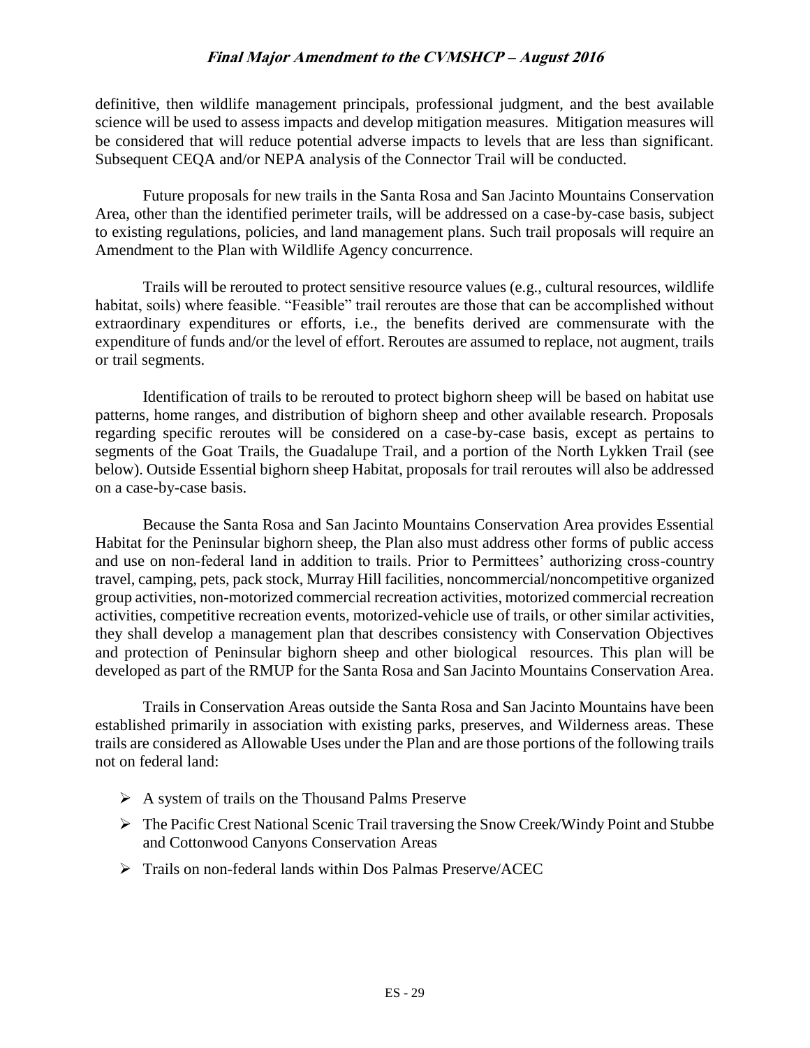definitive, then wildlife management principals, professional judgment, and the best available science will be used to assess impacts and develop mitigation measures. Mitigation measures will be considered that will reduce potential adverse impacts to levels that are less than significant. Subsequent CEQA and/or NEPA analysis of the Connector Trail will be conducted.

Future proposals for new trails in the Santa Rosa and San Jacinto Mountains Conservation Area, other than the identified perimeter trails, will be addressed on a case-by-case basis, subject to existing regulations, policies, and land management plans. Such trail proposals will require an Amendment to the Plan with Wildlife Agency concurrence.

Trails will be rerouted to protect sensitive resource values (e.g., cultural resources, wildlife habitat, soils) where feasible. "Feasible" trail reroutes are those that can be accomplished without extraordinary expenditures or efforts, i.e., the benefits derived are commensurate with the expenditure of funds and/or the level of effort. Reroutes are assumed to replace, not augment, trails or trail segments.

Identification of trails to be rerouted to protect bighorn sheep will be based on habitat use patterns, home ranges, and distribution of bighorn sheep and other available research. Proposals regarding specific reroutes will be considered on a case-by-case basis, except as pertains to segments of the Goat Trails, the Guadalupe Trail, and a portion of the North Lykken Trail (see below). Outside Essential bighorn sheep Habitat, proposals for trail reroutes will also be addressed on a case-by-case basis.

Because the Santa Rosa and San Jacinto Mountains Conservation Area provides Essential Habitat for the Peninsular bighorn sheep, the Plan also must address other forms of public access and use on non-federal land in addition to trails. Prior to Permittees' authorizing cross-country travel, camping, pets, pack stock, Murray Hill facilities, noncommercial/noncompetitive organized group activities, non-motorized commercial recreation activities, motorized commercial recreation activities, competitive recreation events, motorized-vehicle use of trails, or other similar activities, they shall develop a management plan that describes consistency with Conservation Objectives and protection of Peninsular bighorn sheep and other biological resources. This plan will be developed as part of the RMUP for the Santa Rosa and San Jacinto Mountains Conservation Area.

Trails in Conservation Areas outside the Santa Rosa and San Jacinto Mountains have been established primarily in association with existing parks, preserves, and Wilderness areas. These trails are considered as Allowable Uses under the Plan and are those portions of the following trails not on federal land:

- A system of trails on the Thousand Palms Preserve
- The Pacific Crest National Scenic Trail traversing the Snow Creek/Windy Point and Stubbe and Cottonwood Canyons Conservation Areas
- Trails on non-federal lands within Dos Palmas Preserve/ACEC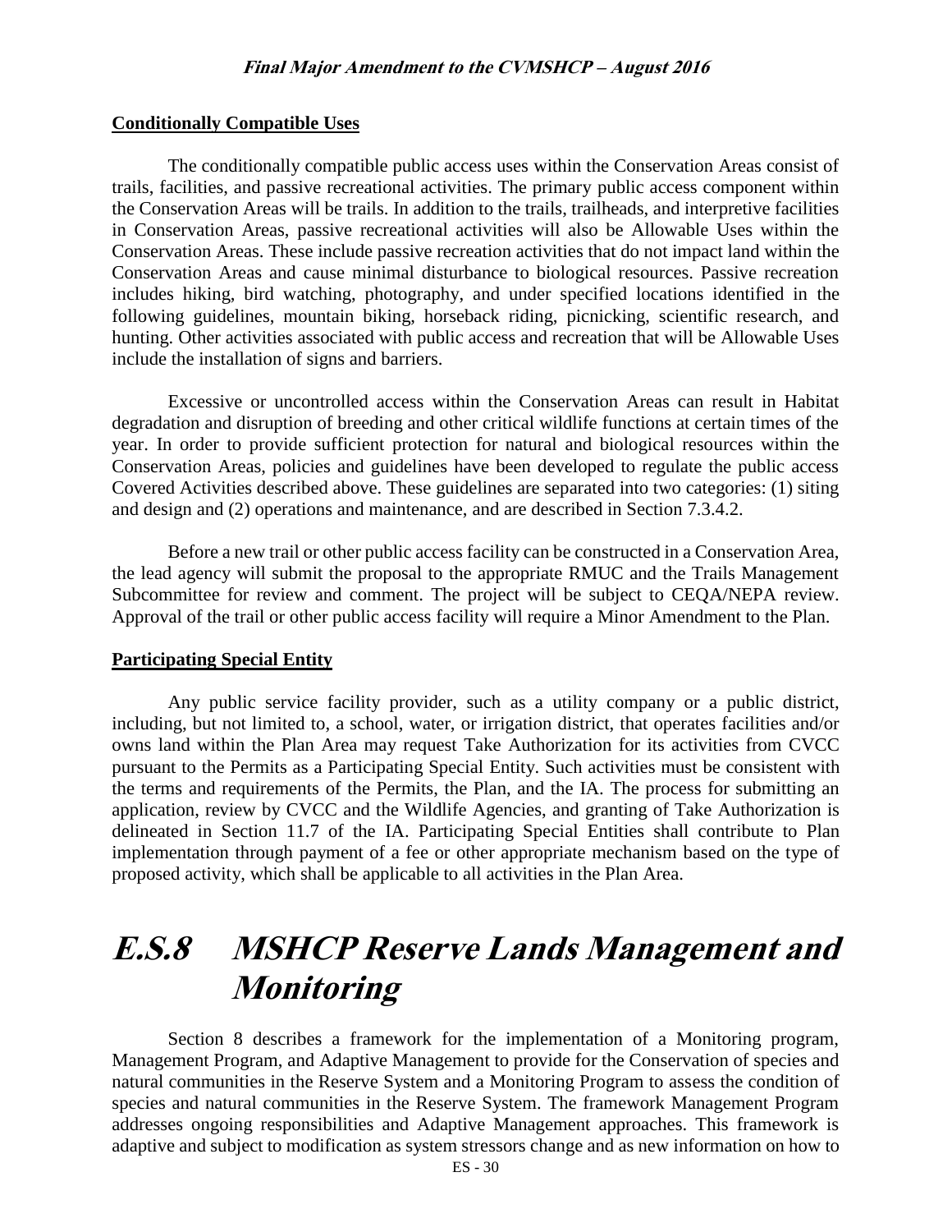**Conditionally Compatible Uses**

The conditionally compatible public access uses within the Conservation Areas consist of trails, facilities, and passive recreational activities. The primary public access component within the Conservation Areas will be trails. In addition to the trails, trailheads, and interpretive facilities in Conservation Areas, passive recreational activities will also be Allowable Uses within the Conservation Areas. These include passive recreation activities that do not impact land within the Conservation Areas and cause minimal disturbance to biological resources. Passive recreation includes hiking, bird watching, photography, and under specified locations identified in the following guidelines, mountain biking, horseback riding, picnicking, scientific research, and hunting. Other activities associated with public access and recreation that will be Allowable Uses include the installation of signs and barriers.

Excessive or uncontrolled access within the Conservation Areas can result in Habitat degradation and disruption of breeding and other critical wildlife functions at certain times of the year. In order to provide sufficient protection for natural and biological resources within the Conservation Areas, policies and guidelines have been developed to regulate the public access Covered Activities described above. These guidelines are separated into two categories: (1) siting and design and (2) operations and maintenance, and are described in Section 7.3.4.2.

Before a new trail or other public access facility can be constructed in a Conservation Area, the lead agency will submit the proposal to the appropriate RMUC and the Trails Management Subcommittee for review and comment. The project will be subject to CEQA/NEPA review. Approval of the trail or other public access facility will require a Minor Amendment to the Plan.

**Participating Special Entity**

Any public service facility provider, such as a utility company or a public district, including, but not limited to, a school, water, or irrigation district, that operates facilities and/or owns land within the Plan Area may request Take Authorization for its activities from CVCC pursuant to the Permits as a Participating Special Entity. Such activities must be consistent with the terms and requirements of the Permits, the Plan, and the IA. The process for submitting an application, review by CVCC and the Wildlife Agencies, and granting of Take Authorization is delineated in Section 11.7 of the IA. Participating Special Entities shall contribute to Plan implementation through payment of a fee or other appropriate mechanism based on the type of proposed activity, which shall be applicable to all activities in the Plan Area.

# E.S.8 MSHCP Reserve Lands Management and Monitoring

Section 8 describes a framework for the implementation of a Monitoring program, Management Program, and Adaptive Management to provide for the Conservation of species and natural communities in the Reserve System and a Monitoring Program to assess the condition of species and natural communities in the Reserve System. The framework Management Program addresses ongoing responsibilities and Adaptive Management approaches. This framework is adaptive and subject to modification as system stressors change and as new information on how to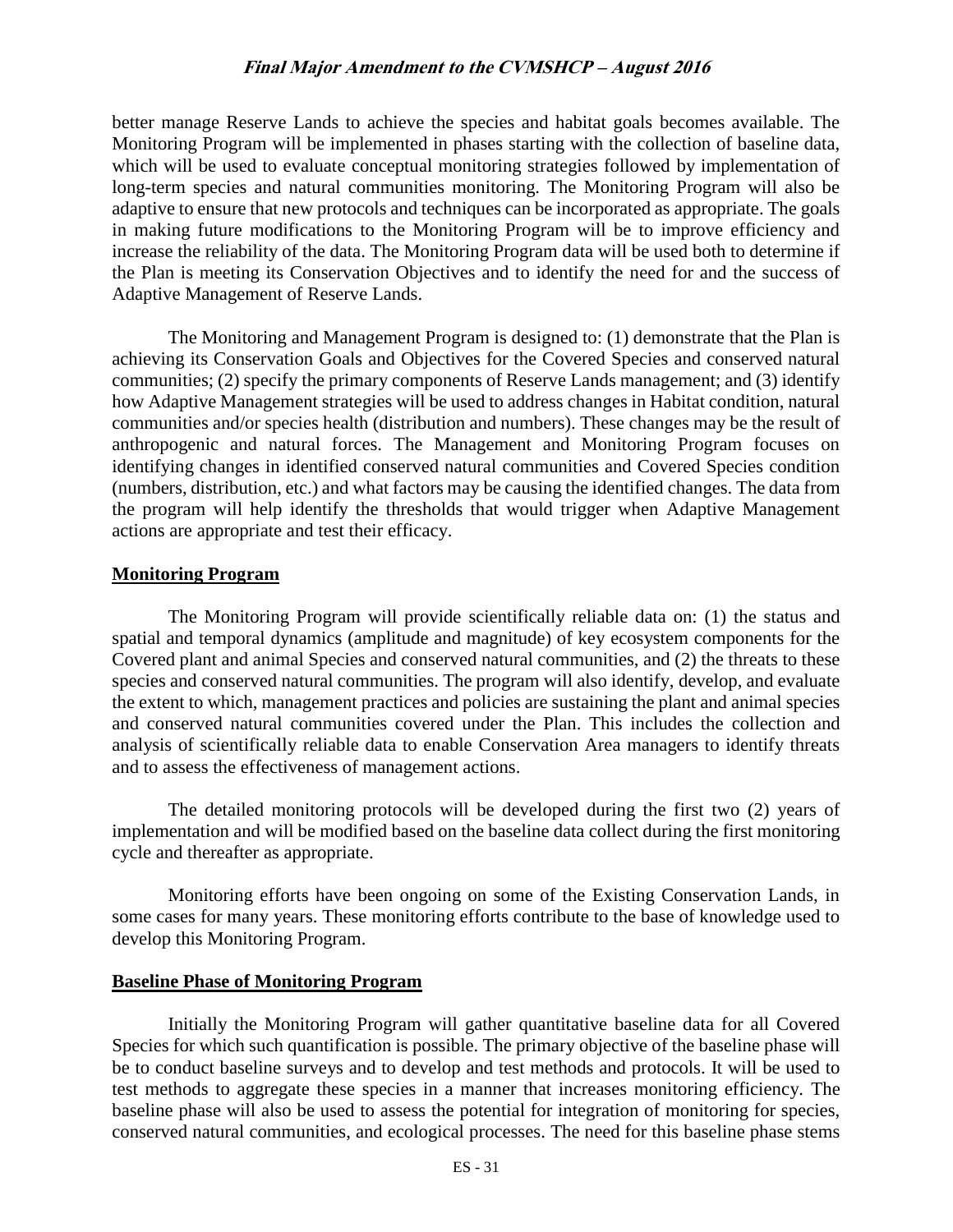better manage Reserve Lands to achieve the species and habitat goals becomes available. The Monitoring Program will be implemented in phases starting with the collection of baseline data, which will be used to evaluate conceptual monitoring strategies followed by implementation of long-term species and natural communities monitoring. The Monitoring Program will also be adaptive to ensure that new protocols and techniques can be incorporated as appropriate. The goals in making future modifications to the Monitoring Program will be to improve efficiency and increase the reliability of the data. The Monitoring Program data will be used both to determine if the Plan is meeting its Conservation Objectives and to identify the need for and the success of Adaptive Management of Reserve Lands.

The Monitoring and Management Program is designed to: (1) demonstrate that the Plan is achieving its Conservation Goals and Objectives for the Covered Species and conserved natural communities; (2) specify the primary components of Reserve Lands management; and (3) identify how Adaptive Management strategies will be used to address changes in Habitat condition, natural communities and/or species health (distribution and numbers). These changes may be the result of anthropogenic and natural forces. The Management and Monitoring Program focuses on identifying changes in identified conserved natural communities and Covered Species condition (numbers, distribution, etc.) and what factors may be causing the identified changes. The data from the program will help identify the thresholds that would trigger when Adaptive Management actions are appropriate and test their efficacy.

## Monitoring Program

The Monitoring Program will provide scientifically reliable data on: (1) the status and spatial and temporal dynamics (amplitude and magnitude) of key ecosystem components for the Covered plant and animal Species and conserved natural communities, and (2) the threats to these species and conserved natural communities. The program will also identify, develop, and evaluate the extent to which, management practices and policies are sustaining the plant and animal species and conserved natural communities covered under the Plan. This includes the collection and analysis of scientifically reliable data to enable Conservation Area managers to identify threats and to assess the effectiveness of management actions.

The detailed monitoring protocols will be developed during the first two (2) years of implementation and will be modified based on the baseline data collect during the first monitoring cycle and thereafter as appropriate.

Monitoring efforts have been ongoing on some of the Existing Conservation Lands, in some cases for many years. These monitoring efforts contribute to the base of knowledge used to develop this Monitoring Program.

## Baseline Phase of Monitoring Program

Initially the Monitoring Program will gather quantitative baseline data for all Covered Species for which such quantification is possible. The primary objective of the baseline phase will be to conduct baseline surveys and to develop and test methods and protocols. It will be used to test methods to aggregate these species in a manner that increases monitoring efficiency. The baseline phase will also be used to assess the potential for integration of monitoring for species, conserved natural communities, and ecological processes. The need for this baseline phase stems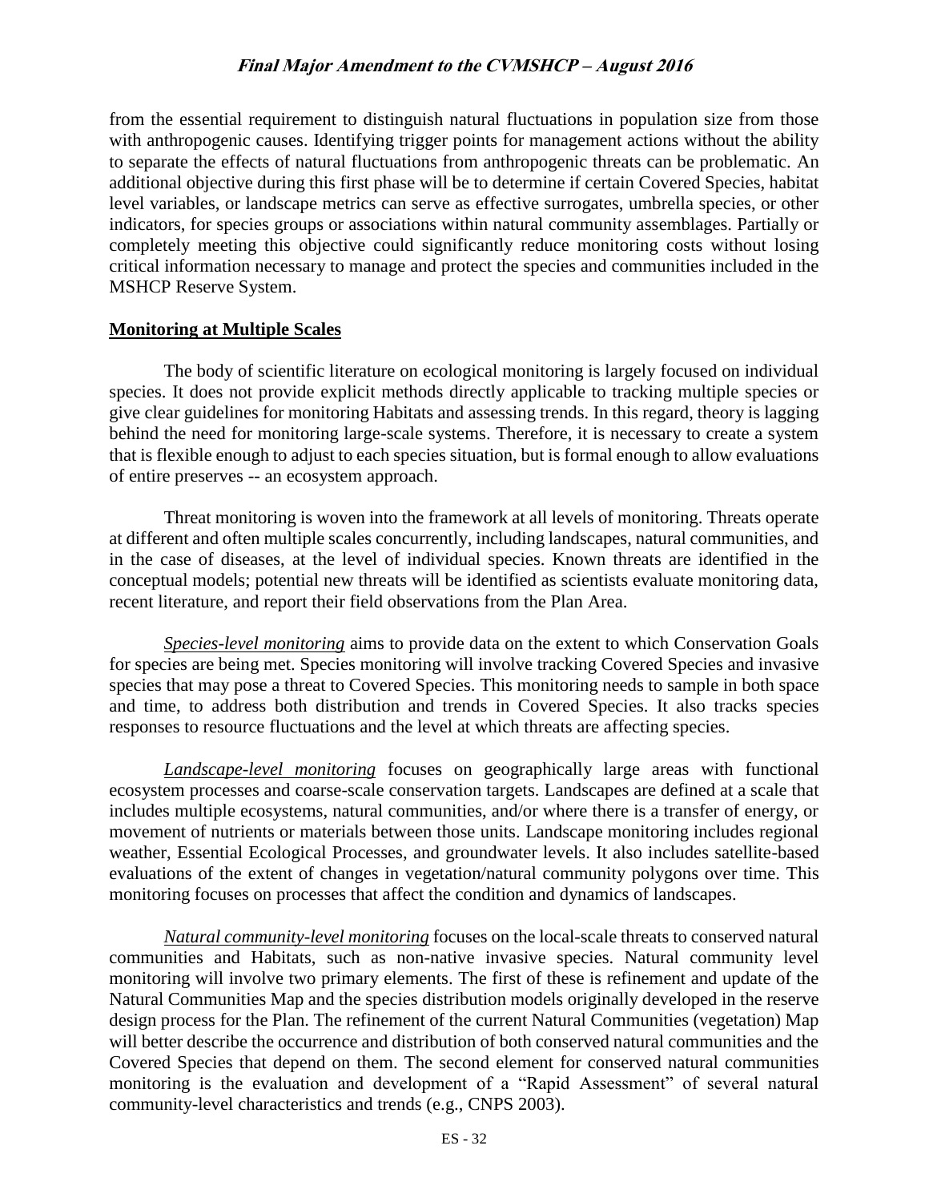from the essential requirement to distinguish natural fluctuations in population size from those with anthropogenic causes. Identifying trigger points for management actions without the ability to separate the effects of natural fluctuations from anthropogenic threats can be problematic. An additional objective during this first phase will be to determine if certain Covered Species, habitat level variables, or landscape metrics can serve as effective surrogates, umbrella species, or other indicators, for species groups or associations within natural community assemblages. Partially or completely meeting this objective could significantly reduce monitoring costs without losing critical information necessary to manage and protect the species and communities included in the MSHCP Reserve System.

**Monitoring at Multiple Scales**

The body of scientific literature on ecological monitoring is largely focused on individual species. It does not provide explicit methods directly applicable to tracking multiple species or give clear guidelines for monitoring Habitats and assessing trends. In this regard, theory is lagging behind the need for monitoring large-scale systems. Therefore, it is necessary to create a system that is flexible enough to adjust to each species situation, but is formal enough to allow evaluations of entire preserves -- an ecosystem approach.

Threat monitoring is woven into the framework at all levels of monitoring. Threats operate at different and often multiple scales concurrently, including landscapes, natural communities, and in the case of diseases, at the level of individual species. Known threats are identified in the conceptual models; potential new threats will be identified as scientists evaluate monitoring data, recent literature, and report their field observations from the Plan Area.

*Species-level monitoring* aims to provide data on the extent to which Conservation Goals for species are being met. Species monitoring will involve tracking Covered Species and invasive species that may pose a threat to Covered Species. This monitoring needs to sample in both space and time, to address both distribution and trends in Covered Species. It also tracks species responses to resource fluctuations and the level at which threats are affecting species.

*Landscape-level monitoring* focuses on geographically large areas with functional ecosystem processes and coarse-scale conservation targets. Landscapes are defined at a scale that includes multiple ecosystems, natural communities, and/or where there is a transfer of energy, or movement of nutrients or materials between those units. Landscape monitoring includes regional weather, Essential Ecological Processes, and groundwater levels. It also includes satellite-based evaluations of the extent of changes in vegetation/natural community polygons over time. This monitoring focuses on processes that affect the condition and dynamics of landscapes.

*Natural community-level monitoring* focuses on the local-scale threats to conserved natural communities and Habitats, such as non-native invasive species. Natural community level monitoring will involve two primary elements. The first of these is refinement and update of the Natural Communities Map and the species distribution models originally developed in the reserve design process for the Plan. The refinement of the current Natural Communities (vegetation) Map will better describe the occurrence and distribution of both conserved natural communities and the Covered Species that depend on them. The second element for conserved natural communities monitoring is the evaluation and development of a "Rapid Assessment" of several natural community-level characteristics and trends (e.g., CNPS 2003).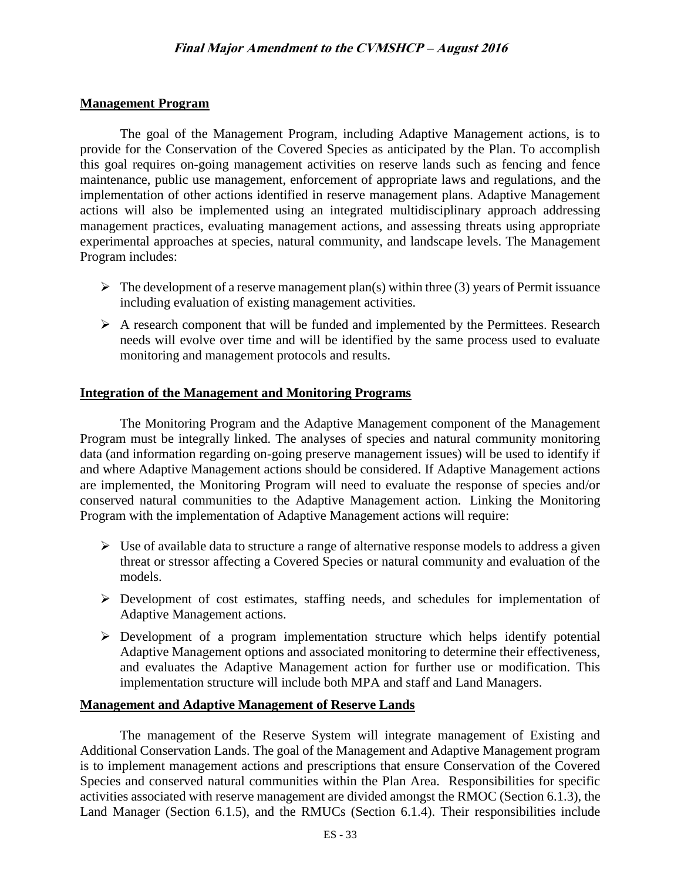## Management Program

The goal of the Management Program, including Adaptive Management actions, is to provide for the Conservation of the Covered Species as anticipated by the Plan. To accomplish this goal requires on-going management activities on reserve lands such as fencing and fence maintenance, public use management, enforcement of appropriate laws and regulations, and the implementation of other actions identified in reserve management plans. Adaptive Management actions will also be implemented using an integrated multidisciplinary approach addressing management practices, evaluating management actions, and assessing threats using appropriate experimental approaches at species, natural community, and landscape levels. The Management Program includes:

- The development of a reserve management plan(s) within three (3) years of Permit issuance including evaluation of existing management activities.
- A research component that will be funded and implemented by the Permittees. Research needs will evolve over time and will be identified by the same process used to evaluate monitoring and management protocols and results.

## Integration of the Management and Monitoring Programs

The Monitoring Program and the Adaptive Management component of the Management Program must be integrally linked. The analyses of species and natural community monitoring data (and information regarding on-going preserve management issues) will be used to identify if and where Adaptive Management actions should be considered. If Adaptive Management actions are implemented, the Monitoring Program will need to evaluate the response of species and/or conserved natural communities to the Adaptive Management action. Linking the Monitoring Program with the implementation of Adaptive Management actions will require:

- Use of available data to structure a range of alternative response models to address a given threat or stressor affecting a Covered Species or natural community and evaluation of the models.
- Development of cost estimates, staffing needs, and schedules for implementation of Adaptive Management actions.
- Development of a program implementation structure which helps identify potential Adaptive Management options and associated monitoring to determine their effectiveness, and evaluates the Adaptive Management action for further use or modification. This implementation structure will include both MPA and staff and Land Managers.

## Management and Adaptive Management of Reserve Lands

The management of the Reserve System will integrate management of Existing and Additional Conservation Lands. The goal of the Management and Adaptive Management program is to implement management actions and prescriptions that ensure Conservation of the Covered Species and conserved natural communities within the Plan Area. Responsibilities for specific activities associated with reserve management are divided amongst the RMOC (Section 6.1.3), the Land Manager (Section 6.1.5), and the RMUCs (Section 6.1.4). Their responsibilities include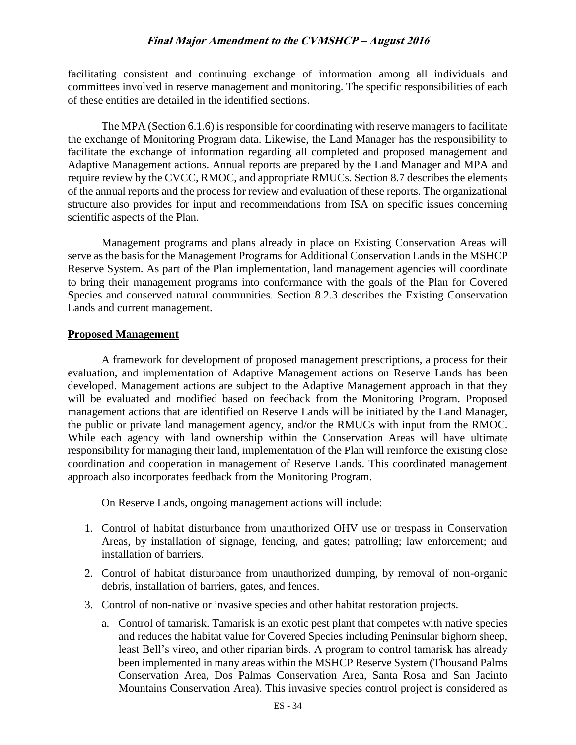facilitating consistent and continuing exchange of information among all individuals and committees involved in reserve management and monitoring. The specific responsibilities of each of these entities are detailed in the identified sections.

The MPA (Section 6.1.6) is responsible for coordinating with reserve managers to facilitate the exchange of Monitoring Program data. Likewise, the Land Manager has the responsibility to facilitate the exchange of information regarding all completed and proposed management and Adaptive Management actions. Annual reports are prepared by the Land Manager and MPA and require review by the CVCC, RMOC, and appropriate RMUCs. Section 8.7 describes the elements of the annual reports and the process for review and evaluation of these reports. The organizational structure also provides for input and recommendations from ISA on specific issues concerning scientific aspects of the Plan.

Management programs and plans already in place on Existing Conservation Areas will serve as the basis for the Management Programs for Additional Conservation Lands in the MSHCP Reserve System. As part of the Plan implementation, land management agencies will coordinate to bring their management programs into conformance with the goals of the Plan for Covered Species and conserved natural communities. Section 8.2.3 describes the Existing Conservation Lands and current management.

**Proposed Management**

A framework for development of proposed management prescriptions, a process for their evaluation, and implementation of Adaptive Management actions on Reserve Lands has been developed. Management actions are subject to the Adaptive Management approach in that they will be evaluated and modified based on feedback from the Monitoring Program. Proposed management actions that are identified on Reserve Lands will be initiated by the Land Manager, the public or private land management agency, and/or the RMUCs with input from the RMOC. While each agency with land ownership within the Conservation Areas will have ultimate responsibility for managing their land, implementation of the Plan will reinforce the existing close coordination and cooperation in management of Reserve Lands. This coordinated management approach also incorporates feedback from the Monitoring Program.

On Reserve Lands, ongoing management actions will include:

1. Control of habitat disturbance from unauthorized OHV use or trespass in Conservation Areas, by installation of signage, fencing, and gates; patrolling; law enforcement; and installation of barriers.
2. Control of habitat disturbance from unauthorized dumping, by removal of non-organic debris, installation of barriers, gates, and fences.
3. Control of non-native or invasive species and other habitat restoration projects.
   a. Control of tamarisk. Tamarisk is an exotic pest plant that competes with native species and reduces the habitat value for Covered Species including Peninsular bighorn sheep, least Bell's vireo, and other riparian birds. A program to control tamarisk has already been implemented in many areas within the MSHCP Reserve System (Thousand Palms Conservation Area, Dos Palmas Conservation Area, Santa Rosa and San Jacinto Mountains Conservation Area). This invasive species control project is considered as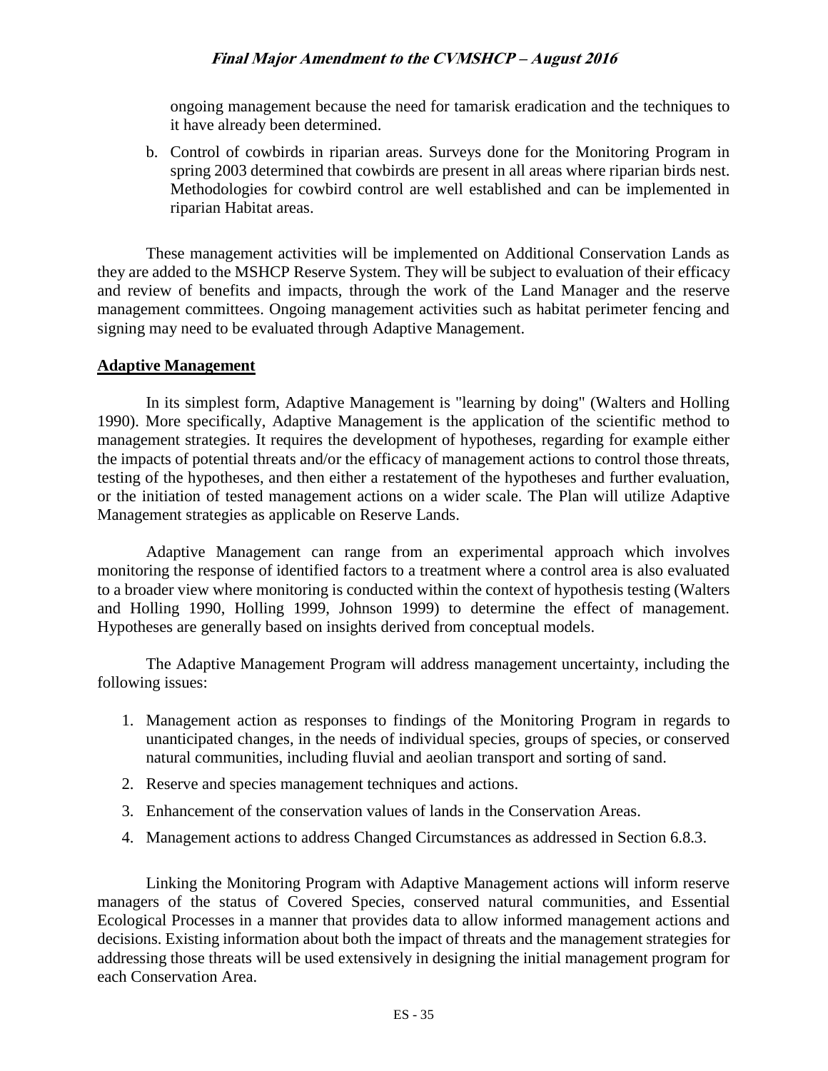ongoing management because the need for tamarisk eradication and the techniques to it have already been determined.

b. Control of cowbirds in riparian areas. Surveys done for the Monitoring Program in spring 2003 determined that cowbirds are present in all areas where riparian birds nest. Methodologies for cowbird control are well established and can be implemented in riparian Habitat areas.

These management activities will be implemented on Additional Conservation Lands as they are added to the MSHCP Reserve System. They will be subject to evaluation of their efficacy and review of benefits and impacts, through the work of the Land Manager and the reserve management committees. Ongoing management activities such as habitat perimeter fencing and signing may need to be evaluated through Adaptive Management.

## Adaptive Management

In its simplest form, Adaptive Management is "learning by doing" (Walters and Holling 1990). More specifically, Adaptive Management is the application of the scientific method to management strategies. It requires the development of hypotheses, regarding for example either the impacts of potential threats and/or the efficacy of management actions to control those threats, testing of the hypotheses, and then either a restatement of the hypotheses and further evaluation, or the initiation of tested management actions on a wider scale. The Plan will utilize Adaptive Management strategies as applicable on Reserve Lands.

Adaptive Management can range from an experimental approach which involves monitoring the response of identified factors to a treatment where a control area is also evaluated to a broader view where monitoring is conducted within the context of hypothesis testing (Walters and Holling 1990, Holling 1999, Johnson 1999) to determine the effect of management. Hypotheses are generally based on insights derived from conceptual models.

The Adaptive Management Program will address management uncertainty, including the following issues:

1. Management action as responses to findings of the Monitoring Program in regards to unanticipated changes, in the needs of individual species, groups of species, or conserved natural communities, including fluvial and aeolian transport and sorting of sand.
2. Reserve and species management techniques and actions.
3. Enhancement of the conservation values of lands in the Conservation Areas.
4. Management actions to address Changed Circumstances as addressed in Section 6.8.3.

Linking the Monitoring Program with Adaptive Management actions will inform reserve managers of the status of Covered Species, conserved natural communities, and Essential Ecological Processes in a manner that provides data to allow informed management actions and decisions. Existing information about both the impact of threats and the management strategies for addressing those threats will be used extensively in designing the initial management program for each Conservation Area.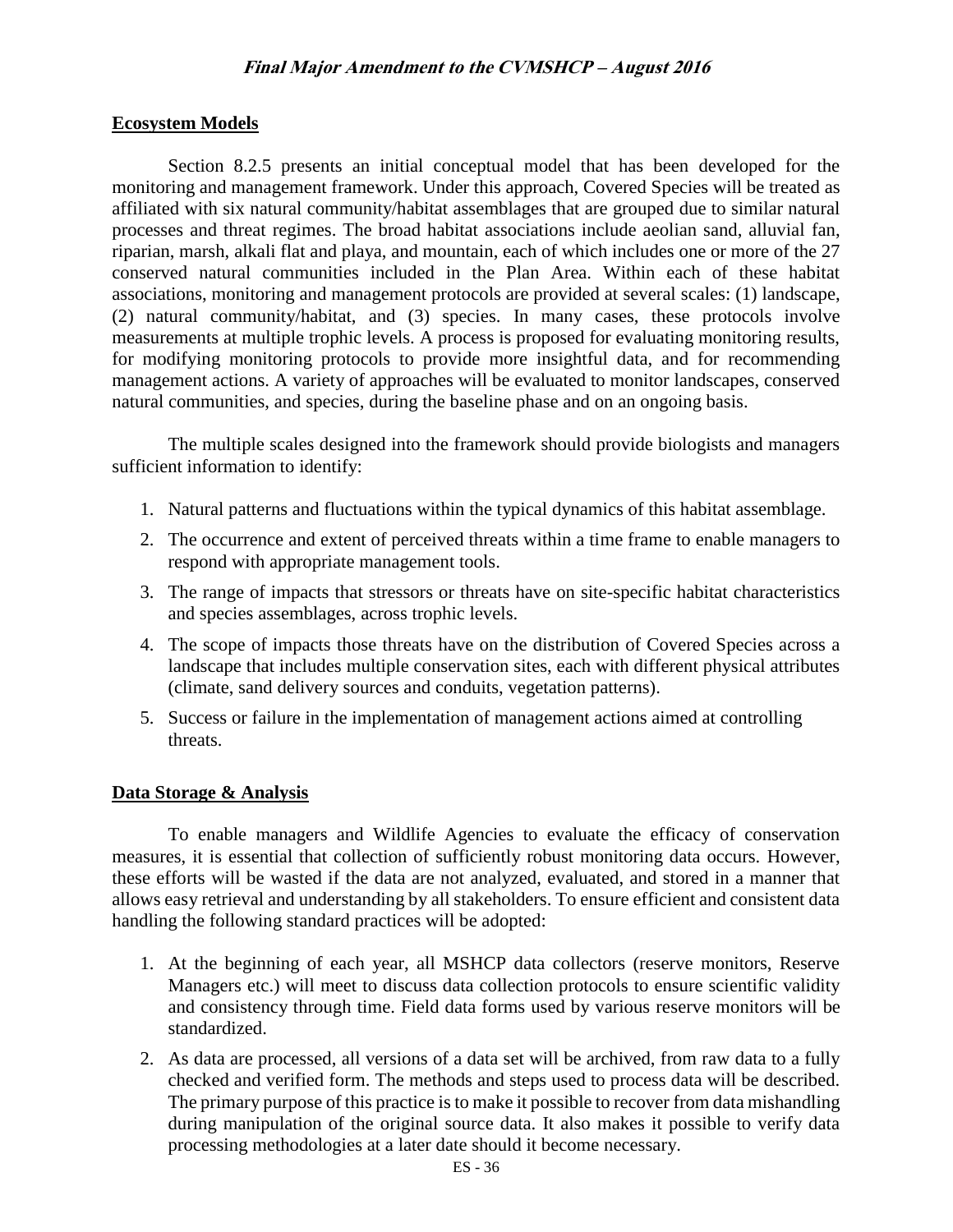## Ecosystem Models

Section 8.2.5 presents an initial conceptual model that has been developed for the monitoring and management framework. Under this approach, Covered Species will be treated as affiliated with six natural community/habitat assemblages that are grouped due to similar natural processes and threat regimes. The broad habitat associations include aeolian sand, alluvial fan, riparian, marsh, alkali flat and playa, and mountain, each of which includes one or more of the 27 conserved natural communities included in the Plan Area. Within each of these habitat associations, monitoring and management protocols are provided at several scales: (1) landscape, (2) natural community/habitat, and (3) species. In many cases, these protocols involve measurements at multiple trophic levels. A process is proposed for evaluating monitoring results, for modifying monitoring protocols to provide more insightful data, and for recommending management actions. A variety of approaches will be evaluated to monitor landscapes, conserved natural communities, and species, during the baseline phase and on an ongoing basis.

The multiple scales designed into the framework should provide biologists and managers sufficient information to identify:

1. Natural patterns and fluctuations within the typical dynamics of this habitat assemblage.
2. The occurrence and extent of perceived threats within a time frame to enable managers to respond with appropriate management tools.
3. The range of impacts that stressors or threats have on site-specific habitat characteristics and species assemblages, across trophic levels.
4. The scope of impacts those threats have on the distribution of Covered Species across a landscape that includes multiple conservation sites, each with different physical attributes (climate, sand delivery sources and conduits, vegetation patterns).
5. Success or failure in the implementation of management actions aimed at controlling threats.

## Data Storage & Analysis

To enable managers and Wildlife Agencies to evaluate the efficacy of conservation measures, it is essential that collection of sufficiently robust monitoring data occurs. However, these efforts will be wasted if the data are not analyzed, evaluated, and stored in a manner that allows easy retrieval and understanding by all stakeholders. To ensure efficient and consistent data handling the following standard practices will be adopted:

1. At the beginning of each year, all MSHCP data collectors (reserve monitors, Reserve Managers etc.) will meet to discuss data collection protocols to ensure scientific validity and consistency through time. Field data forms used by various reserve monitors will be standardized.
2. As data are processed, all versions of a data set will be archived, from raw data to a fully checked and verified form. The methods and steps used to process data will be described. The primary purpose of this practice is to make it possible to recover from data mishandling during manipulation of the original source data. It also makes it possible to verify data processing methodologies at a later date should it become necessary.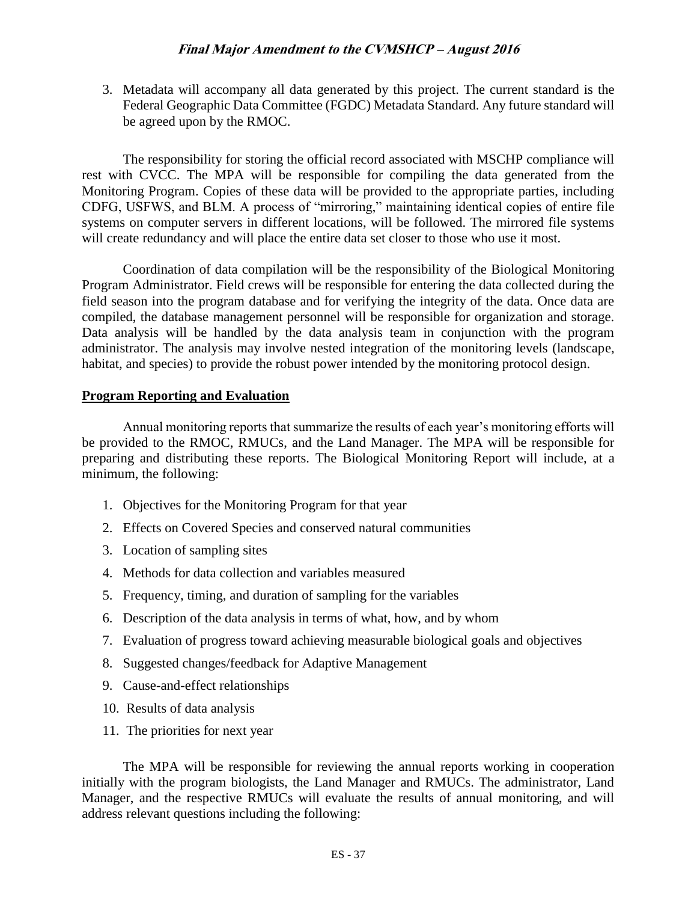3. Metadata will accompany all data generated by this project. The current standard is the Federal Geographic Data Committee (FGDC) Metadata Standard. Any future standard will be agreed upon by the RMOC.

The responsibility for storing the official record associated with MSCHP compliance will rest with CVCC. The MPA will be responsible for compiling the data generated from the Monitoring Program. Copies of these data will be provided to the appropriate parties, including CDFG, USFWS, and BLM. A process of "mirroring," maintaining identical copies of entire file systems on computer servers in different locations, will be followed. The mirrored file systems will create redundancy and will place the entire data set closer to those who use it most.

Coordination of data compilation will be the responsibility of the Biological Monitoring Program Administrator. Field crews will be responsible for entering the data collected during the field season into the program database and for verifying the integrity of the data. Once data are compiled, the database management personnel will be responsible for organization and storage. Data analysis will be handled by the data analysis team in conjunction with the program administrator. The analysis may involve nested integration of the monitoring levels (landscape, habitat, and species) to provide the robust power intended by the monitoring protocol design.

## Program Reporting and Evaluation

Annual monitoring reports that summarize the results of each year's monitoring efforts will be provided to the RMOC, RMUCs, and the Land Manager. The MPA will be responsible for preparing and distributing these reports. The Biological Monitoring Report will include, at a minimum, the following:

1. Objectives for the Monitoring Program for that year
2. Effects on Covered Species and conserved natural communities
3. Location of sampling sites
4. Methods for data collection and variables measured
5. Frequency, timing, and duration of sampling for the variables
6. Description of the data analysis in terms of what, how, and by whom
7. Evaluation of progress toward achieving measurable biological goals and objectives
8. Suggested changes/feedback for Adaptive Management
9. Cause-and-effect relationships
10. Results of data analysis
11. The priorities for next year

The MPA will be responsible for reviewing the annual reports working in cooperation initially with the program biologists, the Land Manager and RMUCs. The administrator, Land Manager, and the respective RMUCs will evaluate the results of annual monitoring, and will address relevant questions including the following: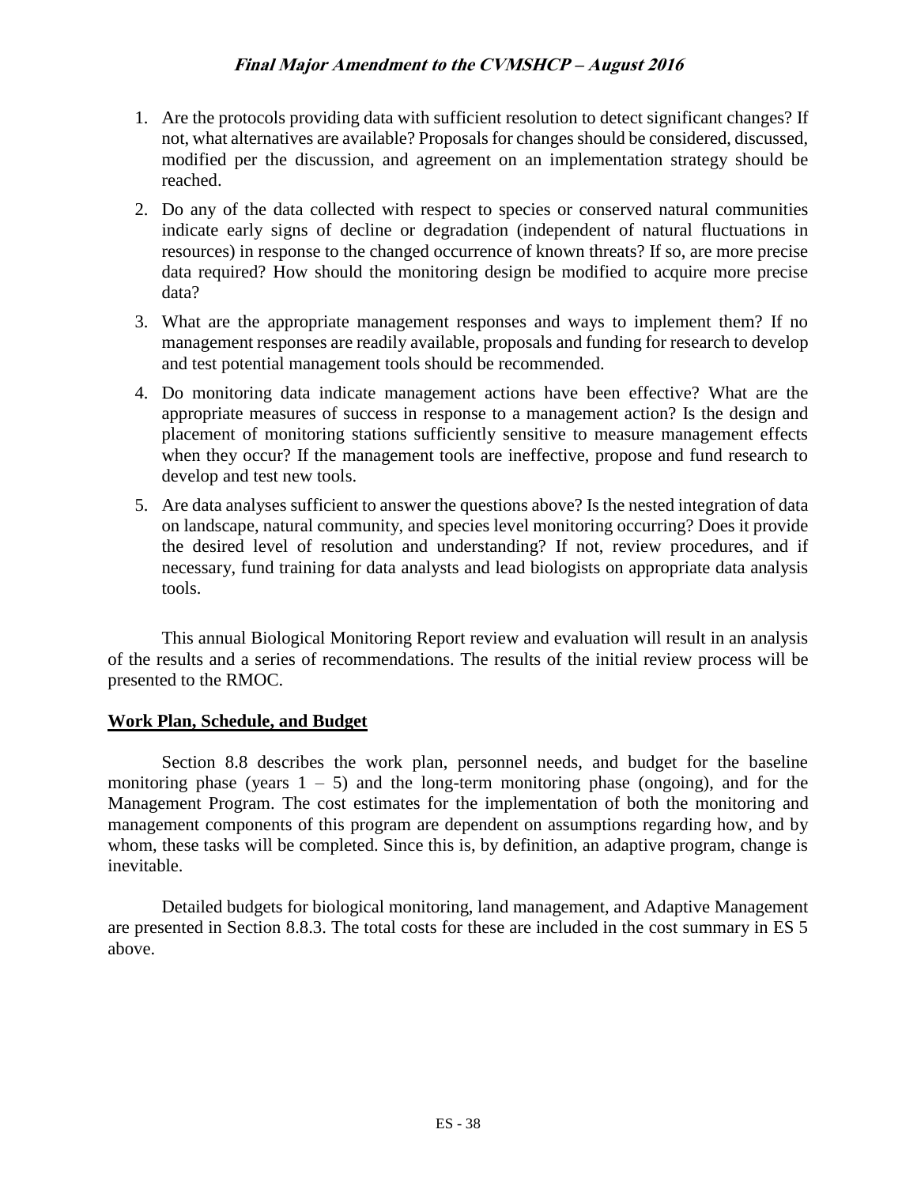1. Are the protocols providing data with sufficient resolution to detect significant changes? If not, what alternatives are available? Proposals for changes should be considered, discussed, modified per the discussion, and agreement on an implementation strategy should be reached.

2. Do any of the data collected with respect to species or conserved natural communities indicate early signs of decline or degradation (independent of natural fluctuations in resources) in response to the changed occurrence of known threats? If so, are more precise data required? How should the monitoring design be modified to acquire more precise data?

3. What are the appropriate management responses and ways to implement them? If no management responses are readily available, proposals and funding for research to develop and test potential management tools should be recommended.

4. Do monitoring data indicate management actions have been effective? What are the appropriate measures of success in response to a management action? Is the design and placement of monitoring stations sufficiently sensitive to measure management effects when they occur? If the management tools are ineffective, propose and fund research to develop and test new tools.

5. Are data analyses sufficient to answer the questions above? Is the nested integration of data on landscape, natural community, and species level monitoring occurring? Does it provide the desired level of resolution and understanding? If not, review procedures, and if necessary, fund training for data analysts and lead biologists on appropriate data analysis tools.

This annual Biological Monitoring Report review and evaluation will result in an analysis of the results and a series of recommendations. The results of the initial review process will be presented to the RMOC.

## Work Plan, Schedule, and Budget

Section 8.8 describes the work plan, personnel needs, and budget for the baseline monitoring phase (years 1 – 5) and the long-term monitoring phase (ongoing), and for the Management Program. The cost estimates for the implementation of both the monitoring and management components of this program are dependent on assumptions regarding how, and by whom, these tasks will be completed. Since this is, by definition, an adaptive program, change is inevitable.

Detailed budgets for biological monitoring, land management, and Adaptive Management are presented in Section 8.8.3. The total costs for these are included in the cost summary in ES 5 above.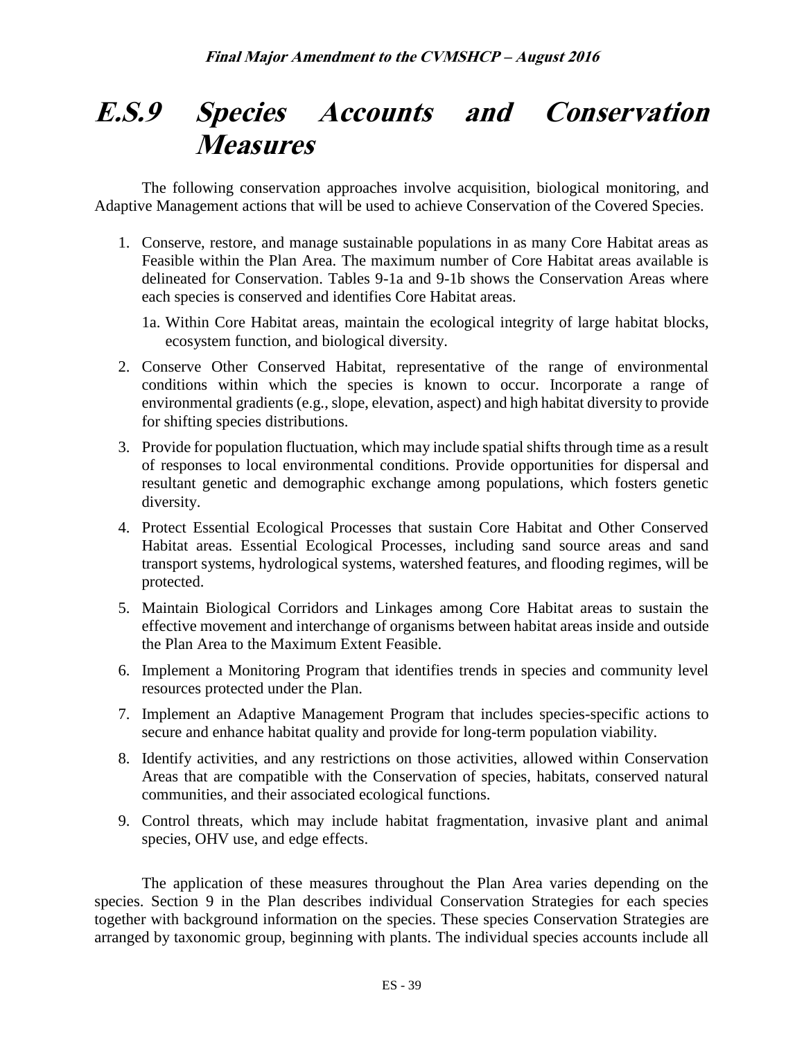# *E.S.9 Species Accounts and Conservation Measures*

The following conservation approaches involve acquisition, biological monitoring, and Adaptive Management actions that will be used to achieve Conservation of the Covered Species.

1. Conserve, restore, and manage sustainable populations in as many Core Habitat areas as Feasible within the Plan Area. The maximum number of Core Habitat areas available is delineated for Conservation. Tables 9-1a and 9-1b shows the Conservation Areas where each species is conserved and identifies Core Habitat areas.

   1a. Within Core Habitat areas, maintain the ecological integrity of large habitat blocks, ecosystem function, and biological diversity.

2. Conserve Other Conserved Habitat, representative of the range of environmental conditions within which the species is known to occur. Incorporate a range of environmental gradients (e.g., slope, elevation, aspect) and high habitat diversity to provide for shifting species distributions.
3. Provide for population fluctuation, which may include spatial shifts through time as a result of responses to local environmental conditions. Provide opportunities for dispersal and resultant genetic and demographic exchange among populations, which fosters genetic diversity.
4. Protect Essential Ecological Processes that sustain Core Habitat and Other Conserved Habitat areas. Essential Ecological Processes, including sand source areas and sand transport systems, hydrological systems, watershed features, and flooding regimes, will be protected.
5. Maintain Biological Corridors and Linkages among Core Habitat areas to sustain the effective movement and interchange of organisms between habitat areas inside and outside the Plan Area to the Maximum Extent Feasible.
6. Implement a Monitoring Program that identifies trends in species and community level resources protected under the Plan.
7. Implement an Adaptive Management Program that includes species-specific actions to secure and enhance habitat quality and provide for long-term population viability.
8. Identify activities, and any restrictions on those activities, allowed within Conservation Areas that are compatible with the Conservation of species, habitats, conserved natural communities, and their associated ecological functions.
9. Control threats, which may include habitat fragmentation, invasive plant and animal species, OHV use, and edge effects.

The application of these measures throughout the Plan Area varies depending on the species. Section 9 in the Plan describes individual Conservation Strategies for each species together with background information on the species. These species Conservation Strategies are arranged by taxonomic group, beginning with plants. The individual species accounts include all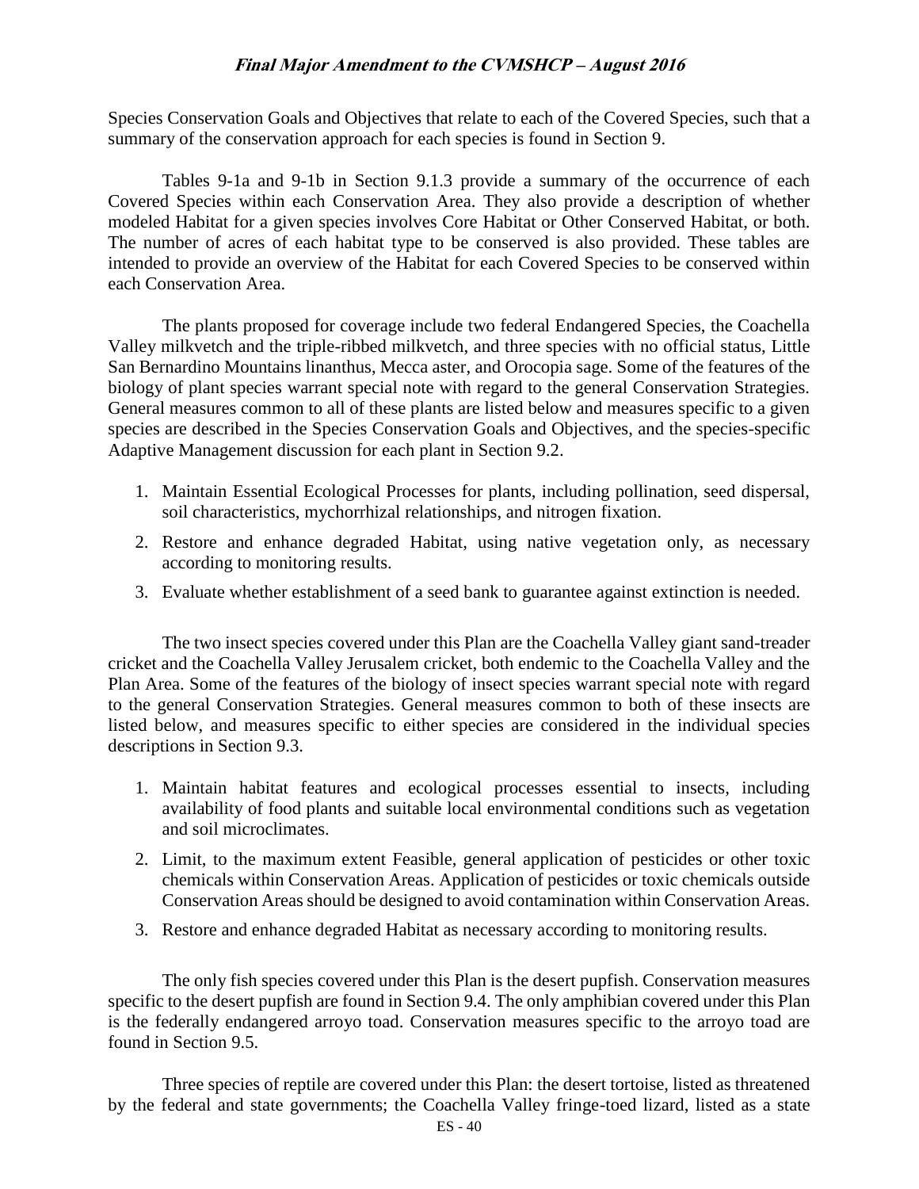Species Conservation Goals and Objectives that relate to each of the Covered Species, such that a summary of the conservation approach for each species is found in Section 9.

Tables 9-1a and 9-1b in Section 9.1.3 provide a summary of the occurrence of each Covered Species within each Conservation Area. They also provide a description of whether modeled Habitat for a given species involves Core Habitat or Other Conserved Habitat, or both. The number of acres of each habitat type to be conserved is also provided. These tables are intended to provide an overview of the Habitat for each Covered Species to be conserved within each Conservation Area.

The plants proposed for coverage include two federal Endangered Species, the Coachella Valley milkvetch and the triple-ribbed milkvetch, and three species with no official status, Little San Bernardino Mountains linanthus, Mecca aster, and Orocopia sage. Some of the features of the biology of plant species warrant special note with regard to the general Conservation Strategies. General measures common to all of these plants are listed below and measures specific to a given species are described in the Species Conservation Goals and Objectives, and the species-specific Adaptive Management discussion for each plant in Section 9.2.

1. Maintain Essential Ecological Processes for plants, including pollination, seed dispersal, soil characteristics, mychorrhizal relationships, and nitrogen fixation.
2. Restore and enhance degraded Habitat, using native vegetation only, as necessary according to monitoring results.
3. Evaluate whether establishment of a seed bank to guarantee against extinction is needed.

The two insect species covered under this Plan are the Coachella Valley giant sand-treader cricket and the Coachella Valley Jerusalem cricket, both endemic to the Coachella Valley and the Plan Area. Some of the features of the biology of insect species warrant special note with regard to the general Conservation Strategies. General measures common to both of these insects are listed below, and measures specific to either species are considered in the individual species descriptions in Section 9.3.

1. Maintain habitat features and ecological processes essential to insects, including availability of food plants and suitable local environmental conditions such as vegetation and soil microclimates.
2. Limit, to the maximum extent Feasible, general application of pesticides or other toxic chemicals within Conservation Areas. Application of pesticides or toxic chemicals outside Conservation Areas should be designed to avoid contamination within Conservation Areas.
3. Restore and enhance degraded Habitat as necessary according to monitoring results.

The only fish species covered under this Plan is the desert pupfish. Conservation measures specific to the desert pupfish are found in Section 9.4. The only amphibian covered under this Plan is the federally endangered arroyo toad. Conservation measures specific to the arroyo toad are found in Section 9.5.

Three species of reptile are covered under this Plan: the desert tortoise, listed as threatened by the federal and state governments; the Coachella Valley fringe-toed lizard, listed as a state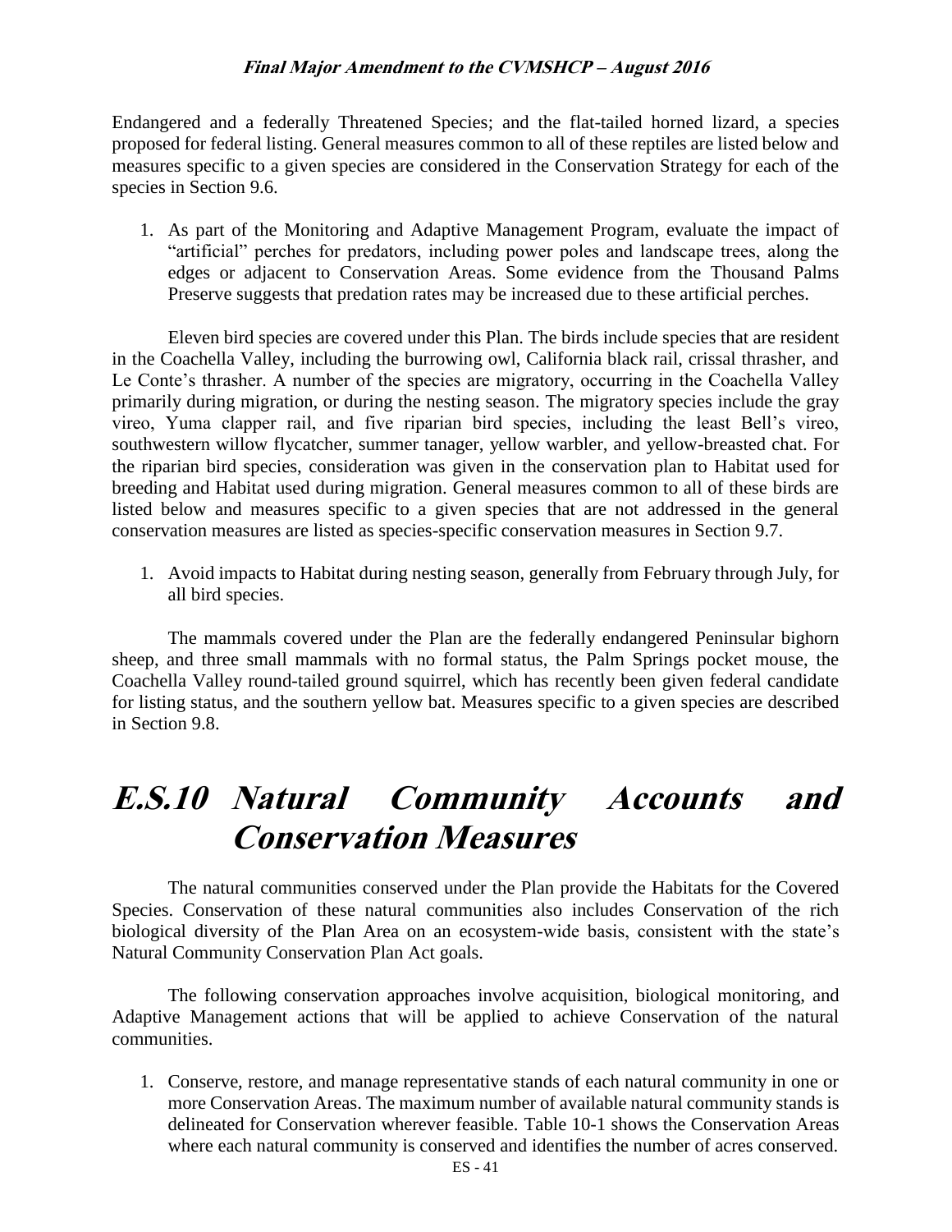Endangered and a federally Threatened Species; and the flat-tailed horned lizard, a species proposed for federal listing. General measures common to all of these reptiles are listed below and measures specific to a given species are considered in the Conservation Strategy for each of the species in Section 9.6.

1. As part of the Monitoring and Adaptive Management Program, evaluate the impact of "artificial" perches for predators, including power poles and landscape trees, along the edges or adjacent to Conservation Areas. Some evidence from the Thousand Palms Preserve suggests that predation rates may be increased due to these artificial perches.

Eleven bird species are covered under this Plan. The birds include species that are resident in the Coachella Valley, including the burrowing owl, California black rail, crissal thrasher, and Le Conte's thrasher. A number of the species are migratory, occurring in the Coachella Valley primarily during migration, or during the nesting season. The migratory species include the gray vireo, Yuma clapper rail, and five riparian bird species, including the least Bell's vireo, southwestern willow flycatcher, summer tanager, yellow warbler, and yellow-breasted chat. For the riparian bird species, consideration was given in the conservation plan to Habitat used for breeding and Habitat used during migration. General measures common to all of these birds are listed below and measures specific to a given species that are not addressed in the general conservation measures are listed as species-specific conservation measures in Section 9.7.

1. Avoid impacts to Habitat during nesting season, generally from February through July, for all bird species.

The mammals covered under the Plan are the federally endangered Peninsular bighorn sheep, and three small mammals with no formal status, the Palm Springs pocket mouse, the Coachella Valley round-tailed ground squirrel, which has recently been given federal candidate for listing status, and the southern yellow bat. Measures specific to a given species are described in Section 9.8.

# *E.S.10 Natural Community Accounts and Conservation Measures*

The natural communities conserved under the Plan provide the Habitats for the Covered Species. Conservation of these natural communities also includes Conservation of the rich biological diversity of the Plan Area on an ecosystem-wide basis, consistent with the state's Natural Community Conservation Plan Act goals.

The following conservation approaches involve acquisition, biological monitoring, and Adaptive Management actions that will be applied to achieve Conservation of the natural communities.

1. Conserve, restore, and manage representative stands of each natural community in one or more Conservation Areas. The maximum number of available natural community stands is delineated for Conservation wherever feasible. Table 10-1 shows the Conservation Areas where each natural community is conserved and identifies the number of acres conserved.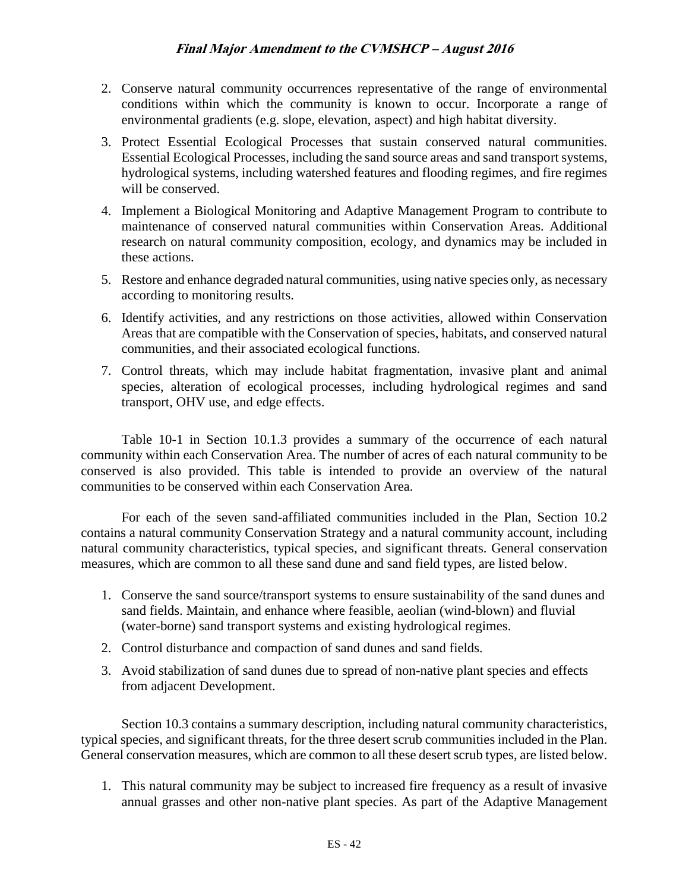2. Conserve natural community occurrences representative of the range of environmental conditions within which the community is known to occur. Incorporate a range of environmental gradients (e.g. slope, elevation, aspect) and high habitat diversity.

3. Protect Essential Ecological Processes that sustain conserved natural communities. Essential Ecological Processes, including the sand source areas and sand transport systems, hydrological systems, including watershed features and flooding regimes, and fire regimes will be conserved.

4. Implement a Biological Monitoring and Adaptive Management Program to contribute to maintenance of conserved natural communities within Conservation Areas. Additional research on natural community composition, ecology, and dynamics may be included in these actions.

5. Restore and enhance degraded natural communities, using native species only, as necessary according to monitoring results.

6. Identify activities, and any restrictions on those activities, allowed within Conservation Areas that are compatible with the Conservation of species, habitats, and conserved natural communities, and their associated ecological functions.

7. Control threats, which may include habitat fragmentation, invasive plant and animal species, alteration of ecological processes, including hydrological regimes and sand transport, OHV use, and edge effects.

Table 10-1 in Section 10.1.3 provides a summary of the occurrence of each natural community within each Conservation Area. The number of acres of each natural community to be conserved is also provided. This table is intended to provide an overview of the natural communities to be conserved within each Conservation Area.

For each of the seven sand-affiliated communities included in the Plan, Section 10.2 contains a natural community Conservation Strategy and a natural community account, including natural community characteristics, typical species, and significant threats. General conservation measures, which are common to all these sand dune and sand field types, are listed below.

1. Conserve the sand source/transport systems to ensure sustainability of the sand dunes and sand fields. Maintain, and enhance where feasible, aeolian (wind-blown) and fluvial (water-borne) sand transport systems and existing hydrological regimes.

2. Control disturbance and compaction of sand dunes and sand fields.

3. Avoid stabilization of sand dunes due to spread of non-native plant species and effects from adjacent Development.

Section 10.3 contains a summary description, including natural community characteristics, typical species, and significant threats, for the three desert scrub communities included in the Plan. General conservation measures, which are common to all these desert scrub types, are listed below.

1. This natural community may be subject to increased fire frequency as a result of invasive annual grasses and other non-native plant species. As part of the Adaptive Management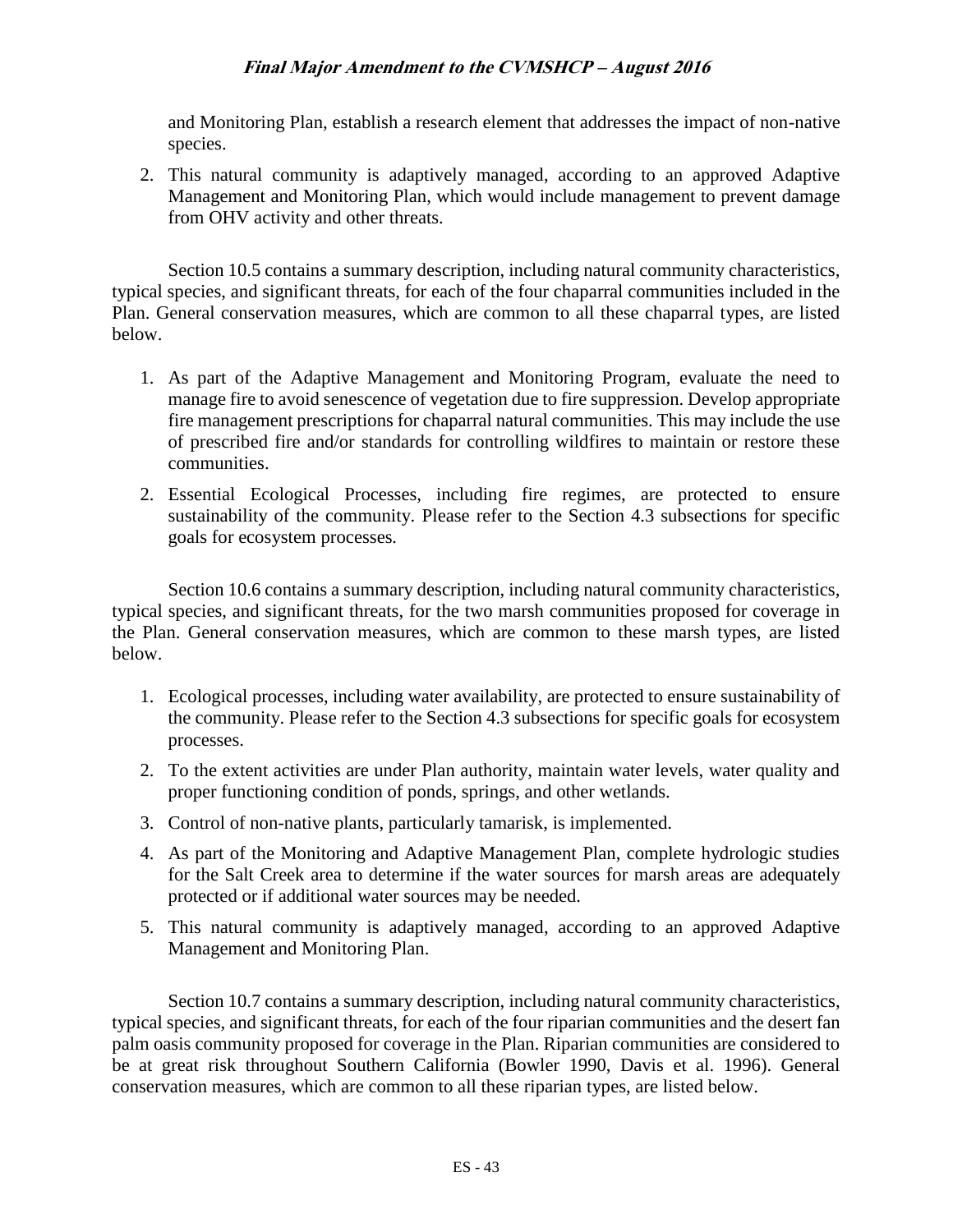and Monitoring Plan, establish a research element that addresses the impact of non-native species.

2. This natural community is adaptively managed, according to an approved Adaptive Management and Monitoring Plan, which would include management to prevent damage from OHV activity and other threats.

Section 10.5 contains a summary description, including natural community characteristics, typical species, and significant threats, for each of the four chaparral communities included in the Plan. General conservation measures, which are common to all these chaparral types, are listed below.

1. As part of the Adaptive Management and Monitoring Program, evaluate the need to manage fire to avoid senescence of vegetation due to fire suppression. Develop appropriate fire management prescriptions for chaparral natural communities. This may include the use of prescribed fire and/or standards for controlling wildfires to maintain or restore these communities.
2. Essential Ecological Processes, including fire regimes, are protected to ensure sustainability of the community. Please refer to the Section 4.3 subsections for specific goals for ecosystem processes.

Section 10.6 contains a summary description, including natural community characteristics, typical species, and significant threats, for the two marsh communities proposed for coverage in the Plan. General conservation measures, which are common to these marsh types, are listed below.

1. Ecological processes, including water availability, are protected to ensure sustainability of the community. Please refer to the Section 4.3 subsections for specific goals for ecosystem processes.
2. To the extent activities are under Plan authority, maintain water levels, water quality and proper functioning condition of ponds, springs, and other wetlands.
3. Control of non-native plants, particularly tamarisk, is implemented.
4. As part of the Monitoring and Adaptive Management Plan, complete hydrologic studies for the Salt Creek area to determine if the water sources for marsh areas are adequately protected or if additional water sources may be needed.
5. This natural community is adaptively managed, according to an approved Adaptive Management and Monitoring Plan.

Section 10.7 contains a summary description, including natural community characteristics, typical species, and significant threats, for each of the four riparian communities and the desert fan palm oasis community proposed for coverage in the Plan. Riparian communities are considered to be at great risk throughout Southern California (Bowler 1990, Davis et al. 1996). General conservation measures, which are common to all these riparian types, are listed below.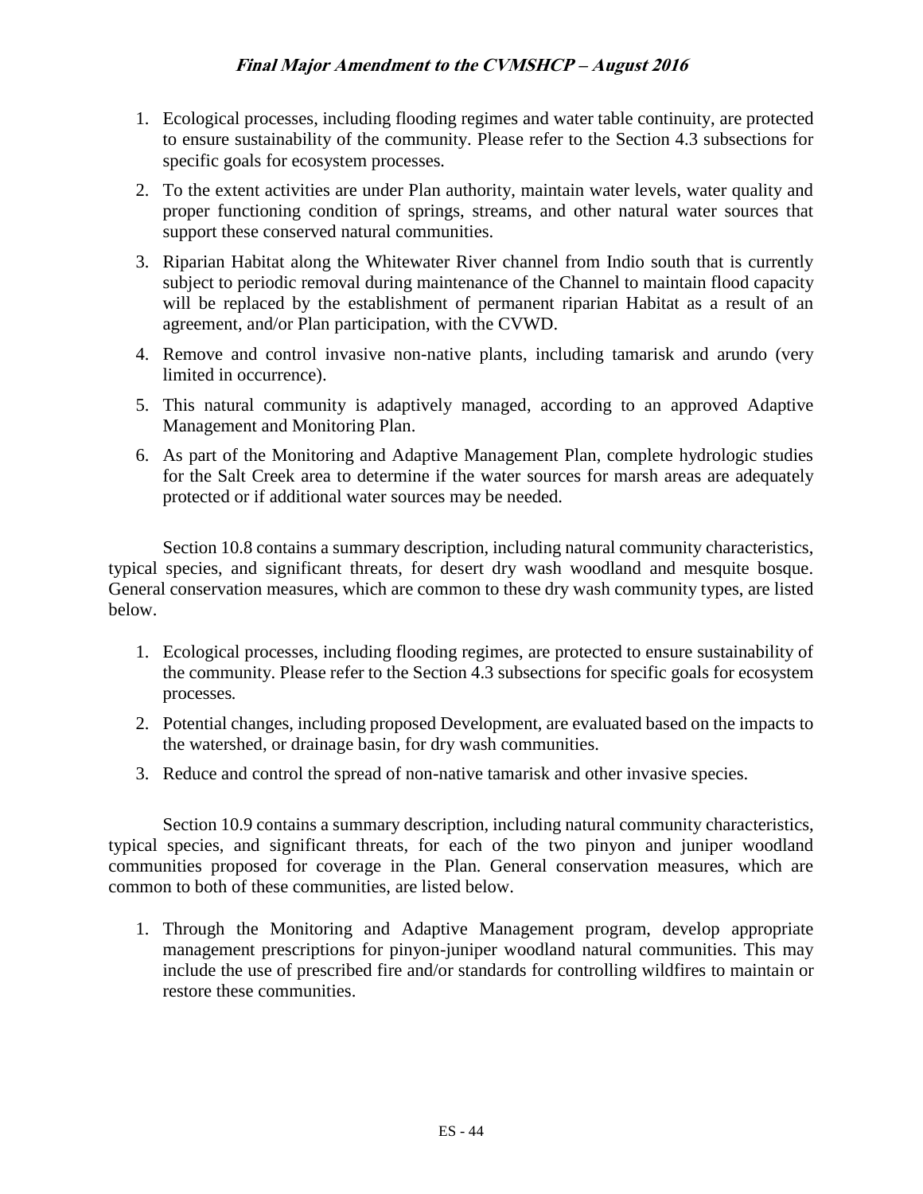1. Ecological processes, including flooding regimes and water table continuity, are protected to ensure sustainability of the community. Please refer to the Section 4.3 subsections for specific goals for ecosystem processes.
2. To the extent activities are under Plan authority, maintain water levels, water quality and proper functioning condition of springs, streams, and other natural water sources that support these conserved natural communities.
3. Riparian Habitat along the Whitewater River channel from Indio south that is currently subject to periodic removal during maintenance of the Channel to maintain flood capacity will be replaced by the establishment of permanent riparian Habitat as a result of an agreement, and/or Plan participation, with the CVWD.
4. Remove and control invasive non-native plants, including tamarisk and arundo (very limited in occurrence).
5. This natural community is adaptively managed, according to an approved Adaptive Management and Monitoring Plan.
6. As part of the Monitoring and Adaptive Management Plan, complete hydrologic studies for the Salt Creek area to determine if the water sources for marsh areas are adequately protected or if additional water sources may be needed.

Section 10.8 contains a summary description, including natural community characteristics, typical species, and significant threats, for desert dry wash woodland and mesquite bosque. General conservation measures, which are common to these dry wash community types, are listed below.

1. Ecological processes, including flooding regimes, are protected to ensure sustainability of the community. Please refer to the Section 4.3 subsections for specific goals for ecosystem processes.
2. Potential changes, including proposed Development, are evaluated based on the impacts to the watershed, or drainage basin, for dry wash communities.
3. Reduce and control the spread of non-native tamarisk and other invasive species.

Section 10.9 contains a summary description, including natural community characteristics, typical species, and significant threats, for each of the two pinyon and juniper woodland communities proposed for coverage in the Plan. General conservation measures, which are common to both of these communities, are listed below.

1. Through the Monitoring and Adaptive Management program, develop appropriate management prescriptions for pinyon-juniper woodland natural communities. This may include the use of prescribed fire and/or standards for controlling wildfires to maintain or restore these communities.